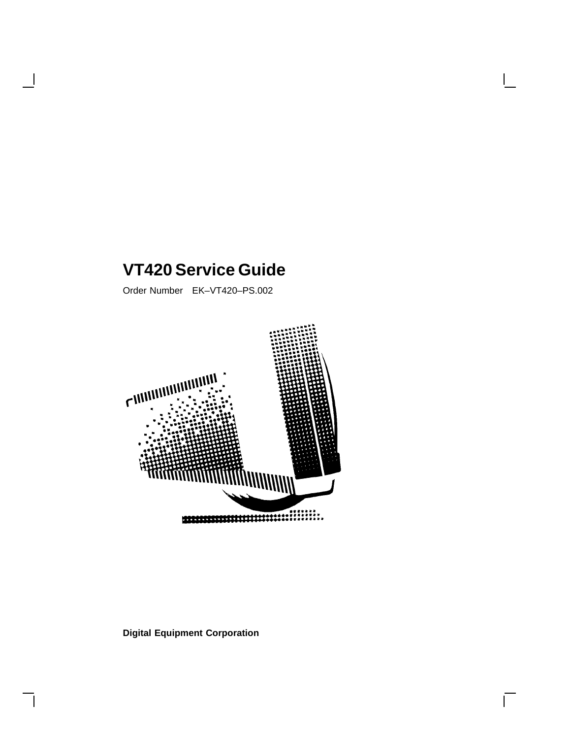# VT420 Service Guide

Order Number EK–VT420–PS.002

**Digital Equipment Corporation**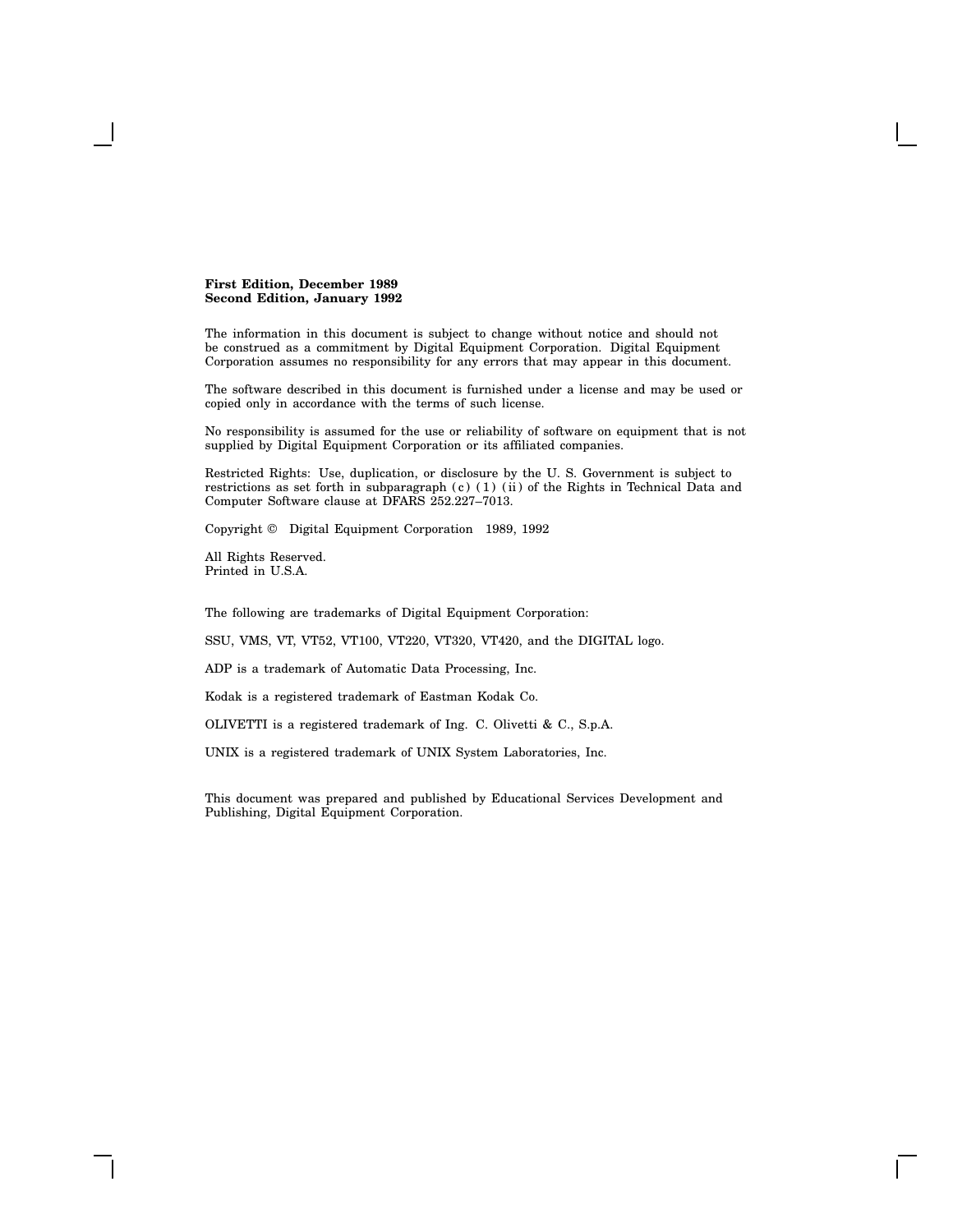**First Edition, December 1989**
**Second Edition, January 1992**

The information in this document is subject to change without notice and should not be construed as a commitment by Digital Equipment Corporation. Digital Equipment Corporation assumes no responsibility for any errors that may appear in this document.

The software described in this document is furnished under a license and may be used or copied only in accordance with the terms of such license.

No responsibility is assumed for the use or reliability of software on equipment that is not supplied by Digital Equipment Corporation or its affiliated companies.

Restricted Rights: Use, duplication, or disclosure by the U. S. Government is subject to restrictions as set forth in subparagraph (c) (1) (ii) of the Rights in Technical Data and Computer Software clause at DFARS 252.227–7013.

Copyright © Digital Equipment Corporation 1989, 1992

All Rights Reserved.
Printed in U.S.A.

The following are trademarks of Digital Equipment Corporation:

SSU, VMS, VT, VT52, VT100, VT220, VT320, VT420, and the DIGITAL logo.

ADP is a trademark of Automatic Data Processing, Inc.

Kodak is a registered trademark of Eastman Kodak Co.

OLIVETTI is a registered trademark of Ing. C. Olivetti & C., S.p.A.

UNIX is a registered trademark of UNIX System Laboratories, Inc.

This document was prepared and published by Educational Services Development and Publishing, Digital Equipment Corporation.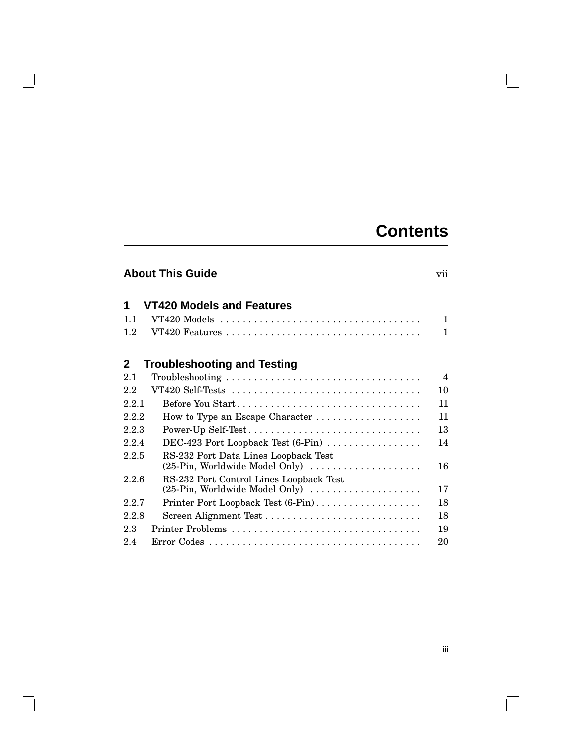# Contents

**About This Guide** vii

## 1 VT420 Models and Features

| | | |
|---|---|---|
| 1.1 | VT420 Models | 1 |
| 1.2 | VT420 Features | 1 |

## 2 Troubleshooting and Testing

| | | |
|---|---|---|
| 2.1 | Troubleshooting | 4 |
| 2.2 | VT420 Self-Tests | 10 |
| 2.2.1 | Before You Start | 11 |
| 2.2.2 | How to Type an Escape Character | 11 |
| 2.2.3 | Power-Up Self-Test | 13 |
| 2.2.4 | DEC-423 Port Loopback Test (6-Pin) | 14 |
| 2.2.5 | RS-232 Port Data Lines Loopback Test (25-Pin, Worldwide Model Only) | 16 |
| 2.2.6 | RS-232 Port Control Lines Loopback Test (25-Pin, Worldwide Model Only) | 17 |
| 2.2.7 | Printer Port Loopback Test (6-Pin) | 18 |
| 2.2.8 | Screen Alignment Test | 18 |
| 2.3 | Printer Problems | 19 |
| 2.4 | Error Codes | 20 |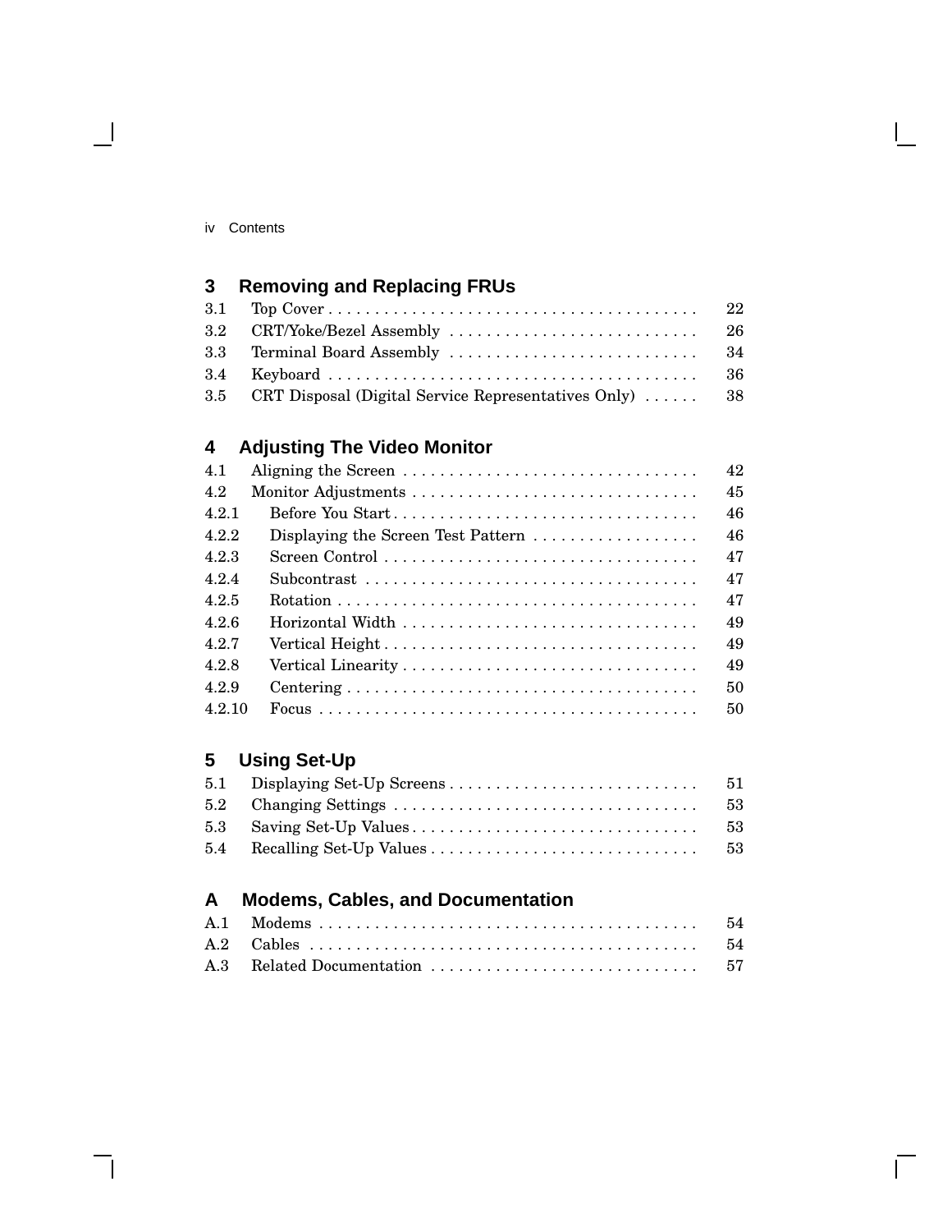## 3 Removing and Replacing FRUs

| | | |
|---|---|---|
| 3.1 | Top Cover | 22 |
| 3.2 | CRT/Yoke/Bezel Assembly | 26 |
| 3.3 | Terminal Board Assembly | 34 |
| 3.4 | Keyboard | 36 |
| 3.5 | CRT Disposal (Digital Service Representatives Only) | 38 |

## 4 Adjusting The Video Monitor

| | | |
|---|---|---|
| 4.1 | Aligning the Screen | 42 |
| 4.2 | Monitor Adjustments | 45 |
| 4.2.1 | Before You Start | 46 |
| 4.2.2 | Displaying the Screen Test Pattern | 46 |
| 4.2.3 | Screen Control | 47 |
| 4.2.4 | Subcontrast | 47 |
| 4.2.5 | Rotation | 47 |
| 4.2.6 | Horizontal Width | 49 |
| 4.2.7 | Vertical Height | 49 |
| 4.2.8 | Vertical Linearity | 49 |
| 4.2.9 | Centering | 50 |
| 4.2.10 | Focus | 50 |

## 5 Using Set-Up

| | | |
|---|---|---|
| 5.1 | Displaying Set-Up Screens | 51 |
| 5.2 | Changing Settings | 53 |
| 5.3 | Saving Set-Up Values | 53 |
| 5.4 | Recalling Set-Up Values | 53 |

## A Modems, Cables, and Documentation

| | | |
|---|---|---|
| A.1 | Modems | 54 |
| A.2 | Cables | 54 |
| A.3 | Related Documentation | 57 |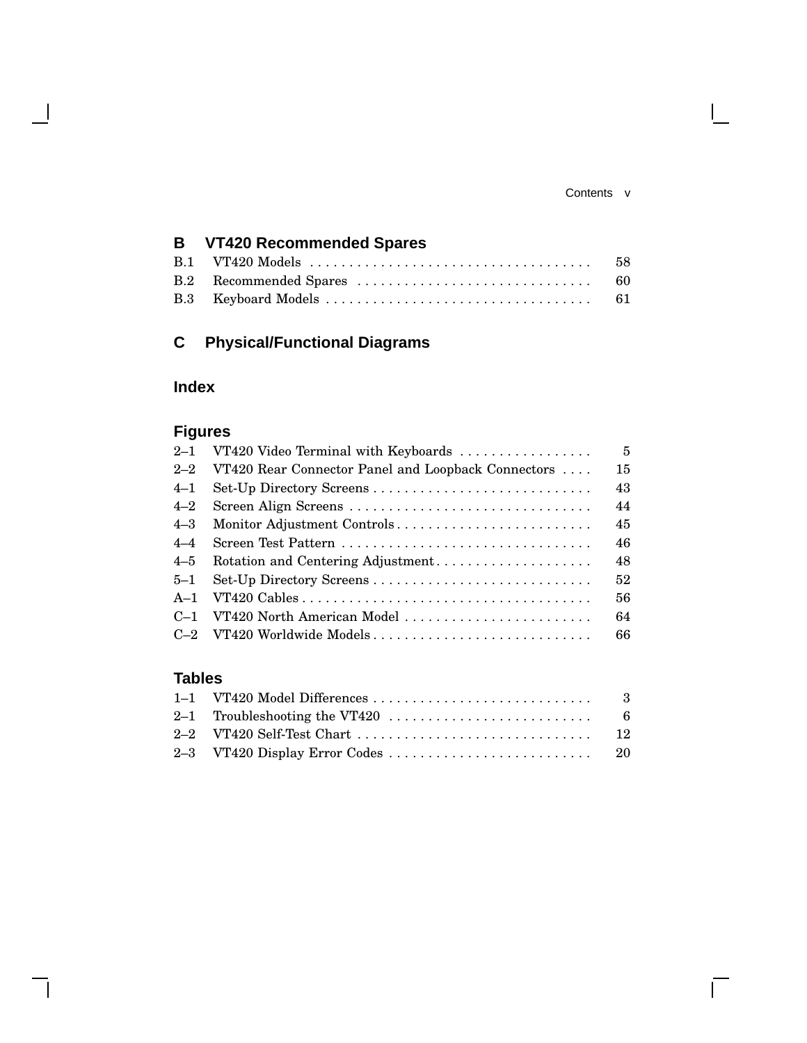## B VT420 Recommended Spares

| | | |
|---|---|---|
| B.1 | VT420 Models | 58 |
| B.2 | Recommended Spares | 60 |
| B.3 | Keyboard Models | 61 |

## C Physical/Functional Diagrams

## Index

## Figures

| | | |
|---|---|---|
| 2–1 | VT420 Video Terminal with Keyboards | 5 |
| 2–2 | VT420 Rear Connector Panel and Loopback Connectors | 15 |
| 4–1 | Set-Up Directory Screens | 43 |
| 4–2 | Screen Align Screens | 44 |
| 4–3 | Monitor Adjustment Controls | 45 |
| 4–4 | Screen Test Pattern | 46 |
| 4–5 | Rotation and Centering Adjustment | 48 |
| 5–1 | Set-Up Directory Screens | 52 |
| A–1 | VT420 Cables | 56 |
| C–1 | VT420 North American Model | 64 |
| C–2 | VT420 Worldwide Models | 66 |

## Tables

| | | |
|---|---|---|
| 1–1 | VT420 Model Differences | 3 |
| 2–1 | Troubleshooting the VT420 | 6 |
| 2–2 | VT420 Self-Test Chart | 12 |
| 2–3 | VT420 Display Error Codes | 20 |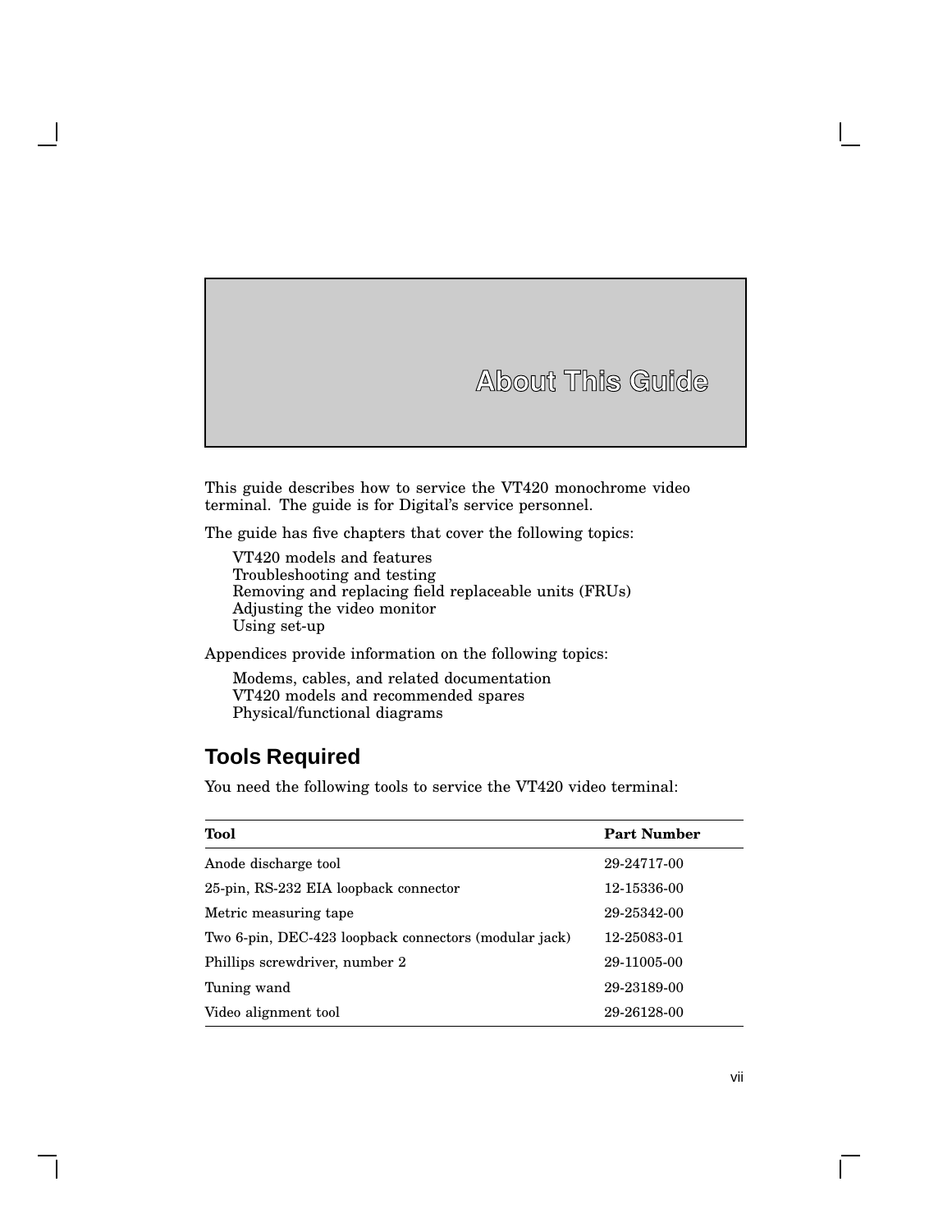# About This Guide

This guide describes how to service the VT420 monochrome video terminal. The guide is for Digital's service personnel.

The guide has five chapters that cover the following topics:

- VT420 models and features
- Troubleshooting and testing
- Removing and replacing field replaceable units (FRUs)
- Adjusting the video monitor
- Using set-up

Appendices provide information on the following topics:

- Modems, cables, and related documentation
- VT420 models and recommended spares
- Physical/functional diagrams

## Tools Required

You need the following tools to service the VT420 video terminal:

| Tool | Part Number |
|---|---|
| Anode discharge tool | 29-24717-00 |
| 25-pin, RS-232 EIA loopback connector | 12-15336-00 |
| Metric measuring tape | 29-25342-00 |
| Two 6-pin, DEC-423 loopback connectors (modular jack) | 12-25083-01 |
| Phillips screwdriver, number 2 | 29-11005-00 |
| Tuning wand | 29-23189-00 |
| Video alignment tool | 29-26128-00 |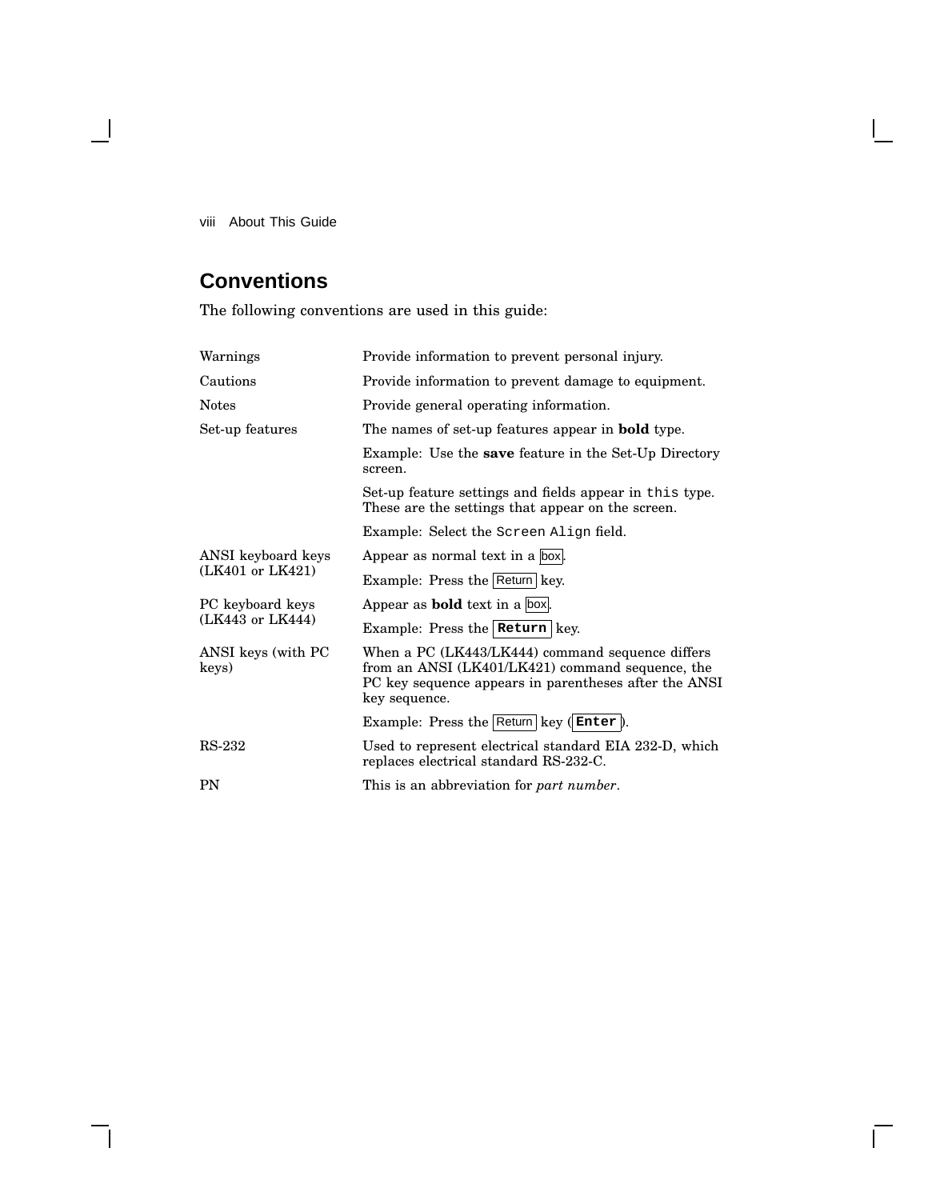## Conventions

The following conventions are used in this guide:

| | |
|---|---|
| Warnings | Provide information to prevent personal injury. |
| Cautions | Provide information to prevent damage to equipment. |
| Notes | Provide general operating information. |
| Set-up features | The names of set-up features appear in **bold** type. |
| | Example: Use the **save** feature in the Set-Up Directory screen. |
| | Set-up feature settings and fields appear in `this` type. These are the settings that appear on the screen. |
| | Example: Select the `Screen Align` field. |
| ANSI keyboard keys (LK401 or LK421) | Appear as normal text in a box. |
| | Example: Press the Return key. |
| PC keyboard keys (LK443 or LK444) | Appear as **bold** text in a box. |
| | Example: Press the **Return** key. |
| ANSI keys (with PC keys) | When a PC (LK443/LK444) command sequence differs from an ANSI (LK401/LK421) command sequence, the PC key sequence appears in parentheses after the ANSI key sequence. |
| | Example: Press the Return key (**Enter**). |
| RS-232 | Used to represent electrical standard EIA 232-D, which replaces electrical standard RS-232-C. |
| PN | This is an abbreviation for *part number*. |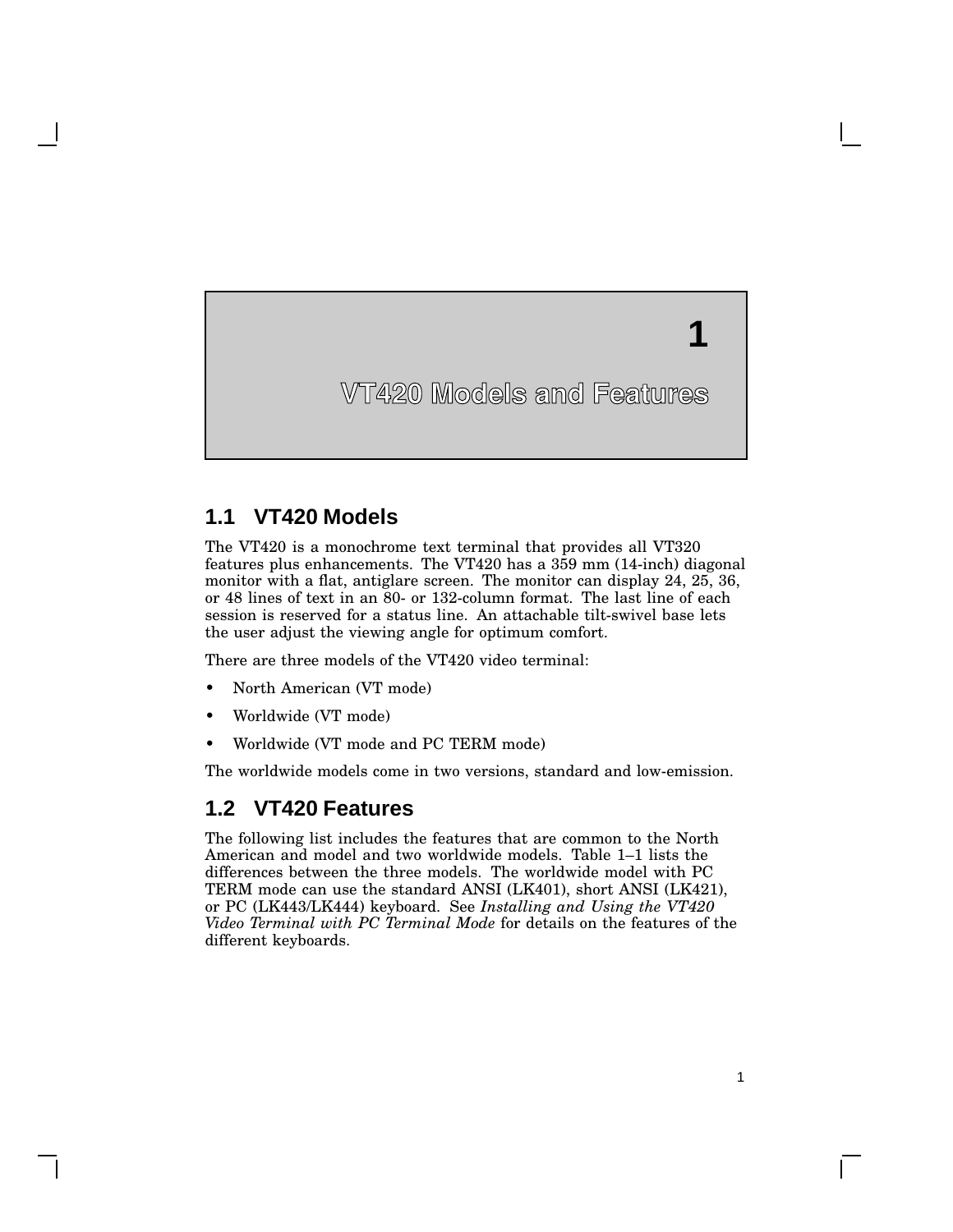# 1 VT420 Models and Features

## 1.1 VT420 Models

The VT420 is a monochrome text terminal that provides all VT320 features plus enhancements. The VT420 has a 359 mm (14-inch) diagonal monitor with a flat, antiglare screen. The monitor can display 24, 25, 36, or 48 lines of text in an 80- or 132-column format. The last line of each session is reserved for a status line. An attachable tilt-swivel base lets the user adjust the viewing angle for optimum comfort.

There are three models of the VT420 video terminal:

- North American (VT mode)
- Worldwide (VT mode)
- Worldwide (VT mode and PC TERM mode)

The worldwide models come in two versions, standard and low-emission.

## 1.2 VT420 Features

The following list includes the features that are common to the North American and model and two worldwide models. Table 1–1 lists the differences between the three models. The worldwide model with PC TERM mode can use the standard ANSI (LK401), short ANSI (LK421), or PC (LK443/LK444) keyboard. See *Installing and Using the VT420 Video Terminal with PC Terminal Mode* for details on the features of the different keyboards.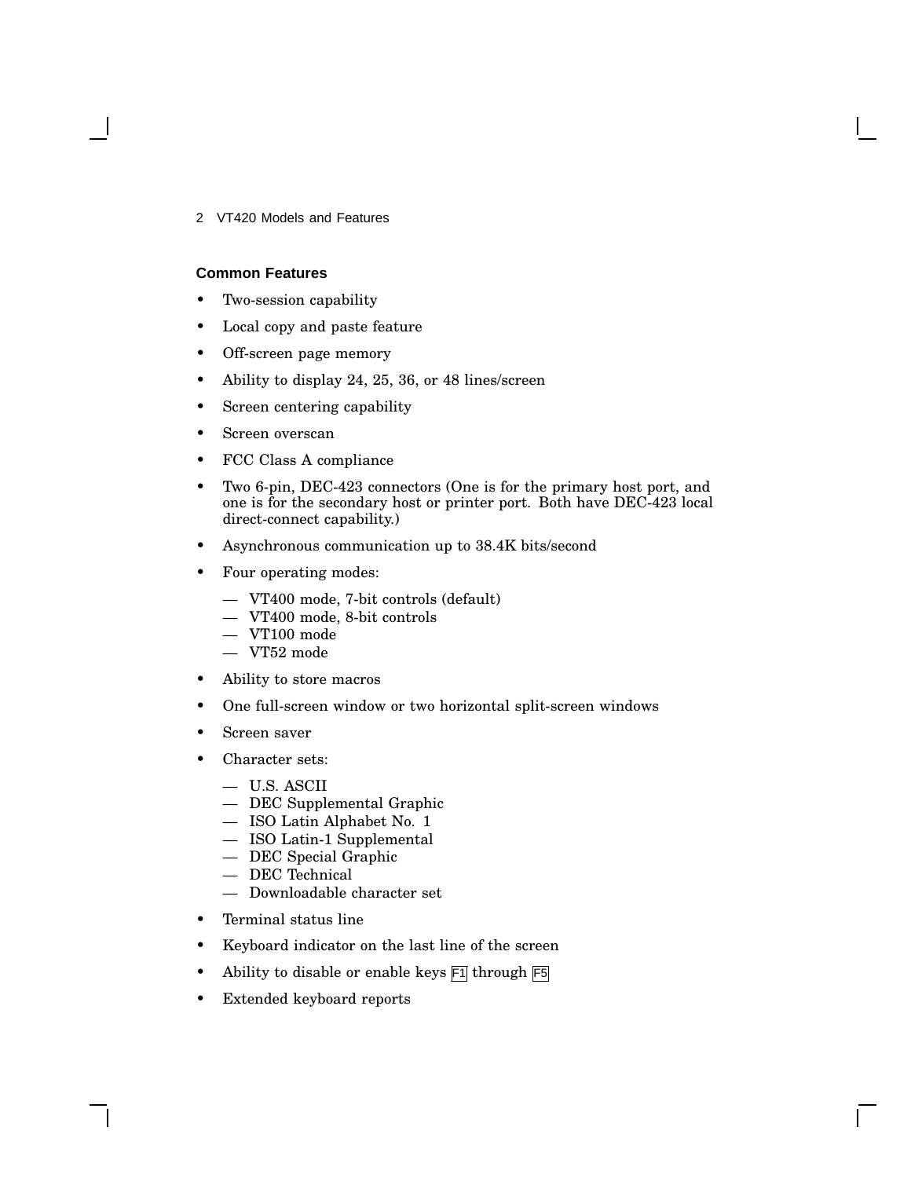### Common Features

- Two-session capability
- Local copy and paste feature
- Off-screen page memory
- Ability to display 24, 25, 36, or 48 lines/screen
- Screen centering capability
- Screen overscan
- FCC Class A compliance
- Two 6-pin, DEC-423 connectors (One is for the primary host port, and one is for the secondary host or printer port. Both have DEC-423 local direct-connect capability.)
- Asynchronous communication up to 38.4K bits/second
- Four operating modes:
  - VT400 mode, 7-bit controls (default)
  - VT400 mode, 8-bit controls
  - VT100 mode
  - VT52 mode
- Ability to store macros
- One full-screen window or two horizontal split-screen windows
- Screen saver
- Character sets:
  - U.S. ASCII
  - DEC Supplemental Graphic
  - ISO Latin Alphabet No. 1
  - ISO Latin-1 Supplemental
  - DEC Special Graphic
  - DEC Technical
  - Downloadable character set
- Terminal status line
- Keyboard indicator on the last line of the screen
- Ability to disable or enable keys F1 through F5
- Extended keyboard reports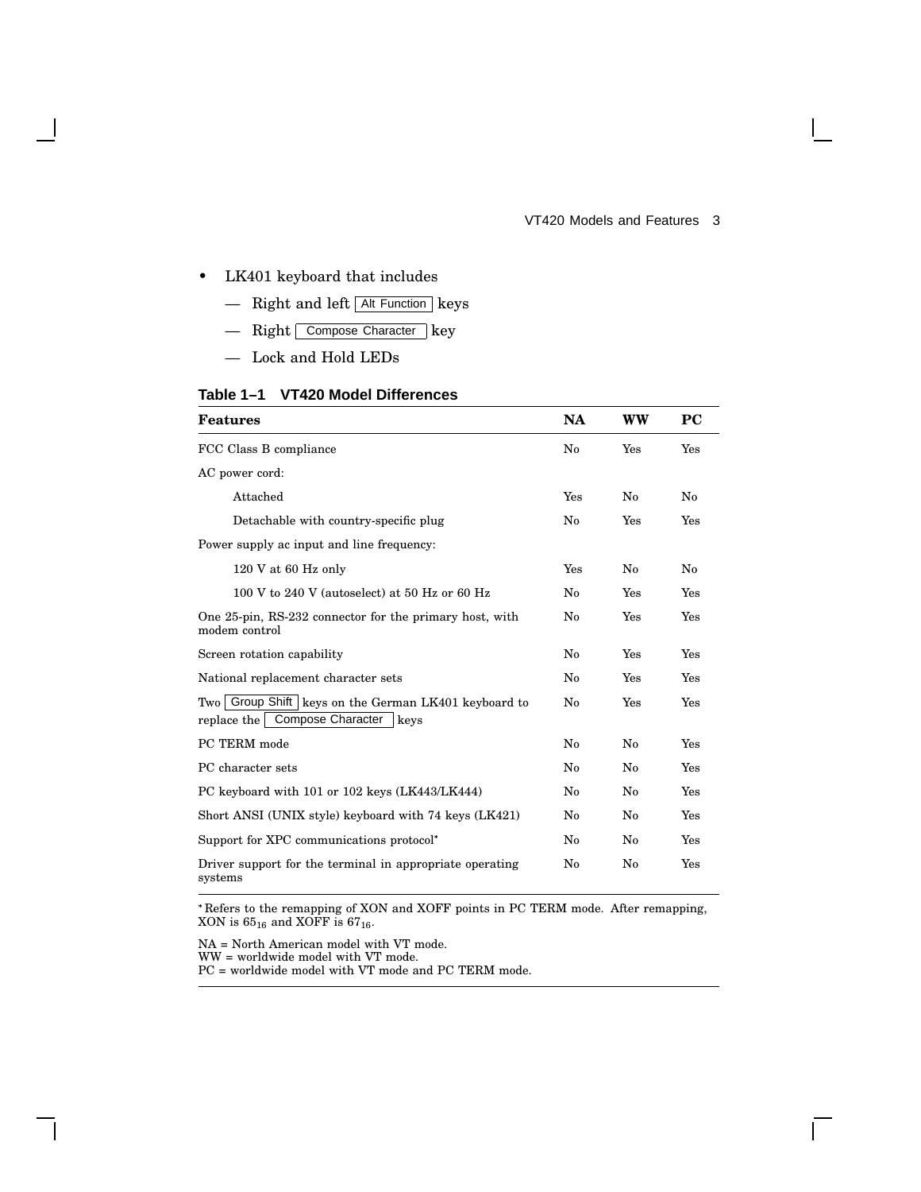- LK401 keyboard that includes
  - Right and left Alt Function keys
  - Right Compose Character key
  - Lock and Hold LEDs

**Table 1–1 VT420 Model Differences**

| Features | NA | WW | PC |
|---|---|---|---|
| FCC Class B compliance | No | Yes | Yes |
| AC power cord: | | | |
| Attached | Yes | No | No |
| Detachable with country-specific plug | No | Yes | Yes |
| Power supply ac input and line frequency: | | | |
| 120 V at 60 Hz only | Yes | No | No |
| 100 V to 240 V (autoselect) at 50 Hz or 60 Hz | No | Yes | Yes |
| One 25-pin, RS-232 connector for the primary host, with modem control | No | Yes | Yes |
| Screen rotation capability | No | Yes | Yes |
| National replacement character sets | No | Yes | Yes |
| Two Group Shift keys on the German LK401 keyboard to replace the Compose Character keys | No | Yes | Yes |
| PC TERM mode | No | No | Yes |
| PC character sets | No | No | Yes |
| PC keyboard with 101 or 102 keys (LK443/LK444) | No | No | Yes |
| Short ANSI (UNIX style) keyboard with 74 keys (LK421) | No | No | Yes |
| Support for XPC communications protocol* | No | No | Yes |
| Driver support for the terminal in appropriate operating systems | No | No | Yes |

*Refers to the remapping of XON and XOFF points in PC TERM mode. After remapping, XON is $65_{16}$ and XOFF is $67_{16}$.

NA = North American model with VT mode.
WW = worldwide model with VT mode.
PC = worldwide model with VT mode and PC TERM mode.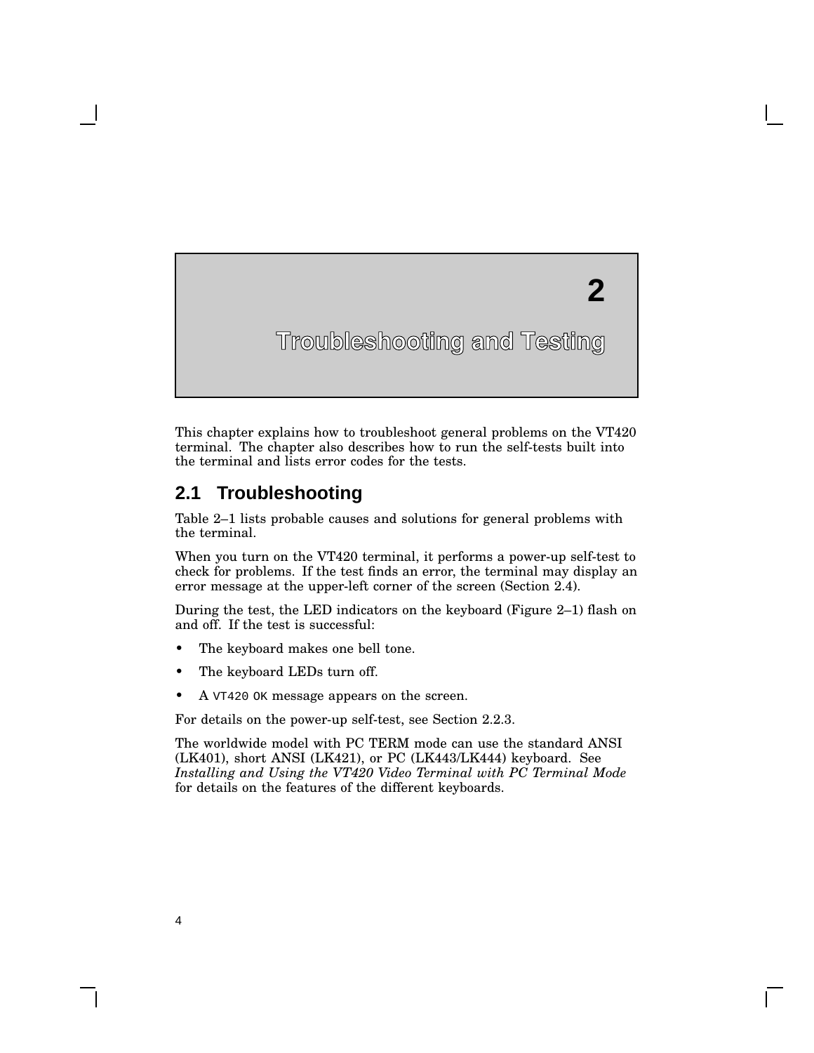# 2 Troubleshooting and Testing

This chapter explains how to troubleshoot general problems on the VT420 terminal. The chapter also describes how to run the self-tests built into the terminal and lists error codes for the tests.

## 2.1 Troubleshooting

Table 2–1 lists probable causes and solutions for general problems with the terminal.

When you turn on the VT420 terminal, it performs a power-up self-test to check for problems. If the test finds an error, the terminal may display an error message at the upper-left corner of the screen (Section 2.4).

During the test, the LED indicators on the keyboard (Figure 2–1) flash on and off. If the test is successful:

- The keyboard makes one bell tone.
- The keyboard LEDs turn off.
- A `VT420 OK` message appears on the screen.

For details on the power-up self-test, see Section 2.2.3.

The worldwide model with PC TERM mode can use the standard ANSI (LK401), short ANSI (LK421), or PC (LK443/LK444) keyboard. See *Installing and Using the VT420 Video Terminal with PC Terminal Mode* for details on the features of the different keyboards.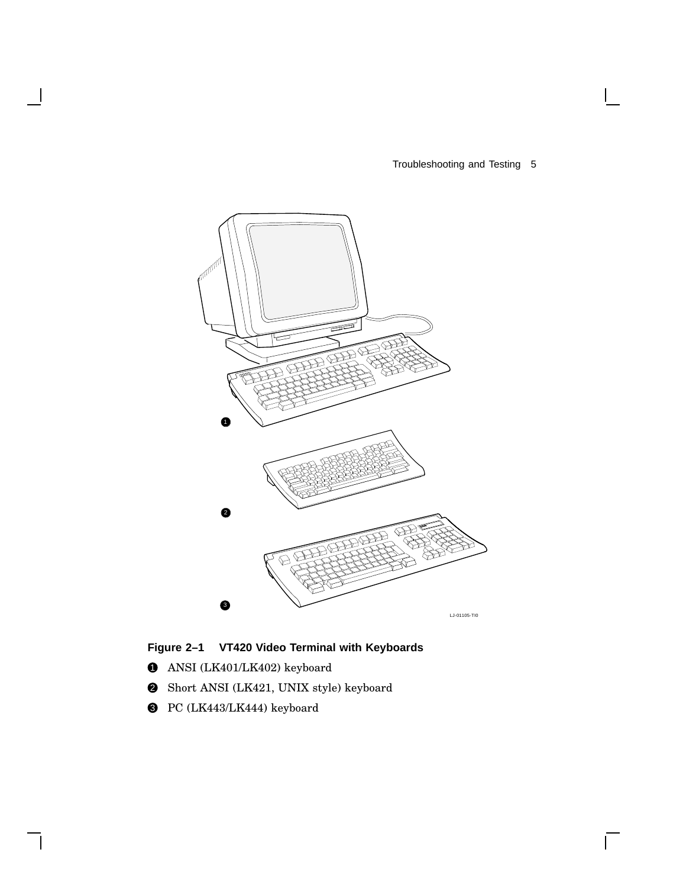**Figure 2–1 VT420 Video Terminal with Keyboards**

1. ANSI (LK401/LK402) keyboard
2. Short ANSI (LK421, UNIX style) keyboard
3. PC (LK443/LK444) keyboard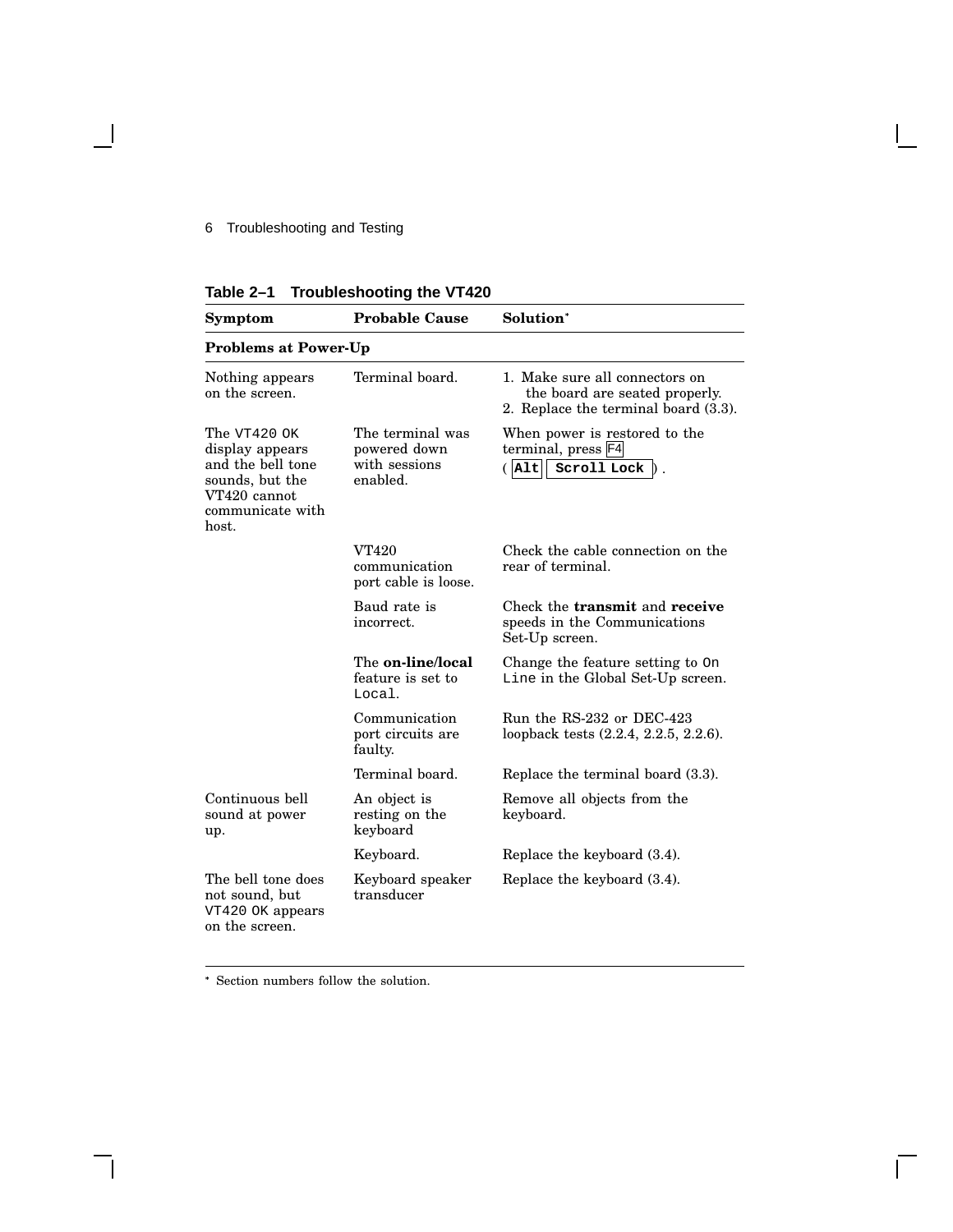**Table 2–1 Troubleshooting the VT420**

| Symptom | Probable Cause | Solution* |
|---|---|---|
| **Problems at Power-Up** | | |
| Nothing appears on the screen. | Terminal board. | 1. Make sure all connectors on the board are seated properly.<br>2. Replace the terminal board (3.3). |
| The VT420 OK display appears and the bell tone sounds, but the VT420 cannot communicate with host. | The terminal was powered down with sessions enabled. | When power is restored to the terminal, press F4 ( Alt Scroll Lock ). |
| | VT420 communication port cable is loose. | Check the cable connection on the rear of terminal. |
| | Baud rate is incorrect. | Check the **transmit** and **receive** speeds in the Communications Set-Up screen. |
| | The **on-line/local** feature is set to Local. | Change the feature setting to On Line in the Global Set-Up screen. |
| | Communication port circuits are faulty. | Run the RS-232 or DEC-423 loopback tests (2.2.4, 2.2.5, 2.2.6). |
| | Terminal board. | Replace the terminal board (3.3). |
| Continuous bell sound at power up. | An object is resting on the keyboard | Remove all objects from the keyboard. |
| | Keyboard. | Replace the keyboard (3.4). |
| The bell tone does not sound, but VT420 OK appears on the screen. | Keyboard speaker transducer | Replace the keyboard (3.4). |

* Section numbers follow the solution.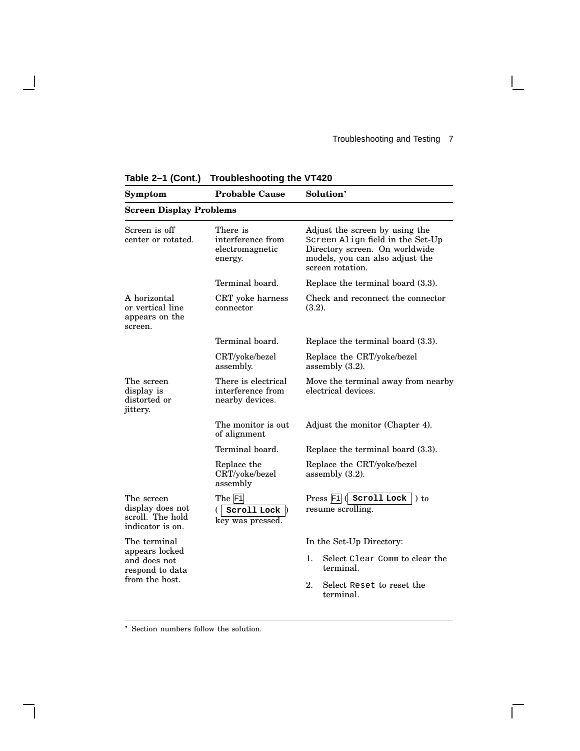**Table 2–1 (Cont.) Troubleshooting the VT420**

| Symptom | Probable Cause | Solution* |
|---|---|---|
| **Screen Display Problems** | | |
| Screen is off center or rotated. | There is interference from electromagnetic energy. | Adjust the screen by using the `Screen Align` field in the Set-Up Directory screen. On worldwide models, you can also adjust the screen rotation. |
| | Terminal board. | Replace the terminal board (3.3). |
| A horizontal or vertical line appears on the screen. | CRT yoke harness connector | Check and reconnect the connector (3.2). |
| | Terminal board. | Replace the terminal board (3.3). |
| | CRT/yoke/bezel assembly. | Replace the CRT/yoke/bezel assembly (3.2). |
| The screen display is distorted or jittery. | There is electrical interference from nearby devices. | Move the terminal away from nearby electrical devices. |
| | The monitor is out of alignment | Adjust the monitor (Chapter 4). |
| | Terminal board. | Replace the terminal board (3.3). |
| | Replace the CRT/yoke/bezel assembly | Replace the CRT/yoke/bezel assembly (3.2). |
| The screen display does not scroll. The hold indicator is on. | The F1 ( **Scroll Lock** ) key was pressed. | Press F1 ( **Scroll Lock** ) to resume scrolling. |
| The terminal appears locked and does not respond to data from the host. | | In the Set-Up Directory: 1. Select `Clear Comm` to clear the terminal. 2. Select `Reset` to reset the terminal. |

\* Section numbers follow the solution.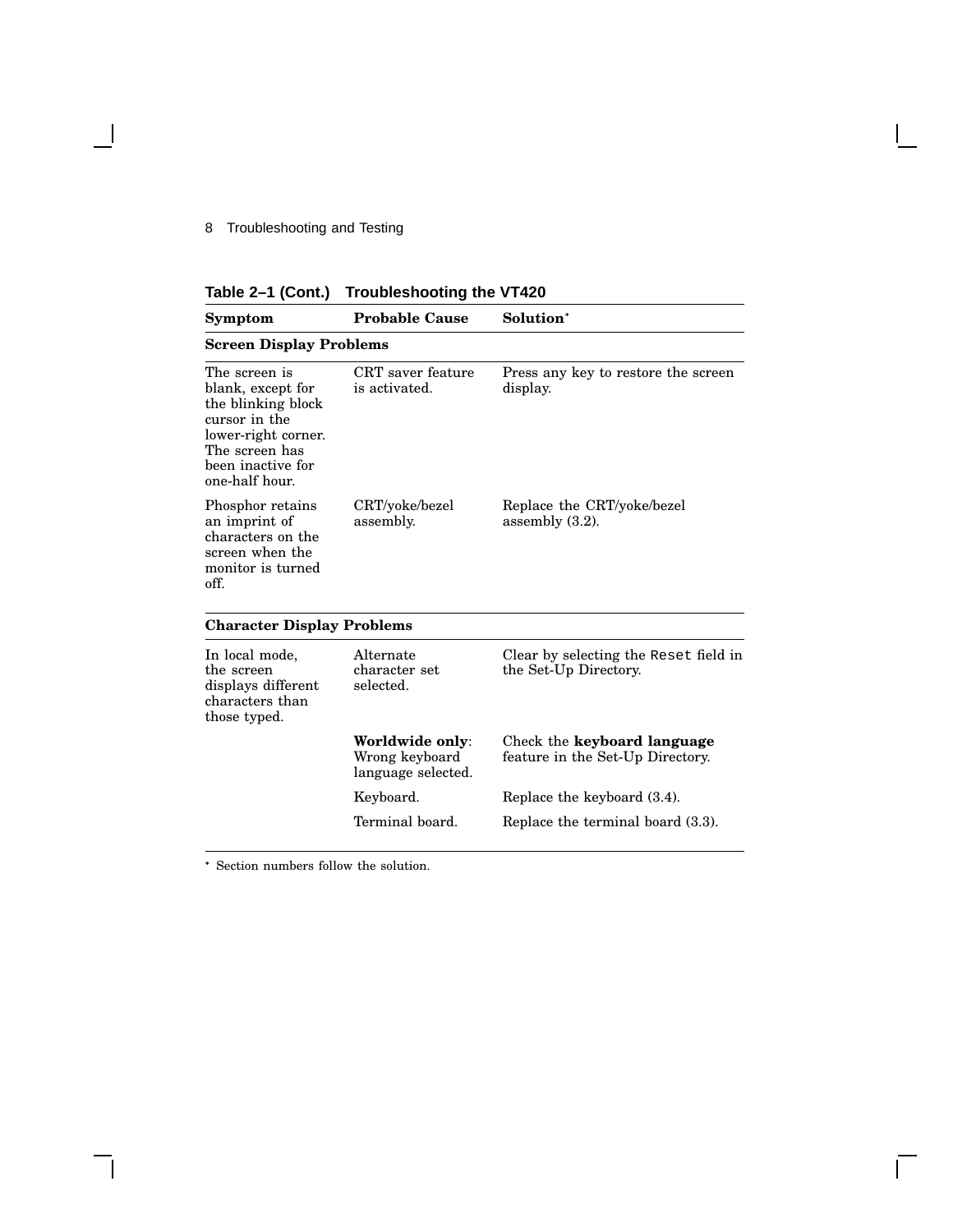**Table 2–1 (Cont.) Troubleshooting the VT420**

| Symptom | Probable Cause | Solution* |
|---|---|---|
| **Screen Display Problems** | | |
| The screen is blank, except for the blinking block cursor in the lower-right corner. The screen has been inactive for one-half hour. | CRT saver feature is activated. | Press any key to restore the screen display. |
| Phosphor retains an imprint of characters on the screen when the monitor is turned off. | CRT/yoke/bezel assembly. | Replace the CRT/yoke/bezel assembly (3.2). |
| **Character Display Problems** | | |
| In local mode, the screen displays different characters than those typed. | Alternate character set selected. | Clear by selecting the `Reset` field in the Set-Up Directory. |
| | **Worldwide only**: Wrong keyboard language selected. | Check the **keyboard language** feature in the Set-Up Directory. |
| | Keyboard. | Replace the keyboard (3.4). |
| | Terminal board. | Replace the terminal board (3.3). |

* Section numbers follow the solution.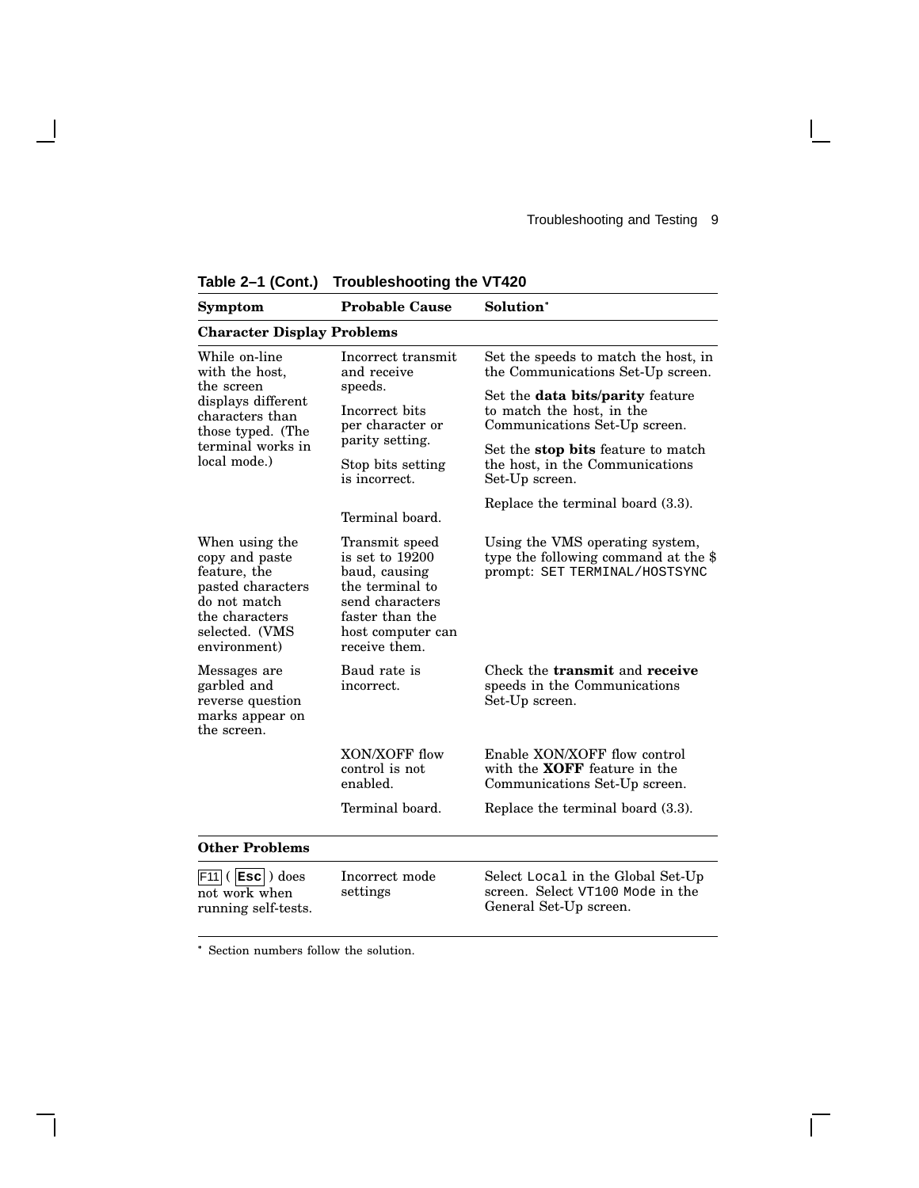**Table 2–1 (Cont.) Troubleshooting the VT420**

| Symptom | Probable Cause | Solution* |
|---|---|---|
| **Character Display Problems** | | |
| While on-line with the host, the screen displays different characters than those typed. (The terminal works in local mode.) | Incorrect transmit and receive speeds. | Set the speeds to match the host, in the Communications Set-Up screen. |
| | Incorrect bits per character or parity setting. | Set the **data bits/parity** feature to match the host, in the Communications Set-Up screen. |
| | Stop bits setting is incorrect. | Set the **stop bits** feature to match the host, in the Communications Set-Up screen. |
| | Terminal board. | Replace the terminal board (3.3). |
| When using the copy and paste feature, the pasted characters do not match the characters selected. (VMS environment) | Transmit speed is set to 19200 baud, causing the terminal to send characters faster than the host computer can receive them. | Using the VMS operating system, type the following command at the $ prompt: `SET TERMINAL/HOSTSYNC` |
| Messages are garbled and reverse question marks appear on the screen. | Baud rate is incorrect. | Check the **transmit** and **receive** speeds in the Communications Set-Up screen. |
| | XON/XOFF flow control is not enabled. | Enable XON/XOFF flow control with the **XOFF** feature in the Communications Set-Up screen. |
| | Terminal board. | Replace the terminal board (3.3). |
| **Other Problems** | | |
| F11 ( **Esc** ) does not work when running self-tests. | Incorrect mode settings | Select `Local` in the Global Set-Up screen. Select `VT100 Mode` in the General Set-Up screen. |

* Section numbers follow the solution.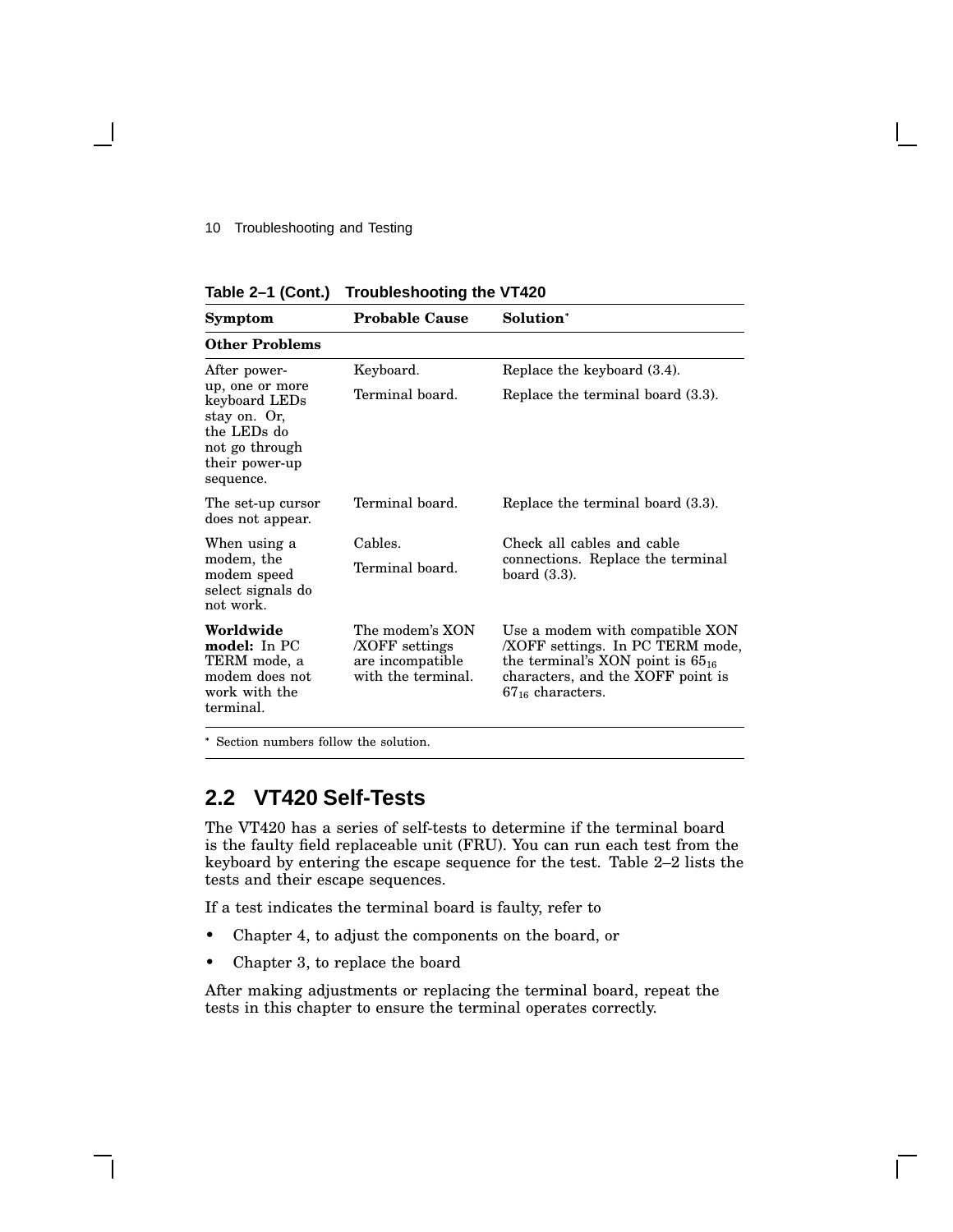**Table 2–1 (Cont.) Troubleshooting the VT420**

| Symptom | Probable Cause | Solution* |
|---|---|---|
| **Other Problems** | | |
| After power-up, one or more keyboard LEDs stay on. Or, the LEDs do not go through their power-up sequence. | Keyboard. | Replace the keyboard (3.4). |
| | Terminal board. | Replace the terminal board (3.3). |
| The set-up cursor does not appear. | Terminal board. | Replace the terminal board (3.3). |
| When using a modem, the modem speed select signals do not work. | Cables. Terminal board. | Check all cables and cable connections. Replace the terminal board (3.3). |
| **Worldwide model:** In PC TERM mode, a modem does not work with the terminal. | The modem's XON /XOFF settings are incompatible with the terminal. | Use a modem with compatible XON /XOFF settings. In PC TERM mode, the terminal's XON point is $65_{16}$ characters, and the XOFF point is $67_{16}$ characters. |

* Section numbers follow the solution.

## 2.2 VT420 Self-Tests

The VT420 has a series of self-tests to determine if the terminal board is the faulty field replaceable unit (FRU). You can run each test from the keyboard by entering the escape sequence for the test. Table 2–2 lists the tests and their escape sequences.

If a test indicates the terminal board is faulty, refer to

- Chapter 4, to adjust the components on the board, or
- Chapter 3, to replace the board

After making adjustments or replacing the terminal board, repeat the tests in this chapter to ensure the terminal operates correctly.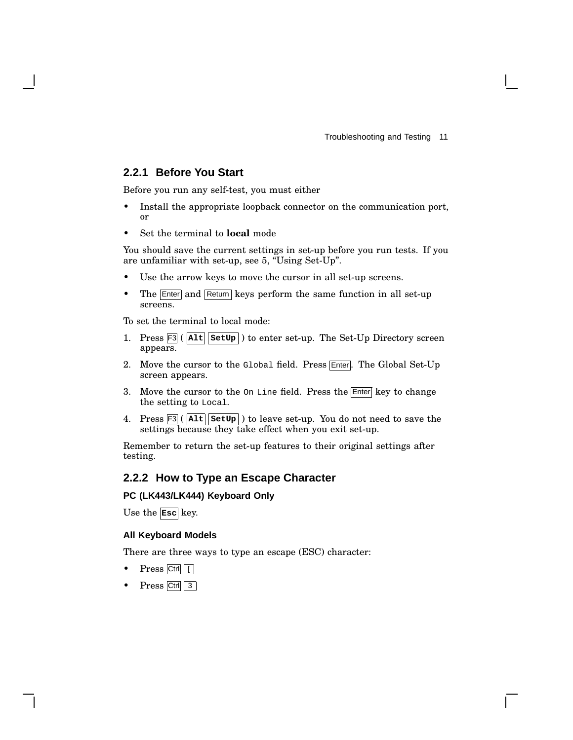### 2.2.1 Before You Start

Before you run any self-test, you must either

- Install the appropriate loopback connector on the communication port, or
- Set the terminal to **local** mode

You should save the current settings in set-up before you run tests. If you are unfamiliar with set-up, see 5, “Using Set-Up”.

- Use the arrow keys to move the cursor in all set-up screens.
- The Enter and Return keys perform the same function in all set-up screens.

To set the terminal to local mode:

1. Press F3 ( **Alt** **SetUp** ) to enter set-up. The Set-Up Directory screen appears.
2. Move the cursor to the `Global` field. Press Enter. The Global Set-Up screen appears.
3. Move the cursor to the `On Line` field. Press the Enter key to change the setting to `Local`.
4. Press F3 ( **Alt** **SetUp** ) to leave set-up. You do not need to save the settings because they take effect when you exit set-up.

Remember to return the set-up features to their original settings after testing.

### 2.2.2 How to Type an Escape Character

#### PC (LK443/LK444) Keyboard Only

Use the **Esc** key.

#### All Keyboard Models

There are three ways to type an escape (ESC) character:

- Press Ctrl [
- Press Ctrl 3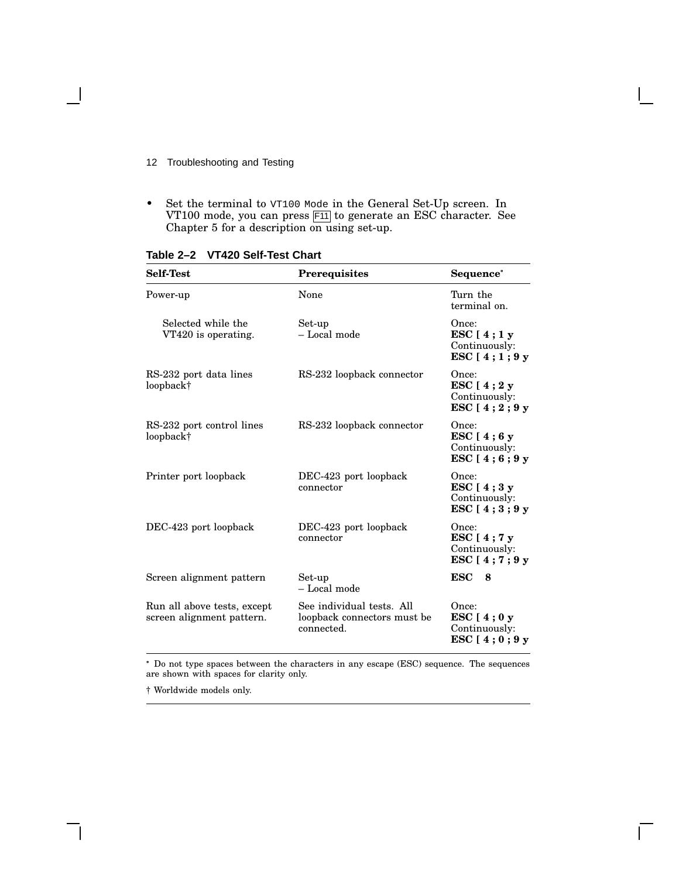- Set the terminal to `VT100 Mode` in the General Set-Up screen. In VT100 mode, you can press F11 to generate an ESC character. See Chapter 5 for a description on using set-up.

**Table 2–2 VT420 Self-Test Chart**

| Self-Test | Prerequisites | Sequence* |
|---|---|---|
| Power-up | None | Turn the terminal on. |
| Selected while the VT420 is operating. | Set-up – Local mode | Once: **ESC [ 4 ; 1 y** Continuously: **ESC [ 4 ; 1 ; 9 y** |
| RS-232 port data lines loopback† | RS-232 loopback connector | Once: **ESC [ 4 ; 2 y** Continuously: **ESC [ 4 ; 2 ; 9 y** |
| RS-232 port control lines loopback† | RS-232 loopback connector | Once: **ESC [ 4 ; 6 y** Continuously: **ESC [ 4 ; 6 ; 9 y** |
| Printer port loopback | DEC-423 port loopback connector | Once: **ESC [ 4 ; 3 y** Continuously: **ESC [ 4 ; 3 ; 9 y** |
| DEC-423 port loopback | DEC-423 port loopback connector | Once: **ESC [ 4 ; 7 y** Continuously: **ESC [ 4 ; 7 ; 9 y** |
| Screen alignment pattern | Set-up – Local mode | **ESC 8** |
| Run all above tests, except screen alignment pattern. | See individual tests. All loopback connectors must be connected. | Once: **ESC [ 4 ; 0 y** Continuously: **ESC [ 4 ; 0 ; 9 y** |

* Do not type spaces between the characters in any escape (ESC) sequence. The sequences are shown with spaces for clarity only.

† Worldwide models only.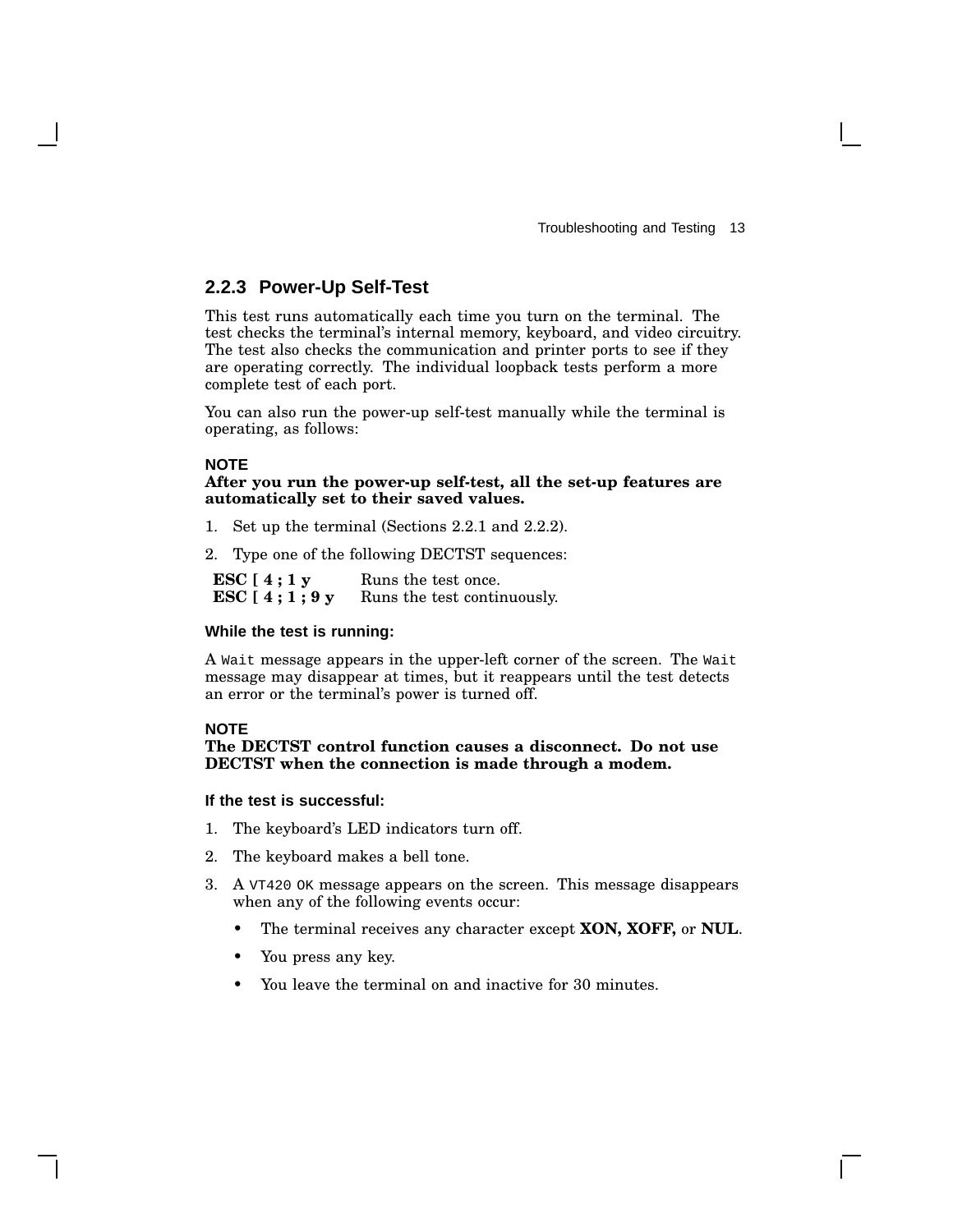### 2.2.3 Power-Up Self-Test

This test runs automatically each time you turn on the terminal. The test checks the terminal's internal memory, keyboard, and video circuitry. The test also checks the communication and printer ports to see if they are operating correctly. The individual loopback tests perform a more complete test of each port.

You can also run the power-up self-test manually while the terminal is operating, as follows:

**NOTE**
**After you run the power-up self-test, all the set-up features are automatically set to their saved values.**

1. Set up the terminal (Sections 2.2.1 and 2.2.2).
2. Type one of the following DECTST sequences:

| | |
|---|---|
| **ESC [ 4 ; 1 y** | Runs the test once. |
| **ESC [ 4 ; 1 ; 9 y** | Runs the test continuously. |

**While the test is running:**

A `Wait` message appears in the upper-left corner of the screen. The `Wait` message may disappear at times, but it reappears until the test detects an error or the terminal's power is turned off.

**NOTE**
**The DECTST control function causes a disconnect. Do not use DECTST when the connection is made through a modem.**

**If the test is successful:**

1. The keyboard's LED indicators turn off.
2. The keyboard makes a bell tone.
3. A `VT420 OK` message appears on the screen. This message disappears when any of the following events occur:
   - The terminal receives any character except **XON, XOFF,** or **NUL**.
   - You press any key.
   - You leave the terminal on and inactive for 30 minutes.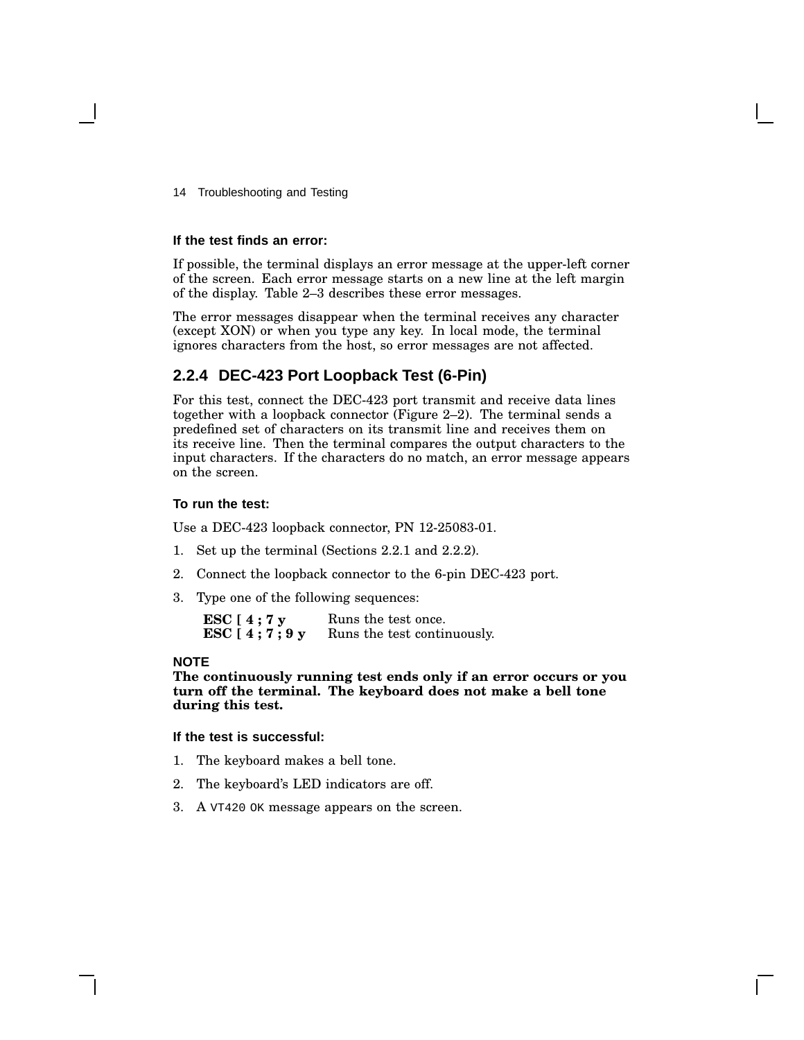**If the test finds an error:**

If possible, the terminal displays an error message at the upper-left corner of the screen. Each error message starts on a new line at the left margin of the display. Table 2–3 describes these error messages.

The error messages disappear when the terminal receives any character (except XON) or when you type any key. In local mode, the terminal ignores characters from the host, so error messages are not affected.

### 2.2.4 DEC-423 Port Loopback Test (6-Pin)

For this test, connect the DEC-423 port transmit and receive data lines together with a loopback connector (Figure 2–2). The terminal sends a predefined set of characters on its transmit line and receives them on its receive line. Then the terminal compares the output characters to the input characters. If the characters do no match, an error message appears on the screen.

**To run the test:**

Use a DEC-423 loopback connector, PN 12-25083-01.

1. Set up the terminal (Sections 2.2.1 and 2.2.2).
2. Connect the loopback connector to the 6-pin DEC-423 port.
3. Type one of the following sequences:

| | |
|---|---|
| **ESC [ 4 ; 7 y** | Runs the test once. |
| **ESC [ 4 ; 7 ; 9 y** | Runs the test continuously. |

**NOTE**
**The continuously running test ends only if an error occurs or you turn off the terminal. The keyboard does not make a bell tone during this test.**

**If the test is successful:**

1. The keyboard makes a bell tone.
2. The keyboard's LED indicators are off.
3. A `VT420 OK` message appears on the screen.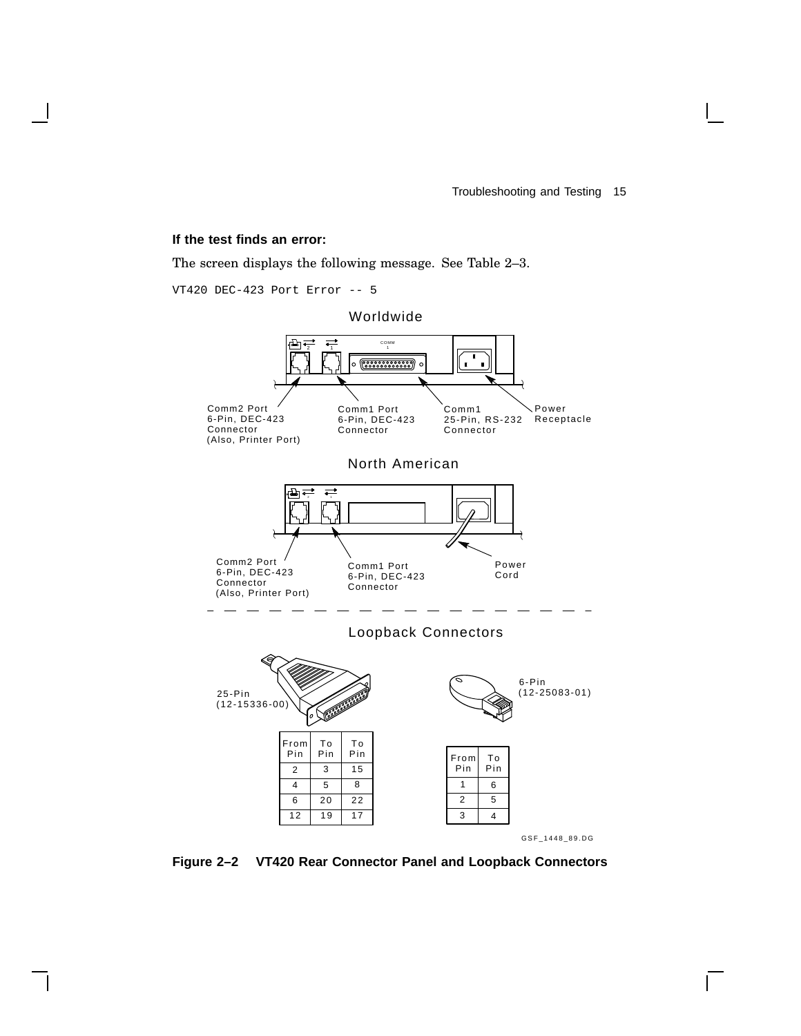**If the test finds an error:**

The screen displays the following message. See Table 2–3.

```
VT420 DEC-423 Port Error -- 5
```

Worldwide

Comm2 Port
6-Pin, DEC-423
Connector
(Also, Printer Port)

Comm1 Port
6-Pin, DEC-423
Connector

Comm1
25-Pin, RS-232
Connector

Power
Receptacle

North American

Comm2 Port
6-Pin, DEC-423
Connector
(Also, Printer Port)

Comm1 Port
6-Pin, DEC-423
Connector

Power
Cord

Loopback Connectors

25-Pin
(12-15336-00)

| From Pin | To Pin | To Pin |
|---|---|---|
| 2 | 3 | 15 |
| 4 | 5 | 8 |
| 6 | 20 | 22 |
| 12 | 19 | 17 |

6-Pin
(12-25083-01)

| From Pin | To Pin |
|---|---|
| 1 | 6 |
| 2 | 5 |
| 3 | 4 |

GSF_1448_89.DG

**Figure 2–2 VT420 Rear Connector Panel and Loopback Connectors**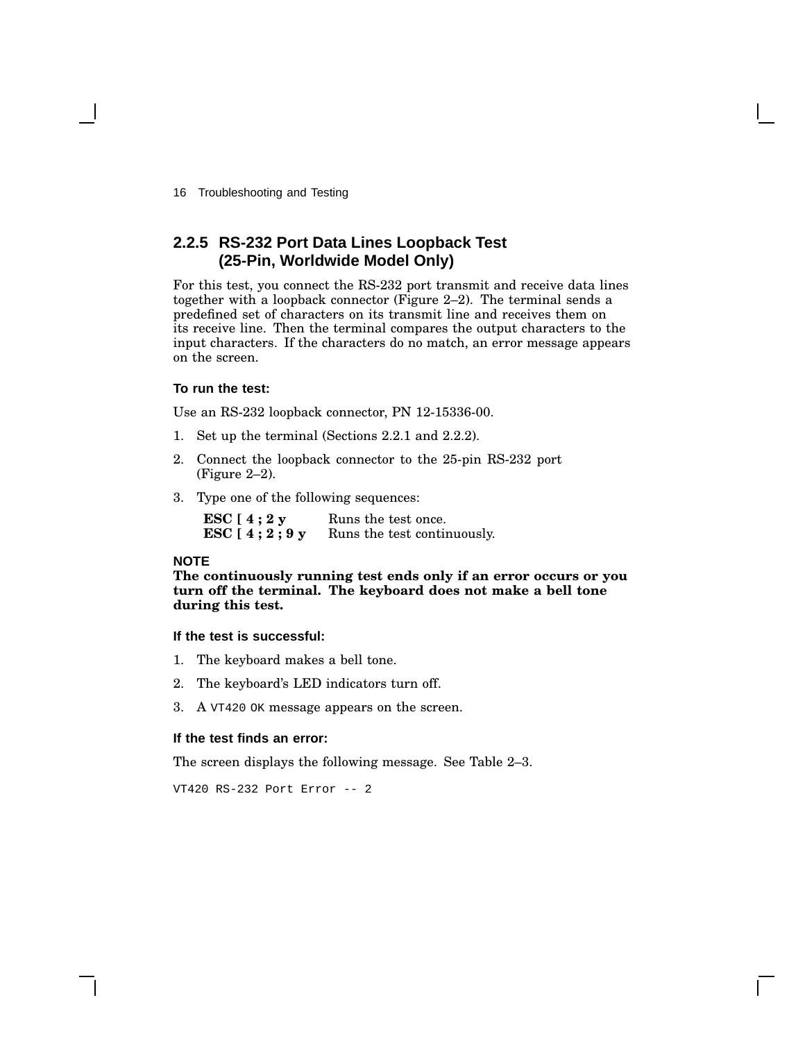## 2.2.5 RS-232 Port Data Lines Loopback Test (25-Pin, Worldwide Model Only)

For this test, you connect the RS-232 port transmit and receive data lines together with a loopback connector (Figure 2–2). The terminal sends a predefined set of characters on its transmit line and receives them on its receive line. Then the terminal compares the output characters to the input characters. If the characters do no match, an error message appears on the screen.

**To run the test:**

Use an RS-232 loopback connector, PN 12-15336-00.

1. Set up the terminal (Sections 2.2.1 and 2.2.2).
2. Connect the loopback connector to the 25-pin RS-232 port (Figure 2–2).
3. Type one of the following sequences:

| | |
|---|---|
| **ESC [ 4 ; 2 y** | Runs the test once. |
| **ESC [ 4 ; 2 ; 9 y** | Runs the test continuously. |

**NOTE**
**The continuously running test ends only if an error occurs or you turn off the terminal. The keyboard does not make a bell tone during this test.**

**If the test is successful:**

1. The keyboard makes a bell tone.
2. The keyboard's LED indicators turn off.
3. A `VT420 OK` message appears on the screen.

**If the test finds an error:**

The screen displays the following message. See Table 2–3.

```
VT420 RS-232 Port Error -- 2
```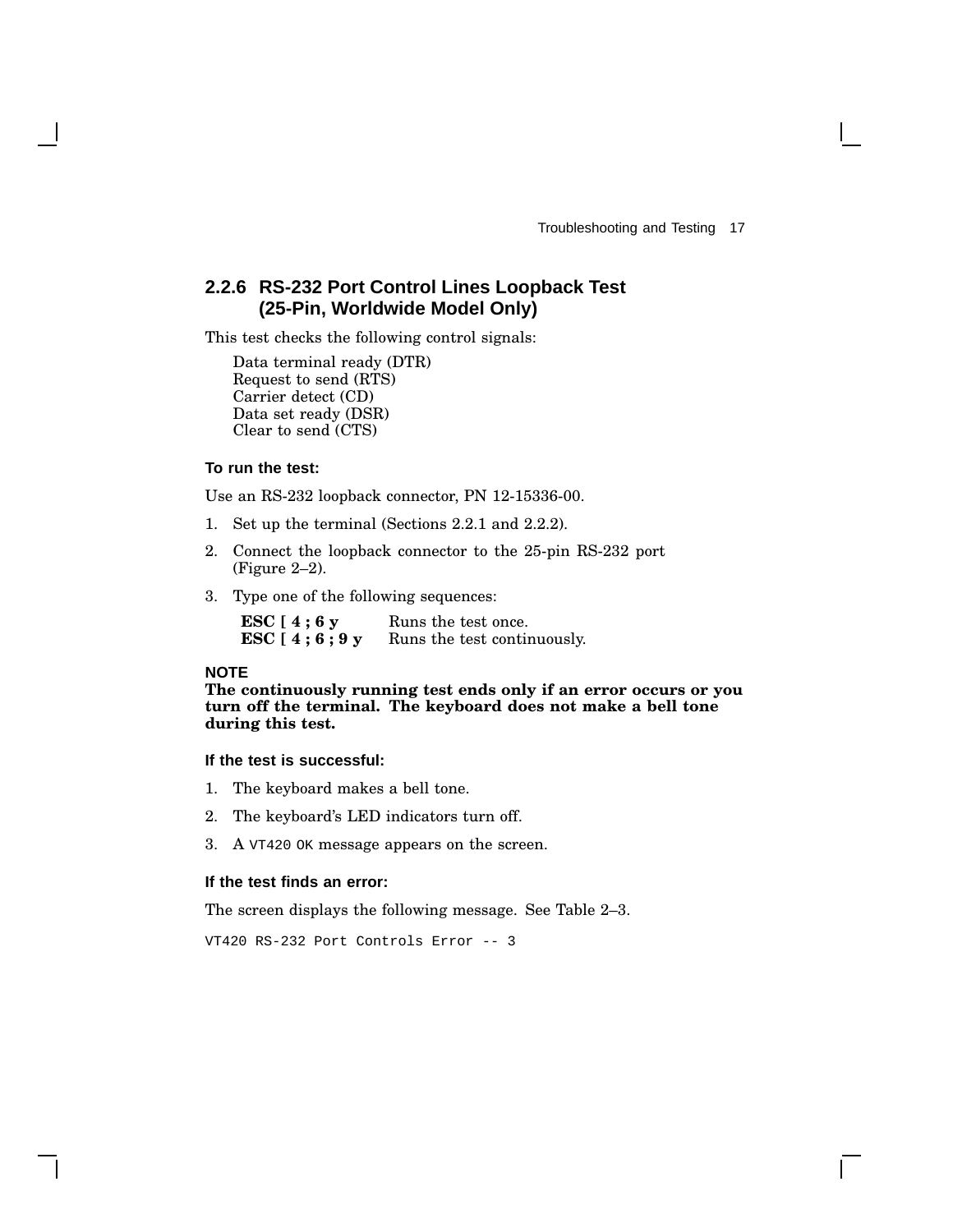### 2.2.6 RS-232 Port Control Lines Loopback Test (25-Pin, Worldwide Model Only)

This test checks the following control signals:

Data terminal ready (DTR)
Request to send (RTS)
Carrier detect (CD)
Data set ready (DSR)
Clear to send (CTS)

#### To run the test:

Use an RS-232 loopback connector, PN 12-15336-00.

1. Set up the terminal (Sections 2.2.1 and 2.2.2).
2. Connect the loopback connector to the 25-pin RS-232 port (Figure 2–2).
3. Type one of the following sequences:

| | |
|---|---|
| **ESC [ 4 ; 6 y** | Runs the test once. |
| **ESC [ 4 ; 6 ; 9 y** | Runs the test continuously. |

**NOTE**
**The continuously running test ends only if an error occurs or you turn off the terminal. The keyboard does not make a bell tone during this test.**

#### If the test is successful:

1. The keyboard makes a bell tone.
2. The keyboard's LED indicators turn off.
3. A `VT420 OK` message appears on the screen.

#### If the test finds an error:

The screen displays the following message. See Table 2–3.

```
VT420 RS-232 Port Controls Error -- 3
```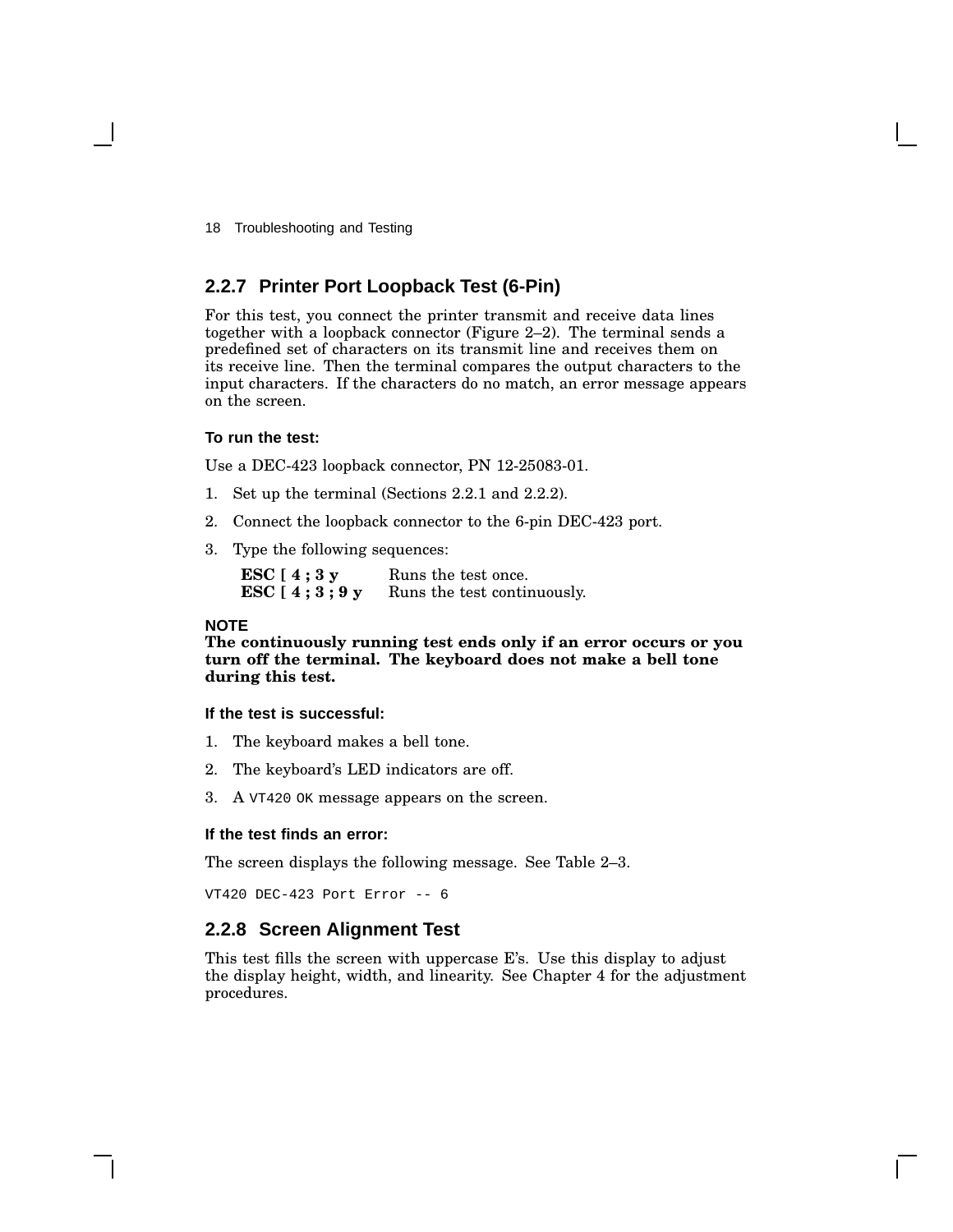## 2.2.7 Printer Port Loopback Test (6-Pin)

For this test, you connect the printer transmit and receive data lines together with a loopback connector (Figure 2–2). The terminal sends a predefined set of characters on its transmit line and receives them on its receive line. Then the terminal compares the output characters to the input characters. If the characters do no match, an error message appears on the screen.

**To run the test:**

Use a DEC-423 loopback connector, PN 12-25083-01.

1. Set up the terminal (Sections 2.2.1 and 2.2.2).
2. Connect the loopback connector to the 6-pin DEC-423 port.
3. Type the following sequences:

| | |
|---|---|
| **ESC [ 4 ; 3 y** | Runs the test once. |
| **ESC [ 4 ; 3 ; 9 y** | Runs the test continuously. |

**NOTE**
**The continuously running test ends only if an error occurs or you turn off the terminal. The keyboard does not make a bell tone during this test.**

**If the test is successful:**

1. The keyboard makes a bell tone.
2. The keyboard's LED indicators are off.
3. A `VT420 OK` message appears on the screen.

**If the test finds an error:**

The screen displays the following message. See Table 2–3.

```
VT420 DEC-423 Port Error -- 6
```

## 2.2.8 Screen Alignment Test

This test fills the screen with uppercase E's. Use this display to adjust the display height, width, and linearity. See Chapter 4 for the adjustment procedures.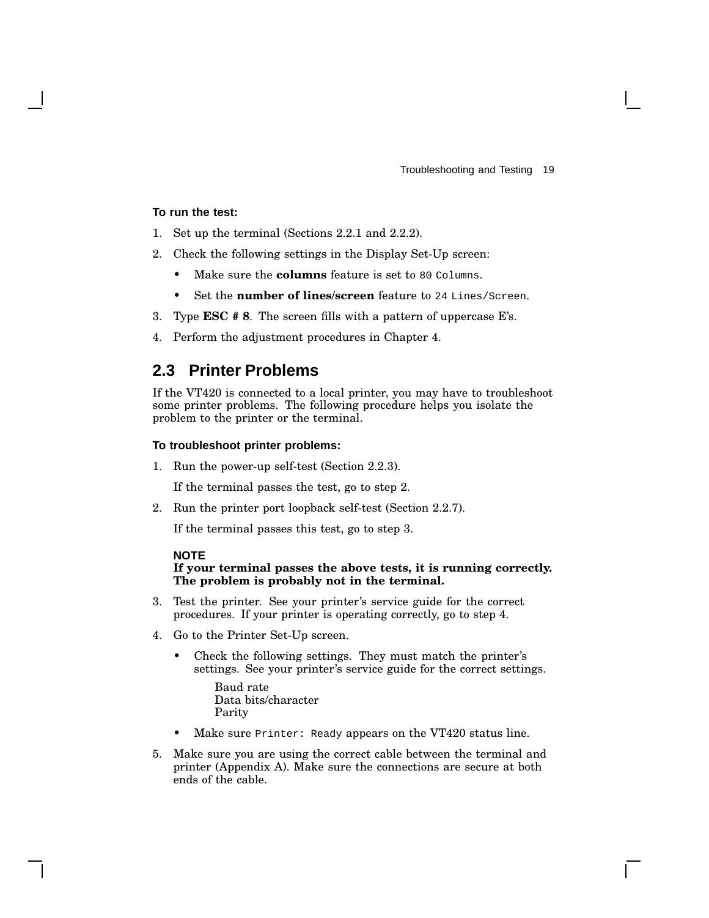**To run the test:**

1. Set up the terminal (Sections 2.2.1 and 2.2.2).
2. Check the following settings in the Display Set-Up screen:
   - Make sure the **columns** feature is set to `80 Columns`.
   - Set the **number of lines/screen** feature to `24 Lines/Screen`.
3. Type **ESC # 8**. The screen fills with a pattern of uppercase E's.
4. Perform the adjustment procedures in Chapter 4.

## 2.3 Printer Problems

If the VT420 is connected to a local printer, you may have to troubleshoot some printer problems. The following procedure helps you isolate the problem to the printer or the terminal.

**To troubleshoot printer problems:**

1. Run the power-up self-test (Section 2.2.3).

   If the terminal passes the test, go to step 2.

2. Run the printer port loopback self-test (Section 2.2.7).

   If the terminal passes this test, go to step 3.

   **NOTE**
   **If your terminal passes the above tests, it is running correctly. The problem is probably not in the terminal.**

3. Test the printer. See your printer's service guide for the correct procedures. If your printer is operating correctly, go to step 4.
4. Go to the Printer Set-Up screen.
   - Check the following settings. They must match the printer's settings. See your printer's service guide for the correct settings.

     Baud rate
     Data bits/character
     Parity

   - Make sure `Printer: Ready` appears on the VT420 status line.
5. Make sure you are using the correct cable between the terminal and printer (Appendix A). Make sure the connections are secure at both ends of the cable.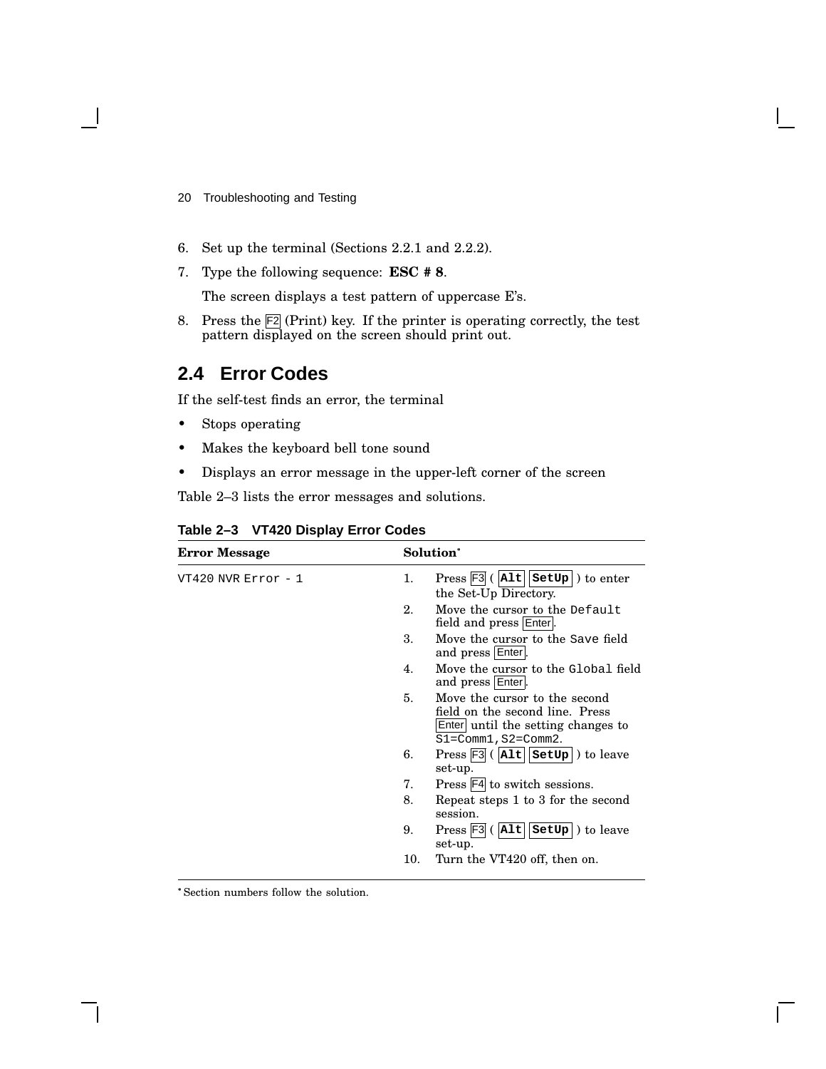6. Set up the terminal (Sections 2.2.1 and 2.2.2).
7. Type the following sequence: **ESC # 8**.

   The screen displays a test pattern of uppercase E's.
8. Press the F2 (Print) key. If the printer is operating correctly, the test pattern displayed on the screen should print out.

## 2.4 Error Codes

If the self-test finds an error, the terminal

- Stops operating
- Makes the keyboard bell tone sound
- Displays an error message in the upper-left corner of the screen

Table 2–3 lists the error messages and solutions.

**Table 2–3 VT420 Display Error Codes**

| Error Message | Solution* |
|---|---|
| `VT420 NVR Error - 1` | 1. Press F3 ( **Alt** **SetUp** ) to enter the Set-Up Directory. |
| | 2. Move the cursor to the `Default` field and press Enter. |
| | 3. Move the cursor to the `Save` field and press Enter. |
| | 4. Move the cursor to the `Global` field and press Enter. |
| | 5. Move the cursor to the second field on the second line. Press Enter until the setting changes to `S1=Comm1,S2=Comm2`. |
| | 6. Press F3 ( **Alt** **SetUp** ) to leave set-up. |
| | 7. Press F4 to switch sessions. |
| | 8. Repeat steps 1 to 3 for the second session. |
| | 9. Press F3 ( **Alt** **SetUp** ) to leave set-up. |
| | 10. Turn the VT420 off, then on. |

*Section numbers follow the solution.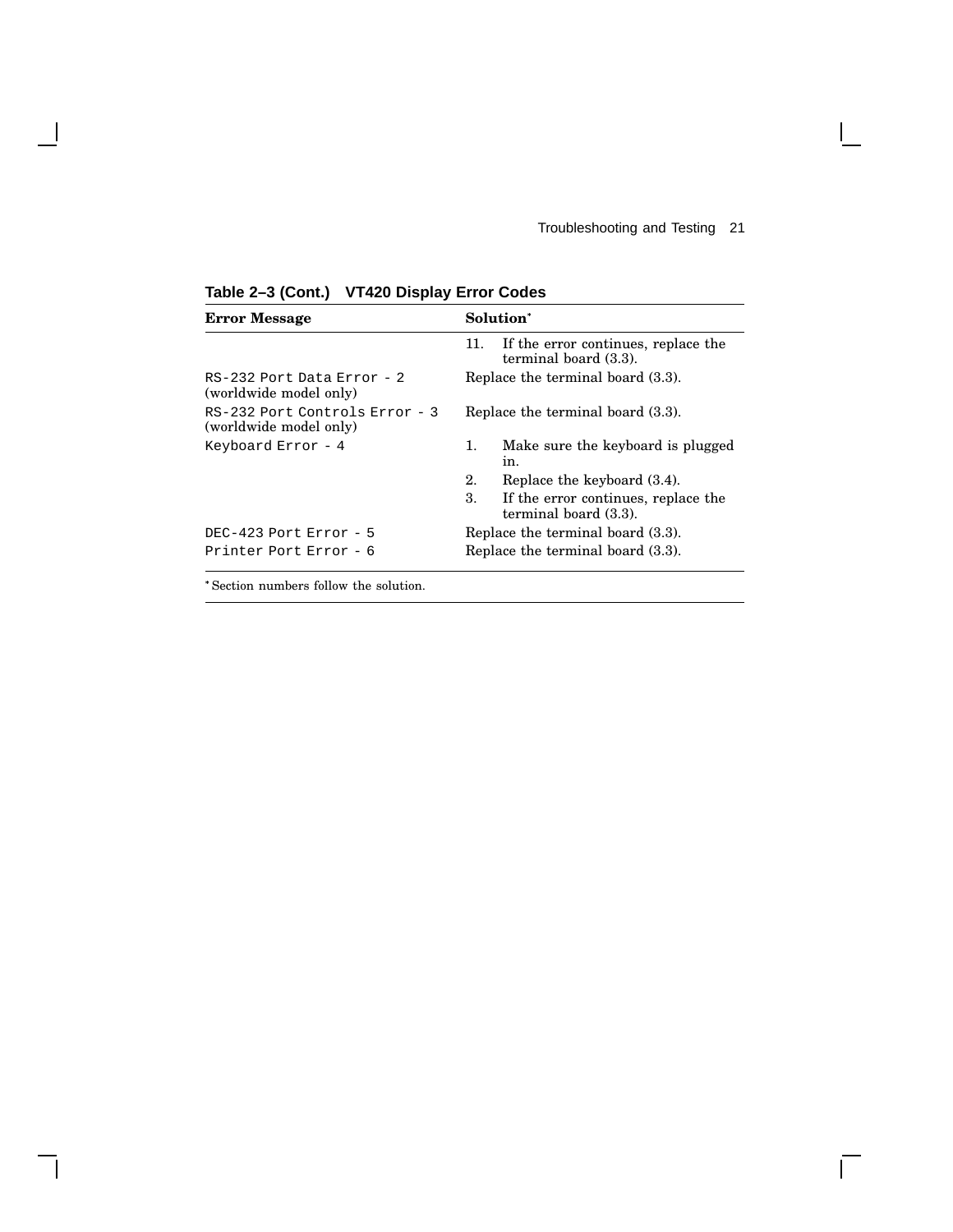**Table 2–3 (Cont.) VT420 Display Error Codes**

| Error Message | Solution* |
|---|---|
| | 11. If the error continues, replace the terminal board (3.3). |
| `RS-232 Port Data Error - 2` (worldwide model only) | Replace the terminal board (3.3). |
| `RS-232 Port Controls Error - 3` (worldwide model only) | Replace the terminal board (3.3). |
| `Keyboard Error - 4` | 1. Make sure the keyboard is plugged in. |
| | 2. Replace the keyboard (3.4). |
| | 3. If the error continues, replace the terminal board (3.3). |
| `DEC-423 Port Error - 5` | Replace the terminal board (3.3). |
| `Printer Port Error - 6` | Replace the terminal board (3.3). |

*Section numbers follow the solution.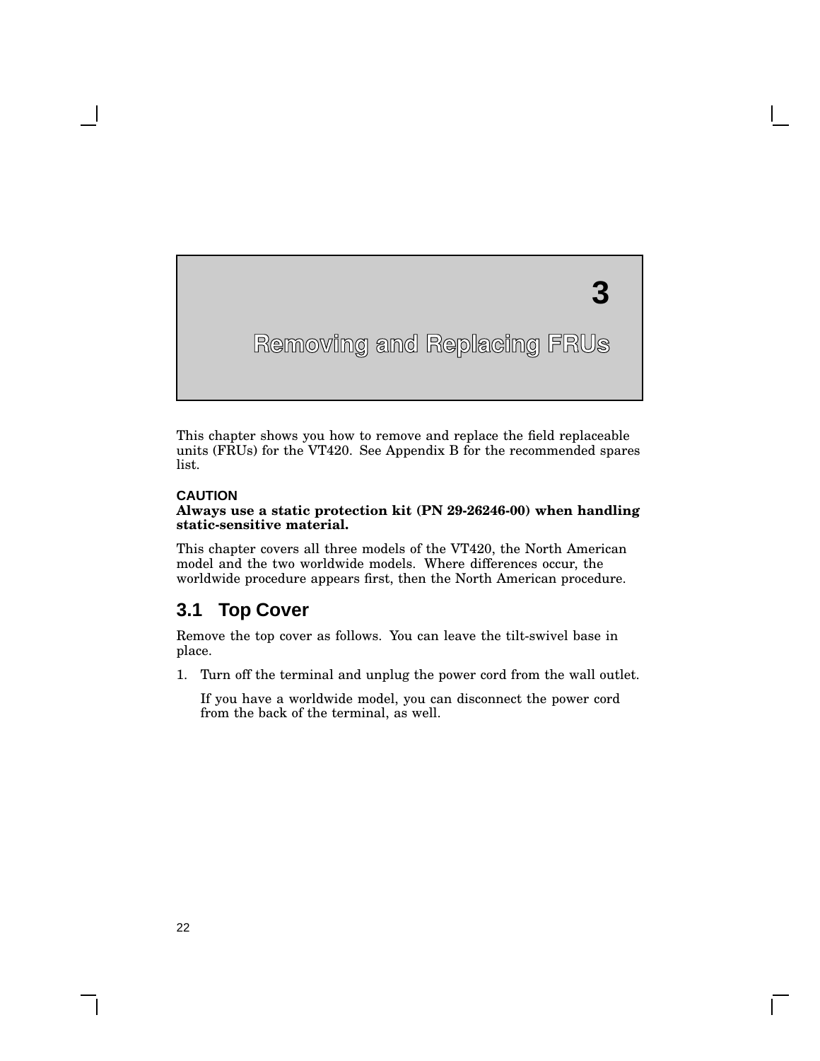# 3 Removing and Replacing FRUs

This chapter shows you how to remove and replace the field replaceable units (FRUs) for the VT420. See Appendix B for the recommended spares list.

**CAUTION**
**Always use a static protection kit (PN 29-26246-00) when handling static-sensitive material.**

This chapter covers all three models of the VT420, the North American model and the two worldwide models. Where differences occur, the worldwide procedure appears first, then the North American procedure.

## 3.1 Top Cover

Remove the top cover as follows. You can leave the tilt-swivel base in place.

1. Turn off the terminal and unplug the power cord from the wall outlet.

   If you have a worldwide model, you can disconnect the power cord from the back of the terminal, as well.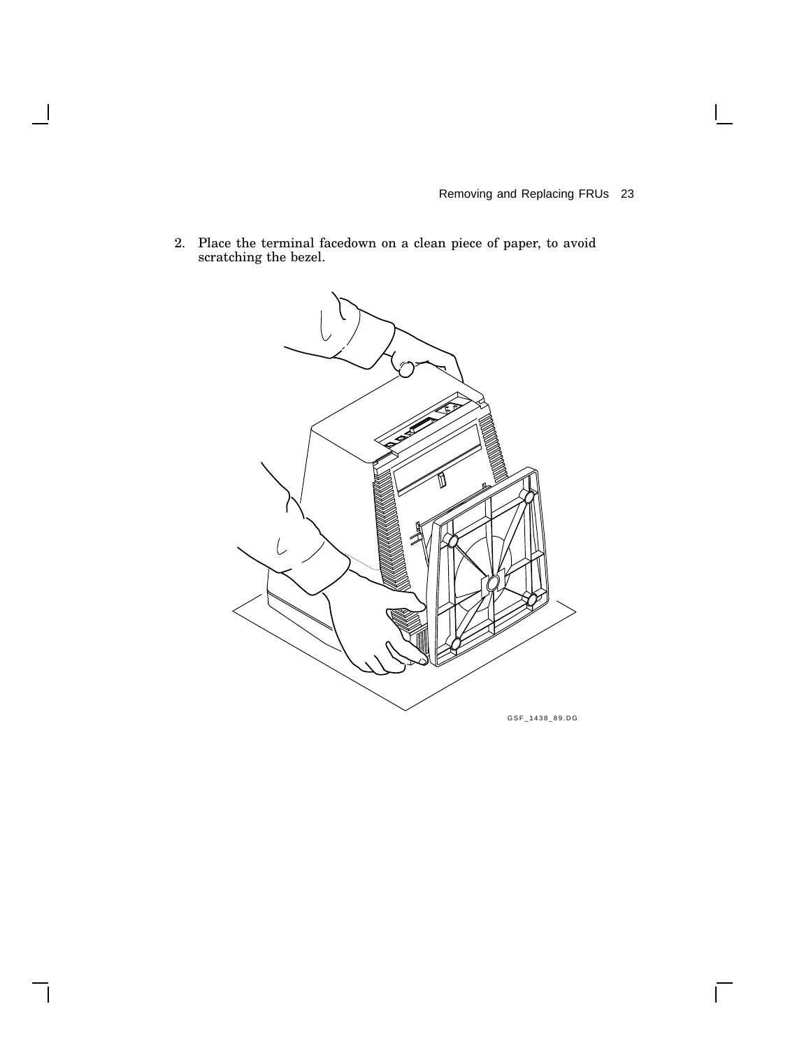2. Place the terminal facedown on a clean piece of paper, to avoid scratching the bezel.

GSF_1438_89.DG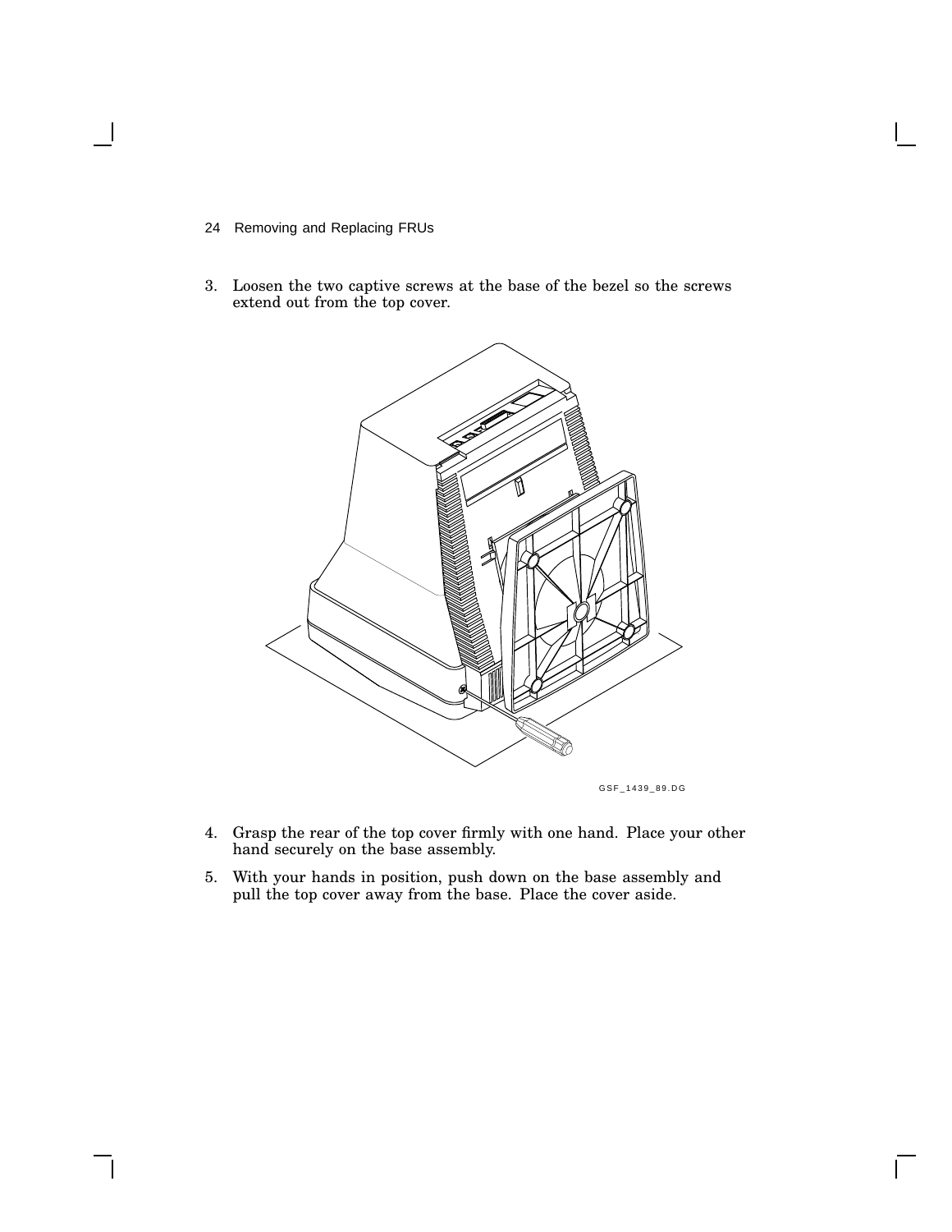3. Loosen the two captive screws at the base of the bezel so the screws extend out from the top cover.

GSF_1439_89.DG

4. Grasp the rear of the top cover firmly with one hand. Place your other hand securely on the base assembly.
5. With your hands in position, push down on the base assembly and pull the top cover away from the base. Place the cover aside.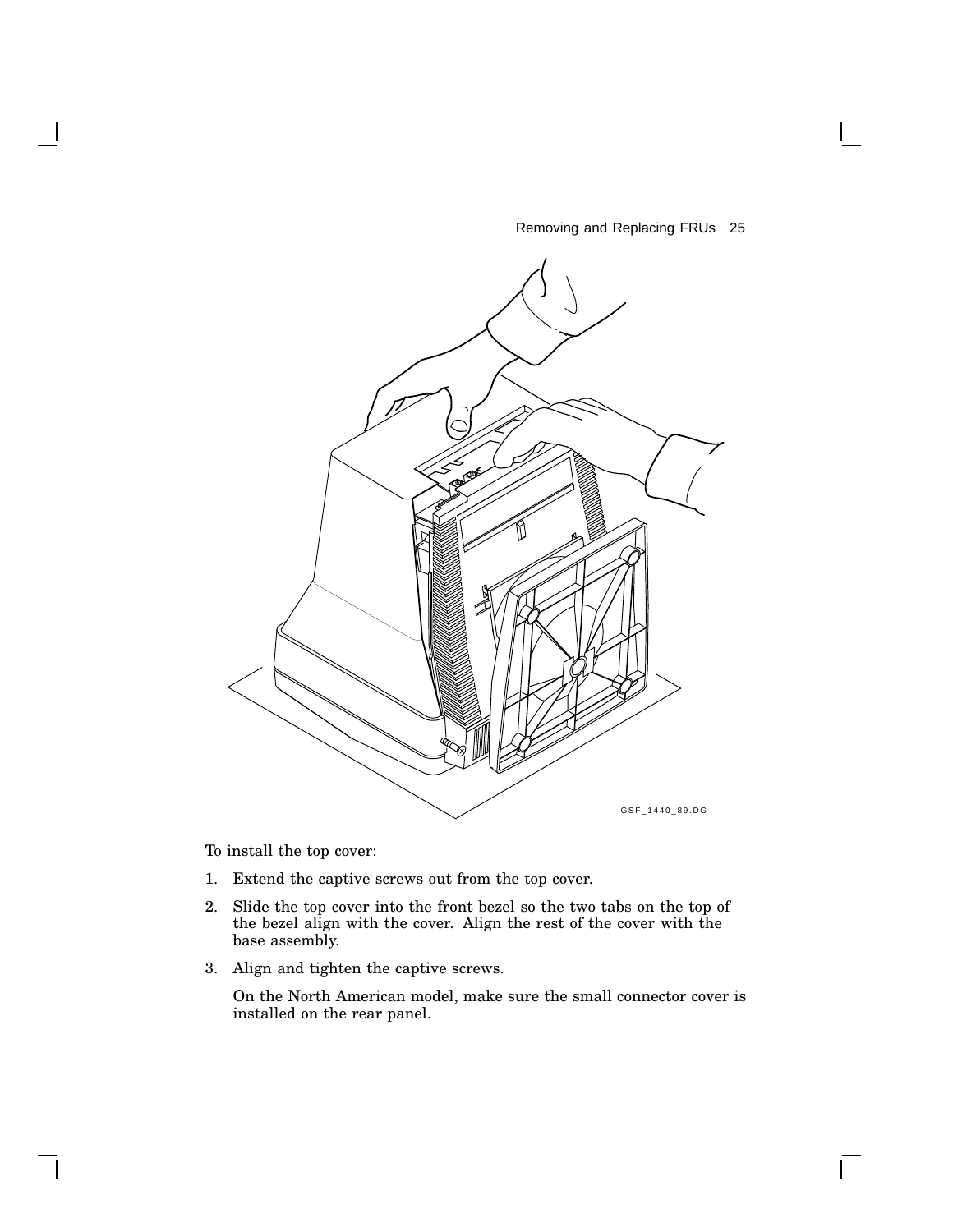GSF_1440_89.DG

To install the top cover:

1. Extend the captive screws out from the top cover.
2. Slide the top cover into the front bezel so the two tabs on the top of the bezel align with the cover. Align the rest of the cover with the base assembly.
3. Align and tighten the captive screws.

   On the North American model, make sure the small connector cover is installed on the rear panel.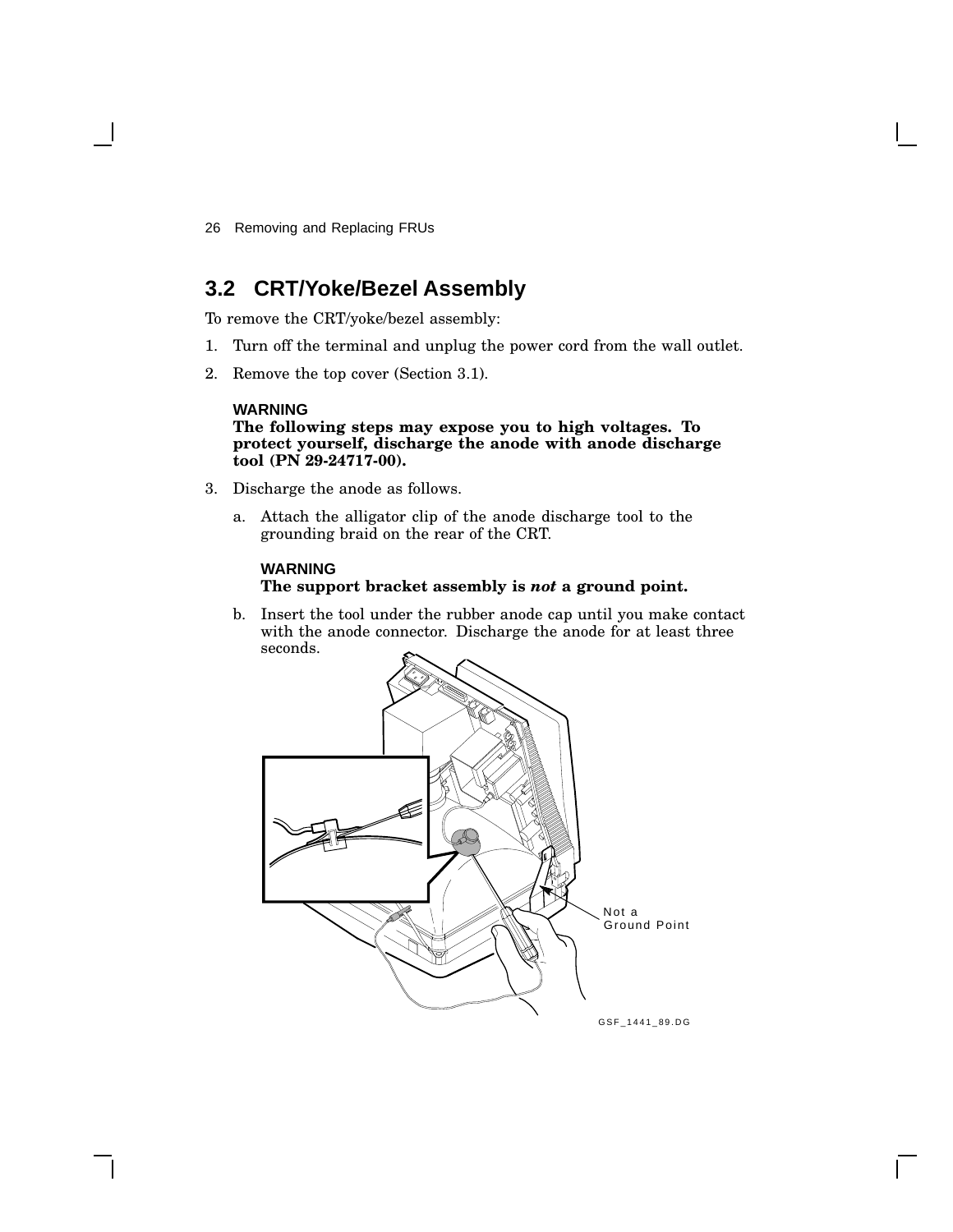## 3.2 CRT/Yoke/Bezel Assembly

To remove the CRT/yoke/bezel assembly:

1. Turn off the terminal and unplug the power cord from the wall outlet.
2. Remove the top cover (Section 3.1).

   **WARNING**
   **The following steps may expose you to high voltages. To protect yourself, discharge the anode with anode discharge tool (PN 29-24717-00).**

3. Discharge the anode as follows.

   a. Attach the alligator clip of the anode discharge tool to the grounding braid on the rear of the CRT.

   **WARNING**
   **The support bracket assembly is *not* a ground point.**

   b. Insert the tool under the rubber anode cap until you make contact with the anode connector. Discharge the anode for at least three seconds.

Not a Ground Point

GSF_1441_89.DG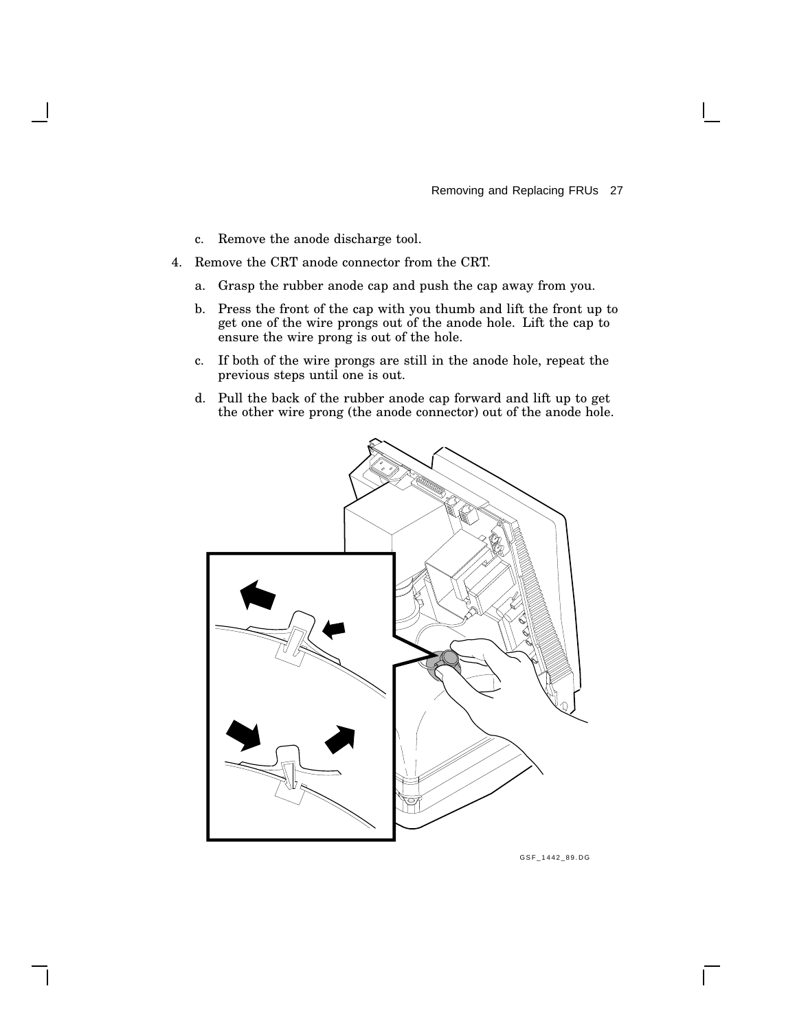c. Remove the anode discharge tool.

4. Remove the CRT anode connector from the CRT.

   a. Grasp the rubber anode cap and push the cap away from you.

   b. Press the front of the cap with you thumb and lift the front up to get one of the wire prongs out of the anode hole. Lift the cap to ensure the wire prong is out of the hole.

   c. If both of the wire prongs are still in the anode hole, repeat the previous steps until one is out.

   d. Pull the back of the rubber anode cap forward and lift up to get the other wire prong (the anode connector) out of the anode hole.

GSF_1442_89.DG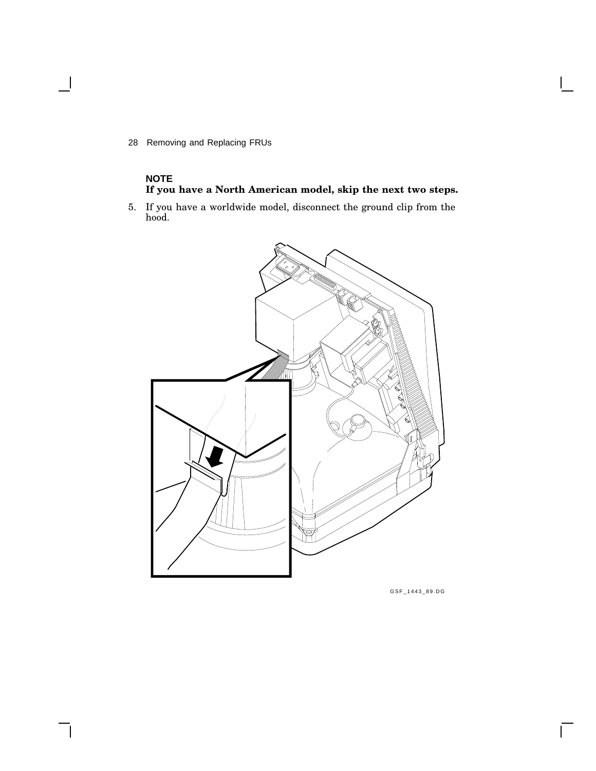**NOTE**

**If you have a North American model, skip the next two steps.**

5. If you have a worldwide model, disconnect the ground clip from the hood.

GSF_1443_89.DG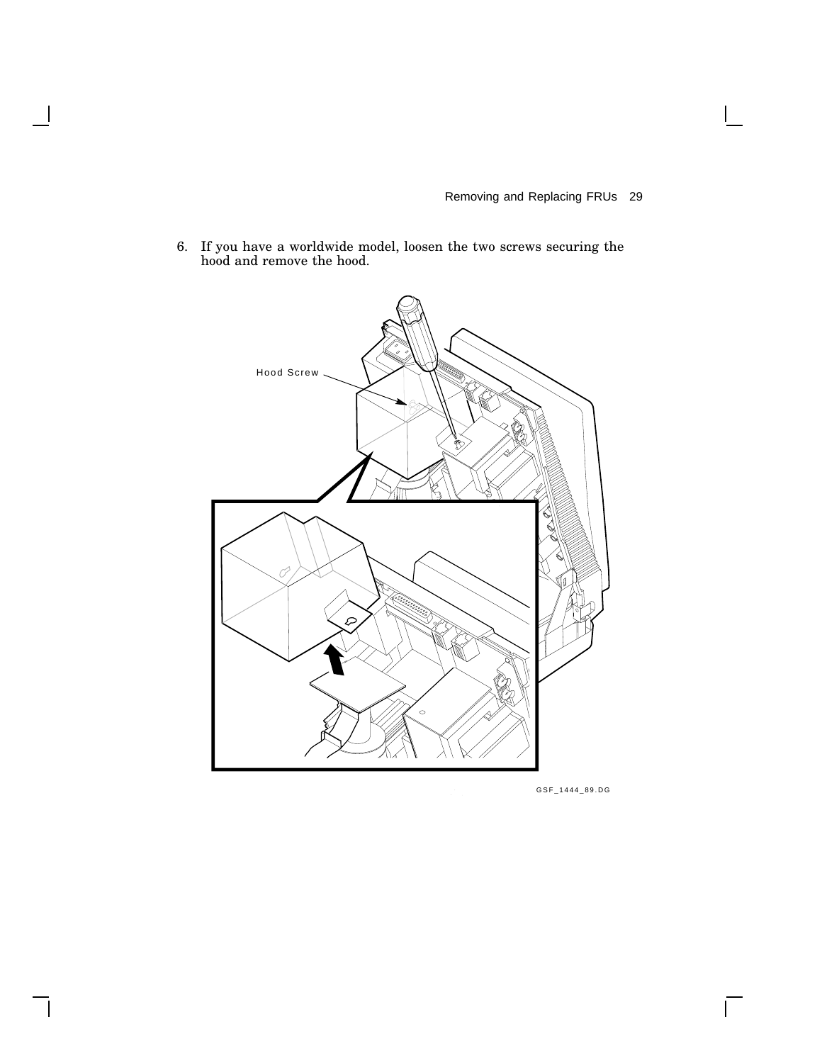6. If you have a worldwide model, loosen the two screws securing the hood and remove the hood.

Hood Screw

GSF_1444_89.DG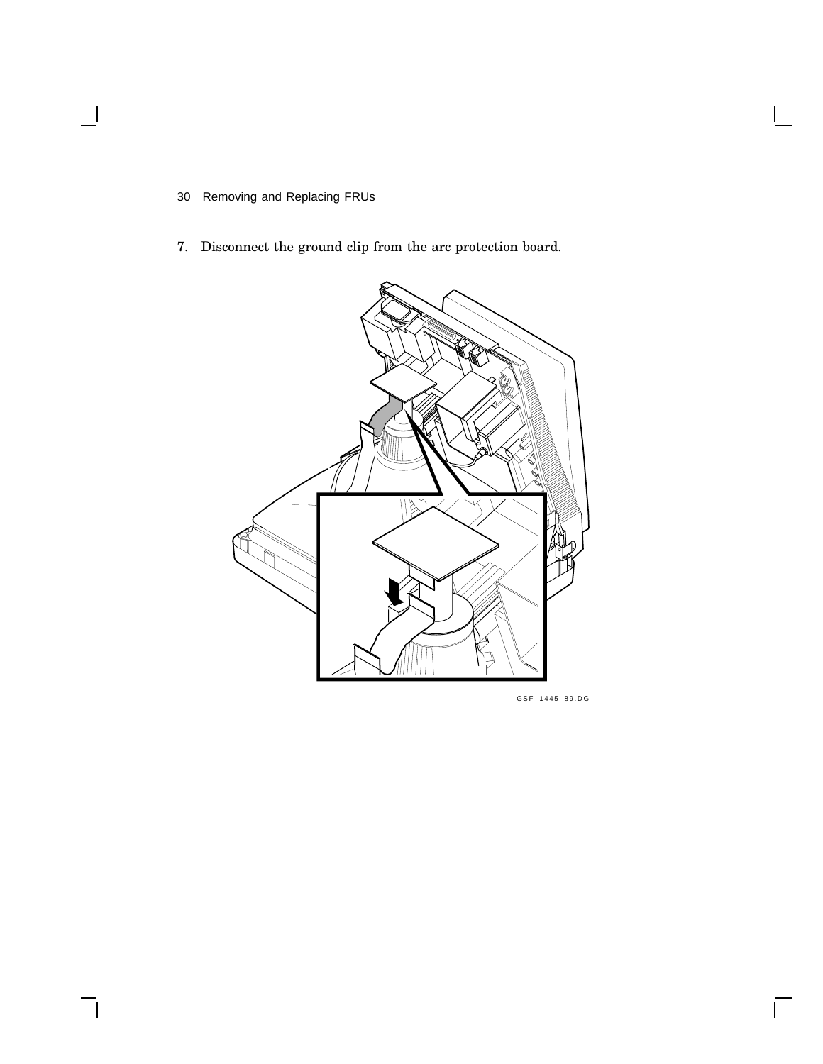7. Disconnect the ground clip from the arc protection board.

GSF_1445_89.DG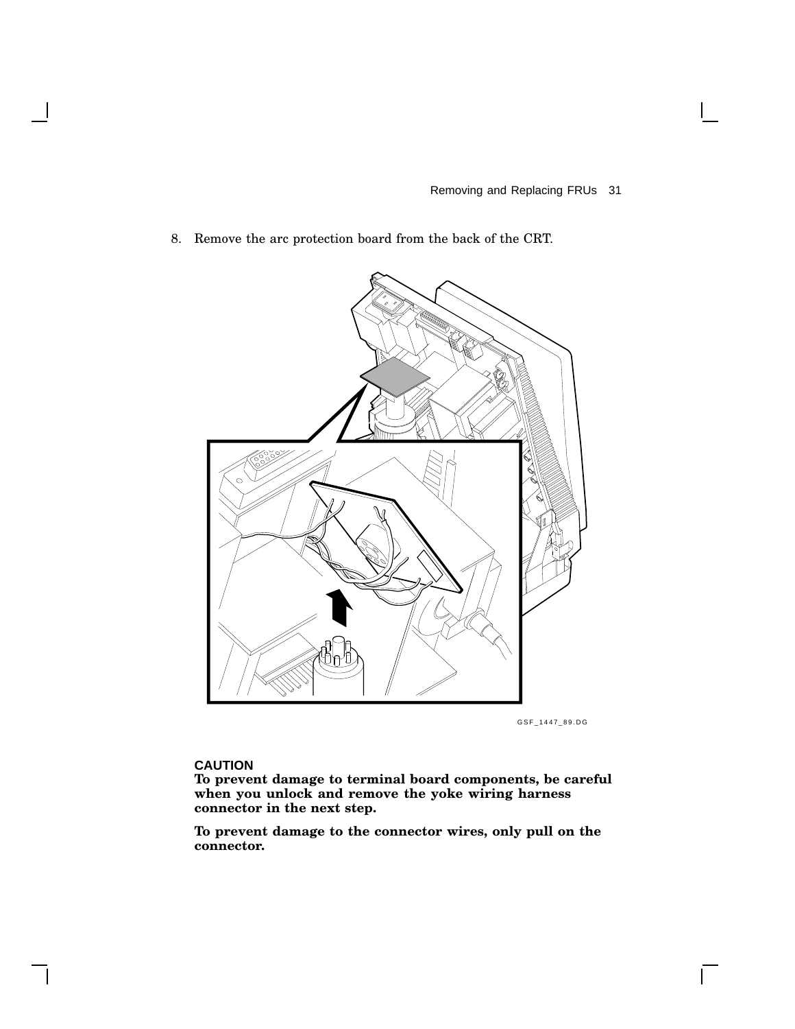8. Remove the arc protection board from the back of the CRT.

GSF_1447_89.DG

**CAUTION**
**To prevent damage to terminal board components, be careful when you unlock and remove the yoke wiring harness connector in the next step.**

**To prevent damage to the connector wires, only pull on the connector.**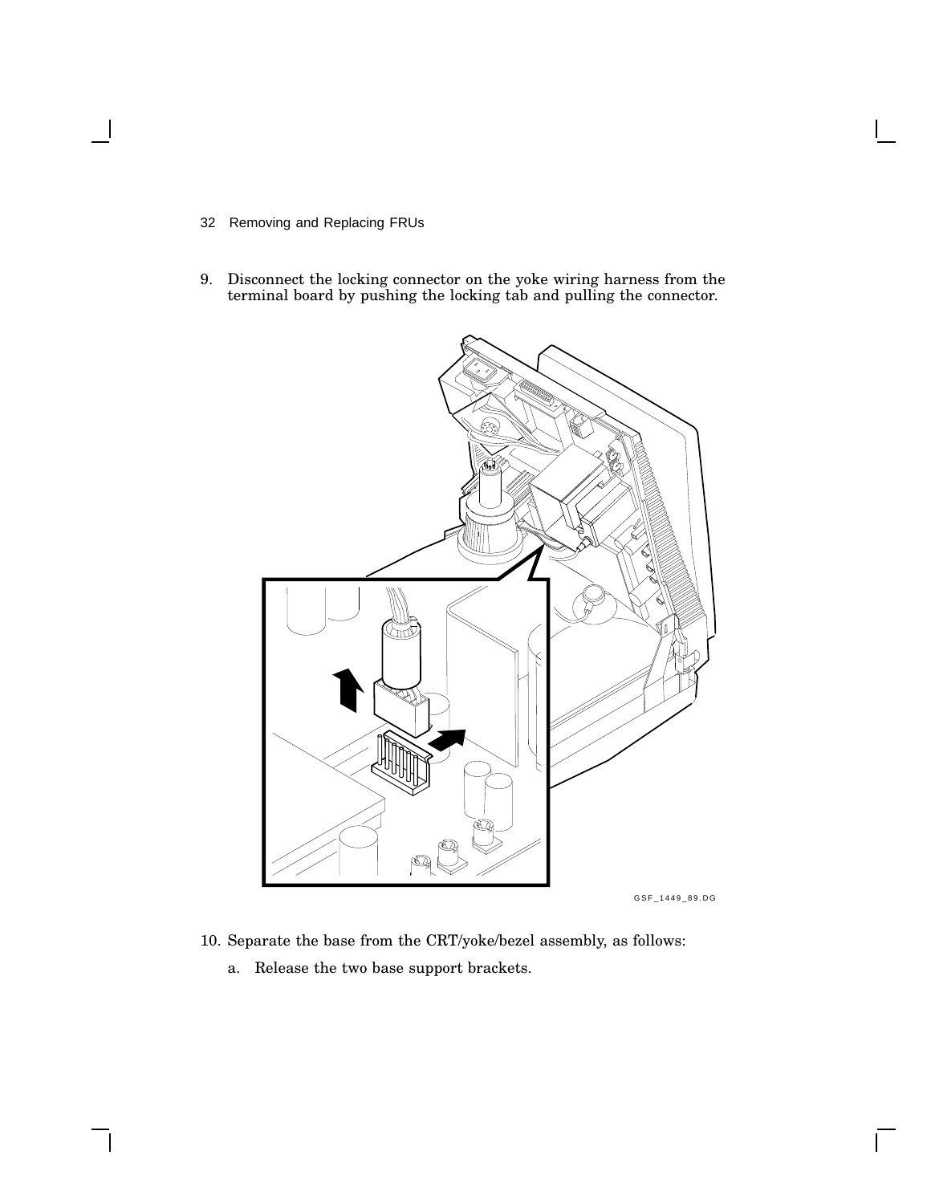9. Disconnect the locking connector on the yoke wiring harness from the terminal board by pushing the locking tab and pulling the connector.

GSF_1449_89.DG

10. Separate the base from the CRT/yoke/bezel assembly, as follows:

    a. Release the two base support brackets.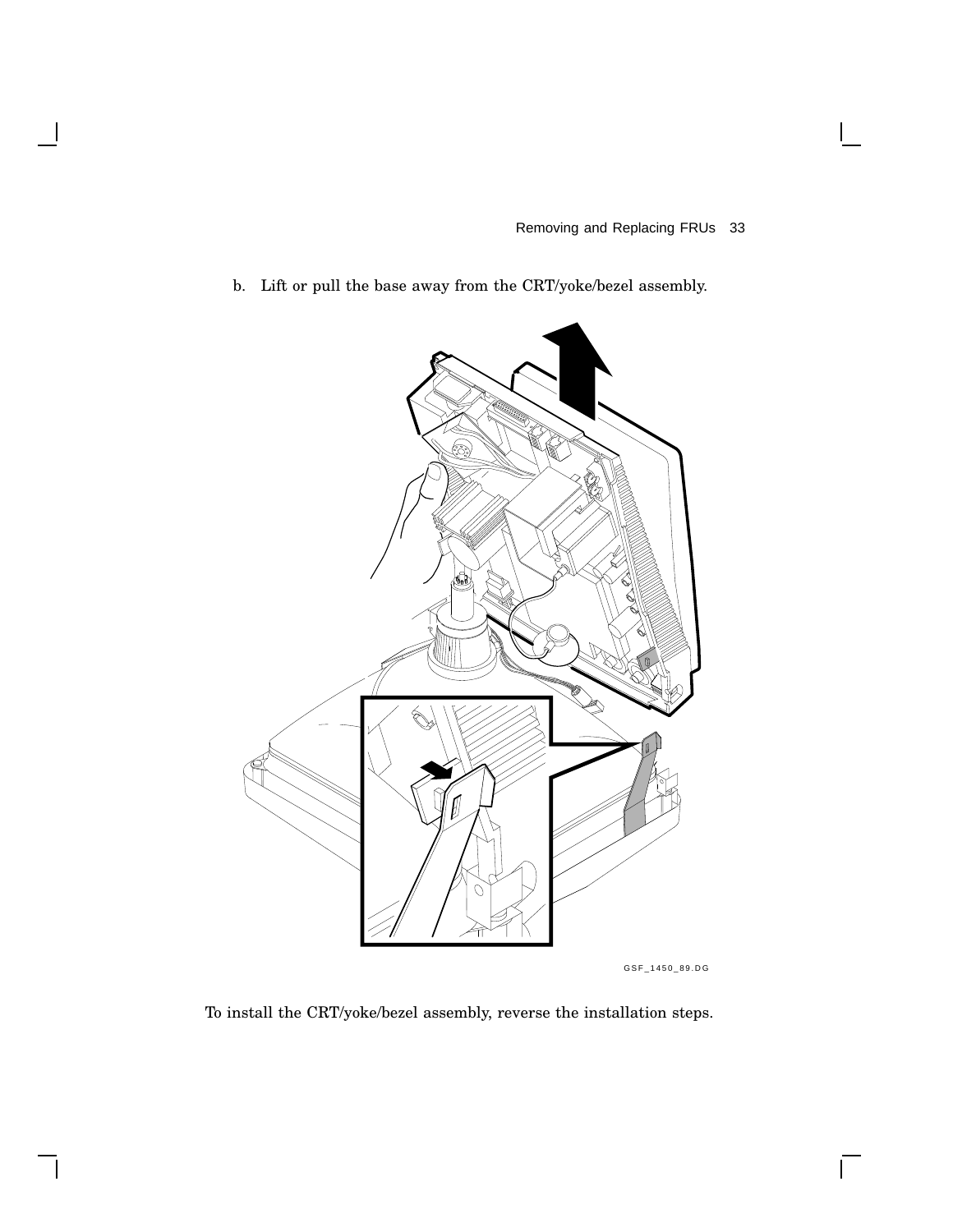b. Lift or pull the base away from the CRT/yoke/bezel assembly.

GSF_1450_89.DG

To install the CRT/yoke/bezel assembly, reverse the installation steps.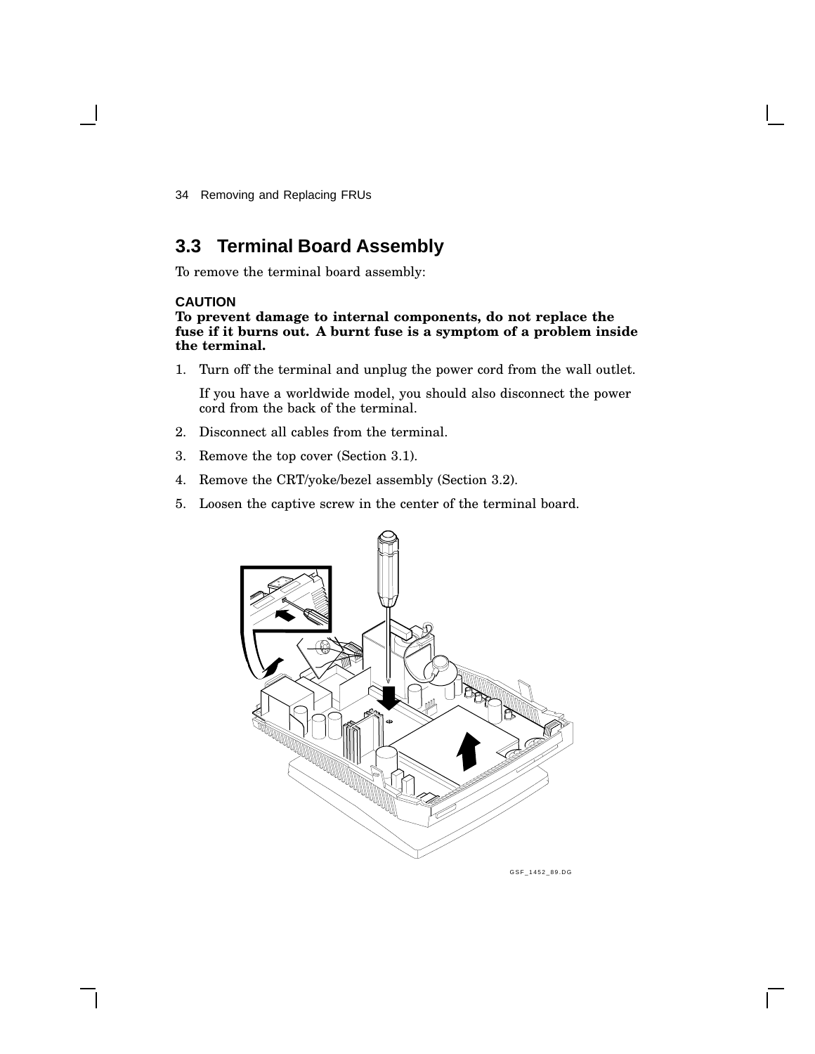## 3.3 Terminal Board Assembly

To remove the terminal board assembly:

**CAUTION**
**To prevent damage to internal components, do not replace the fuse if it burns out. A burnt fuse is a symptom of a problem inside the terminal.**

1. Turn off the terminal and unplug the power cord from the wall outlet.

   If you have a worldwide model, you should also disconnect the power cord from the back of the terminal.

2. Disconnect all cables from the terminal.
3. Remove the top cover (Section 3.1).
4. Remove the CRT/yoke/bezel assembly (Section 3.2).
5. Loosen the captive screw in the center of the terminal board.

GSF_1452_89.DG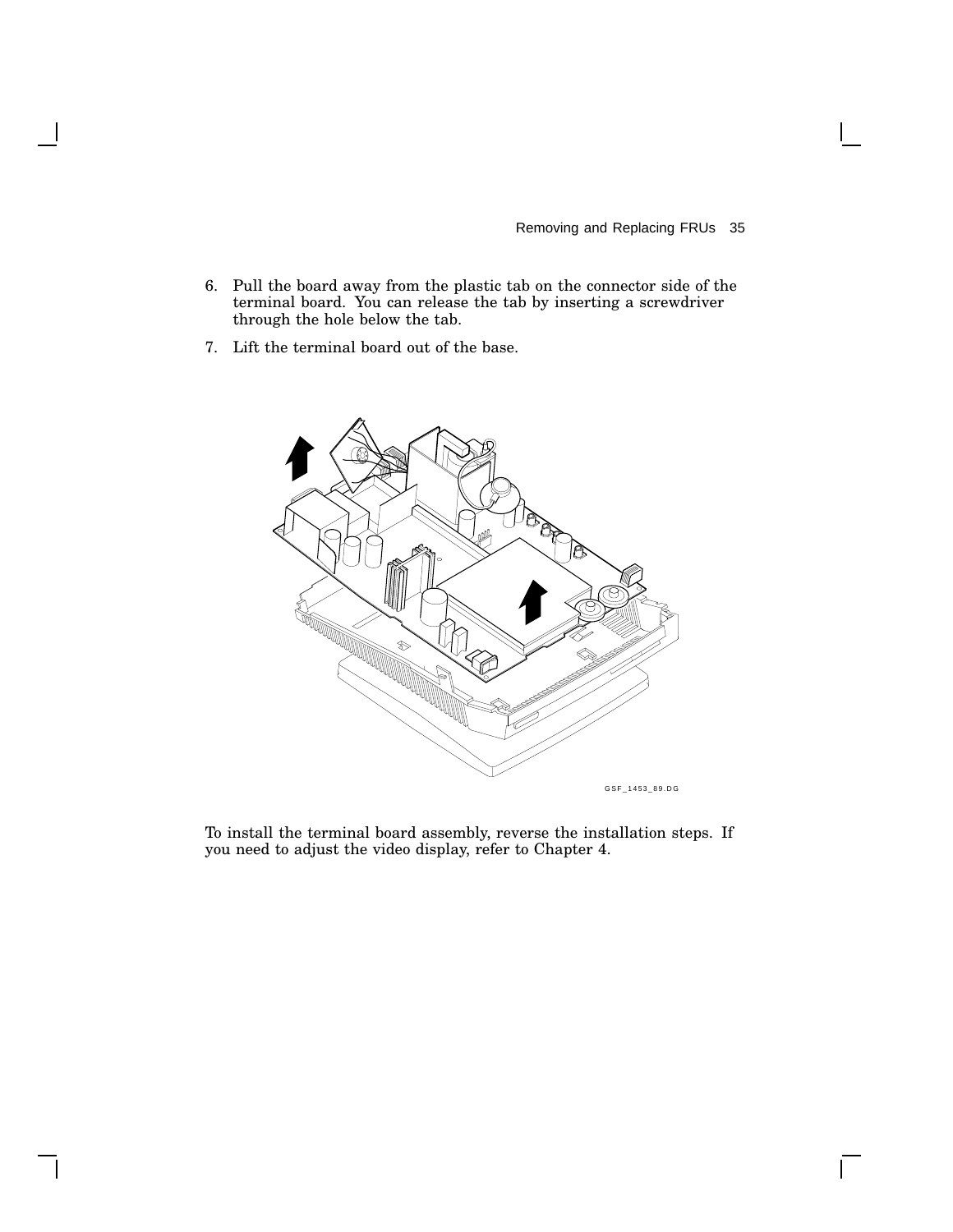6. Pull the board away from the plastic tab on the connector side of the terminal board. You can release the tab by inserting a screwdriver through the hole below the tab.
7. Lift the terminal board out of the base.

GSF_1453_89.DG

To install the terminal board assembly, reverse the installation steps. If you need to adjust the video display, refer to Chapter 4.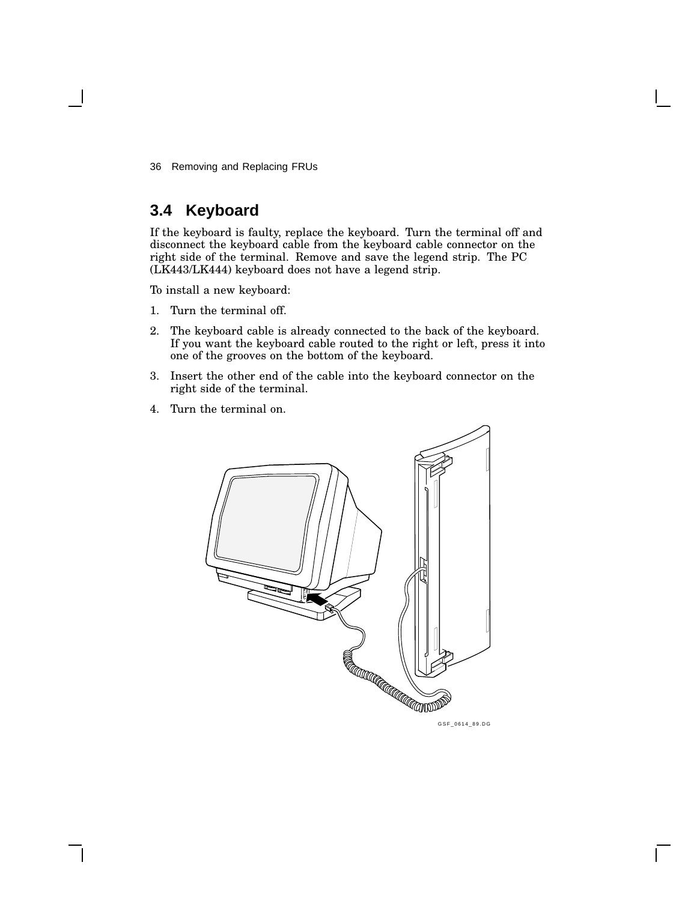## 3.4 Keyboard

If the keyboard is faulty, replace the keyboard. Turn the terminal off and disconnect the keyboard cable from the keyboard cable connector on the right side of the terminal. Remove and save the legend strip. The PC (LK443/LK444) keyboard does not have a legend strip.

To install a new keyboard:

1. Turn the terminal off.
2. The keyboard cable is already connected to the back of the keyboard. If you want the keyboard cable routed to the right or left, press it into one of the grooves on the bottom of the keyboard.
3. Insert the other end of the cable into the keyboard connector on the right side of the terminal.
4. Turn the terminal on.

GSF_0614_89.DG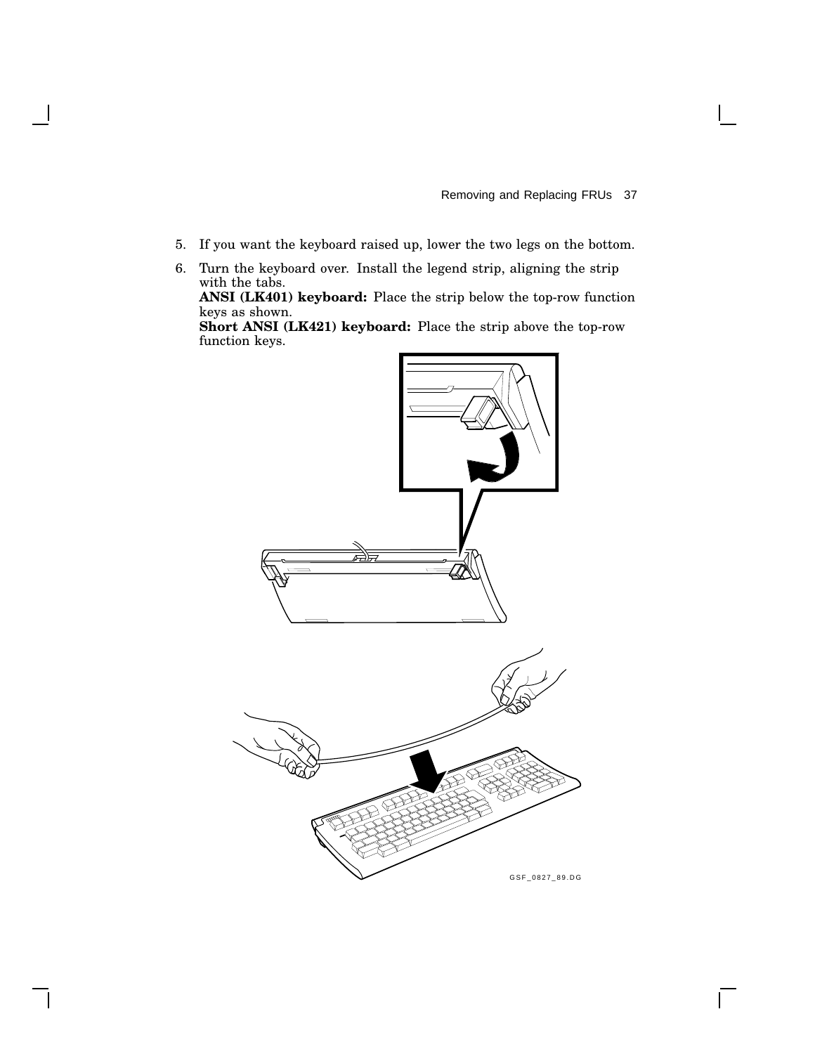5. If you want the keyboard raised up, lower the two legs on the bottom.
6. Turn the keyboard over. Install the legend strip, aligning the strip with the tabs.
   **ANSI (LK401) keyboard:** Place the strip below the top-row function keys as shown.
   **Short ANSI (LK421) keyboard:** Place the strip above the top-row function keys.

GSF_0827_89.DG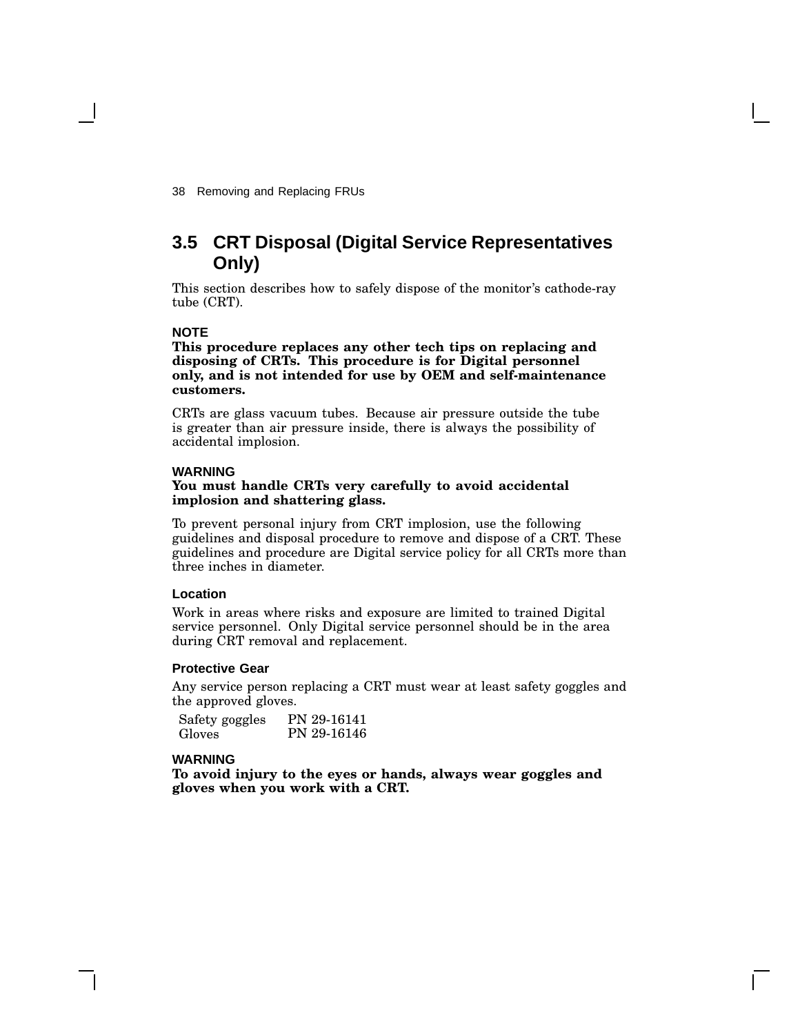## 3.5 CRT Disposal (Digital Service Representatives Only)

This section describes how to safely dispose of the monitor's cathode-ray tube (CRT).

**NOTE**
**This procedure replaces any other tech tips on replacing and disposing of CRTs. This procedure is for Digital personnel only, and is not intended for use by OEM and self-maintenance customers.**

CRTs are glass vacuum tubes. Because air pressure outside the tube is greater than air pressure inside, there is always the possibility of accidental implosion.

**WARNING**
**You must handle CRTs very carefully to avoid accidental implosion and shattering glass.**

To prevent personal injury from CRT implosion, use the following guidelines and disposal procedure to remove and dispose of a CRT. These guidelines and procedure are Digital service policy for all CRTs more than three inches in diameter.

### Location

Work in areas where risks and exposure are limited to trained Digital service personnel. Only Digital service personnel should be in the area during CRT removal and replacement.

### Protective Gear

Any service person replacing a CRT must wear at least safety goggles and the approved gloves.

| | |
|---|---|
| Safety goggles | PN 29-16141 |
| Gloves | PN 29-16146 |

**WARNING**
**To avoid injury to the eyes or hands, always wear goggles and gloves when you work with a CRT.**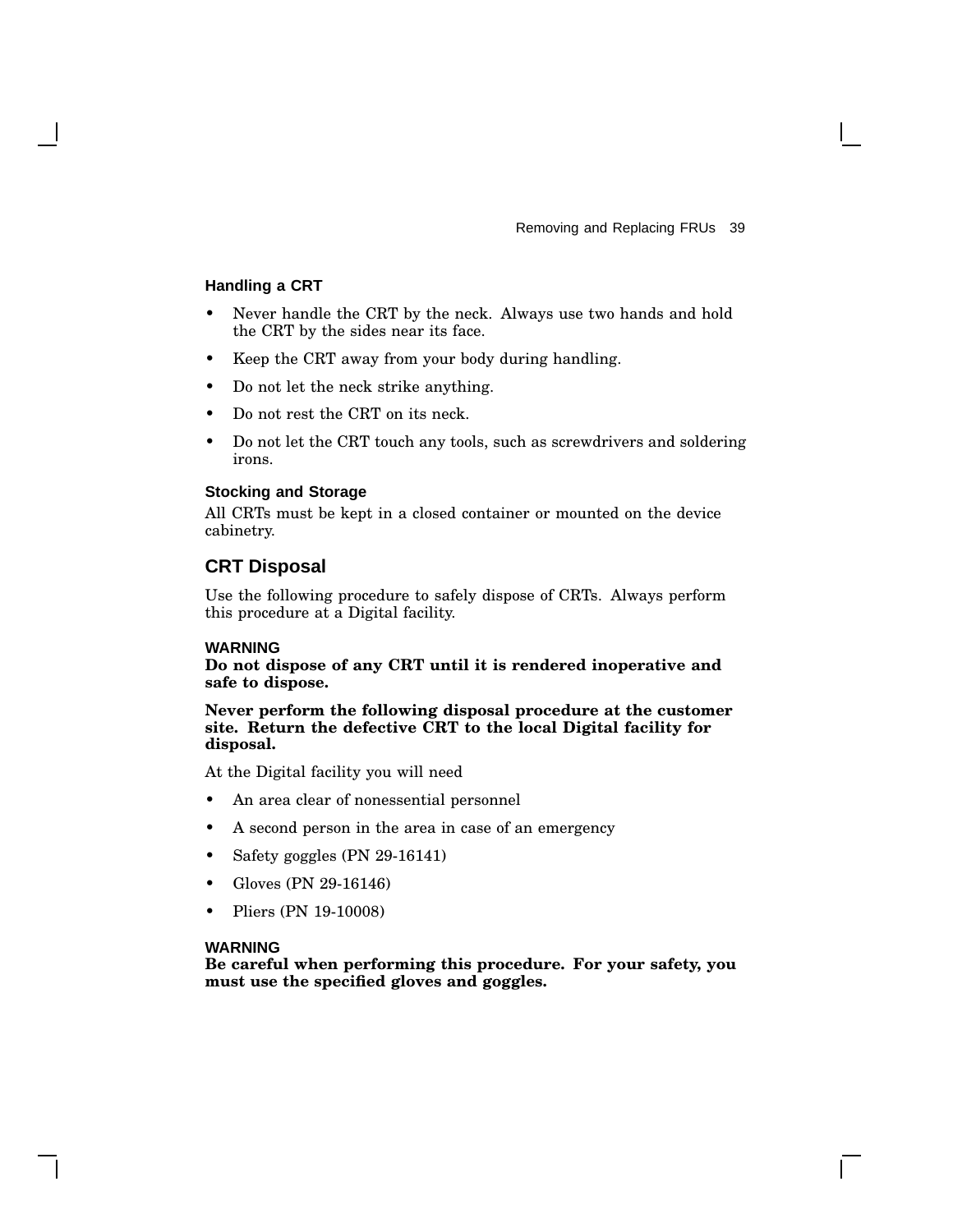### Handling a CRT

- Never handle the CRT by the neck. Always use two hands and hold the CRT by the sides near its face.
- Keep the CRT away from your body during handling.
- Do not let the neck strike anything.
- Do not rest the CRT on its neck.
- Do not let the CRT touch any tools, such as screwdrivers and soldering irons.

### Stocking and Storage

All CRTs must be kept in a closed container or mounted on the device cabinetry.

## CRT Disposal

Use the following procedure to safely dispose of CRTs. Always perform this procedure at a Digital facility.

**WARNING**

**Do not dispose of any CRT until it is rendered inoperative and safe to dispose.**

**Never perform the following disposal procedure at the customer site. Return the defective CRT to the local Digital facility for disposal.**

At the Digital facility you will need

- An area clear of nonessential personnel
- A second person in the area in case of an emergency
- Safety goggles (PN 29-16141)
- Gloves (PN 29-16146)
- Pliers (PN 19-10008)

**WARNING**

**Be careful when performing this procedure. For your safety, you must use the specified gloves and goggles.**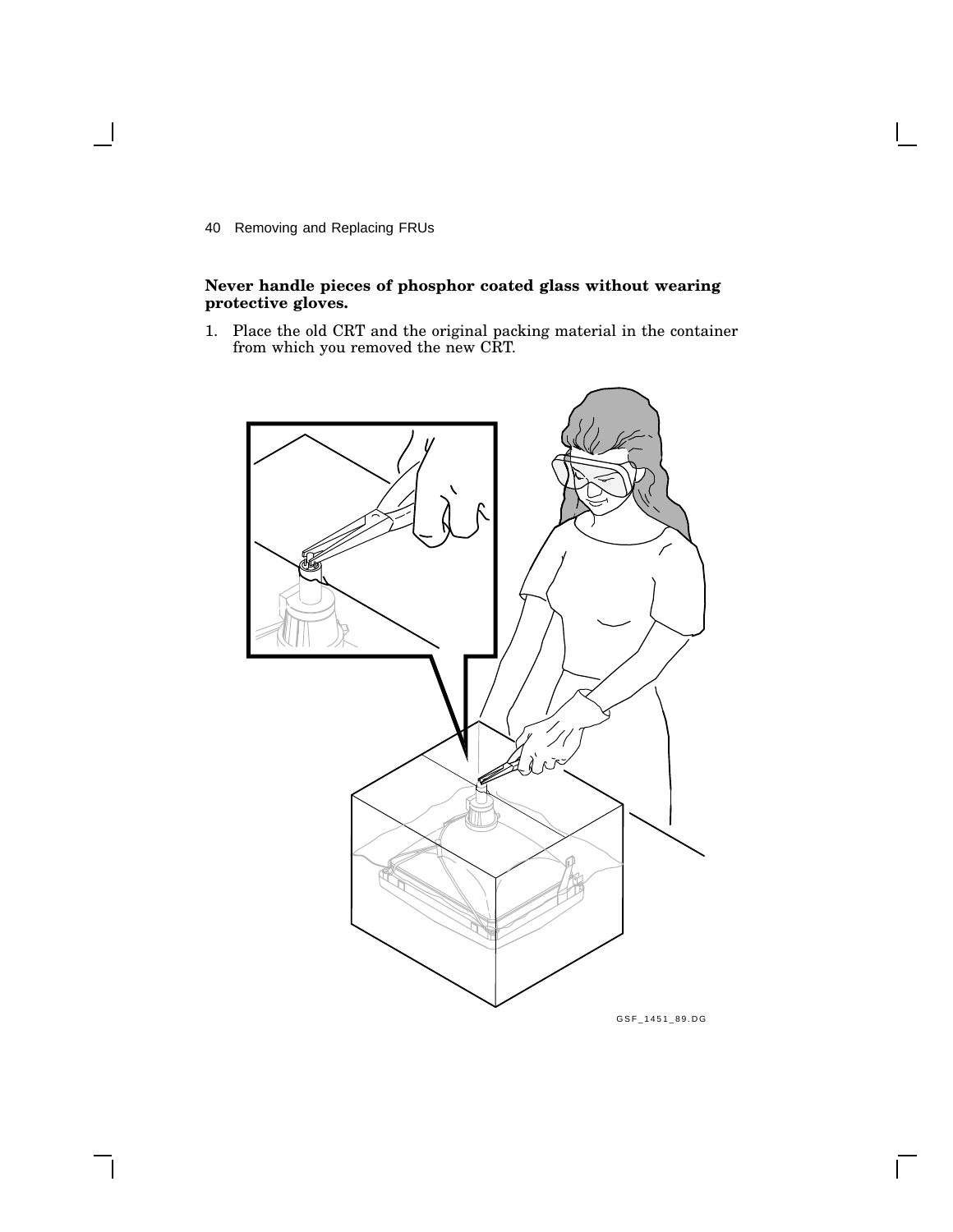**Never handle pieces of phosphor coated glass without wearing protective gloves.**

1. Place the old CRT and the original packing material in the container from which you removed the new CRT.

GSF_1451_89.DG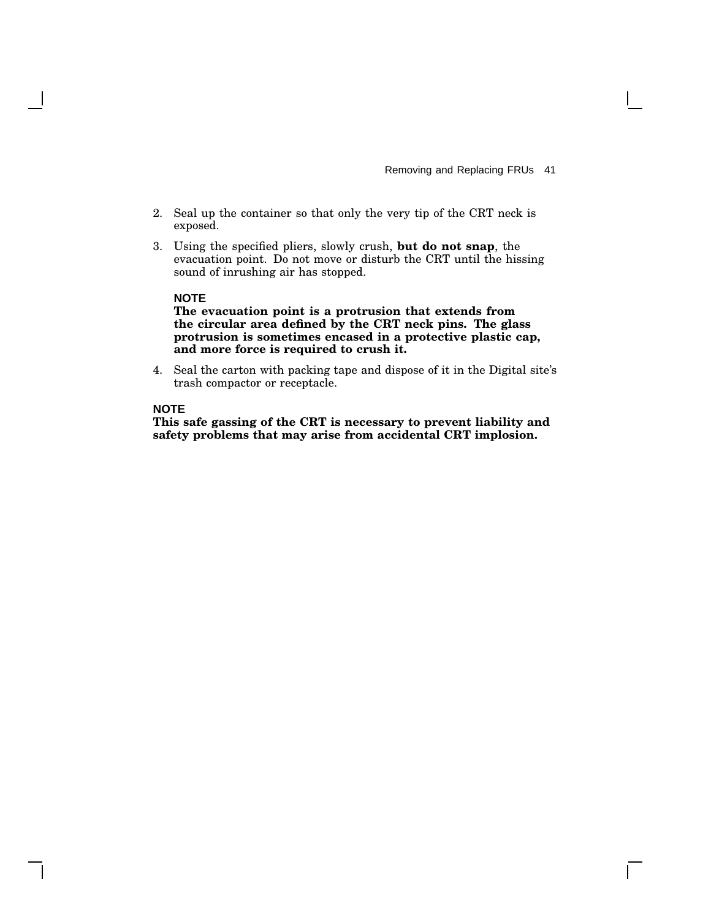2. Seal up the container so that only the very tip of the CRT neck is exposed.

3. Using the specified pliers, slowly crush, **but do not snap**, the evacuation point. Do not move or disturb the CRT until the hissing sound of inrushing air has stopped.

   **NOTE**
   **The evacuation point is a protrusion that extends from the circular area defined by the CRT neck pins. The glass protrusion is sometimes encased in a protective plastic cap, and more force is required to crush it.**

4. Seal the carton with packing tape and dispose of it in the Digital site's trash compactor or receptacle.

**NOTE**
**This safe gassing of the CRT is necessary to prevent liability and safety problems that may arise from accidental CRT implosion.**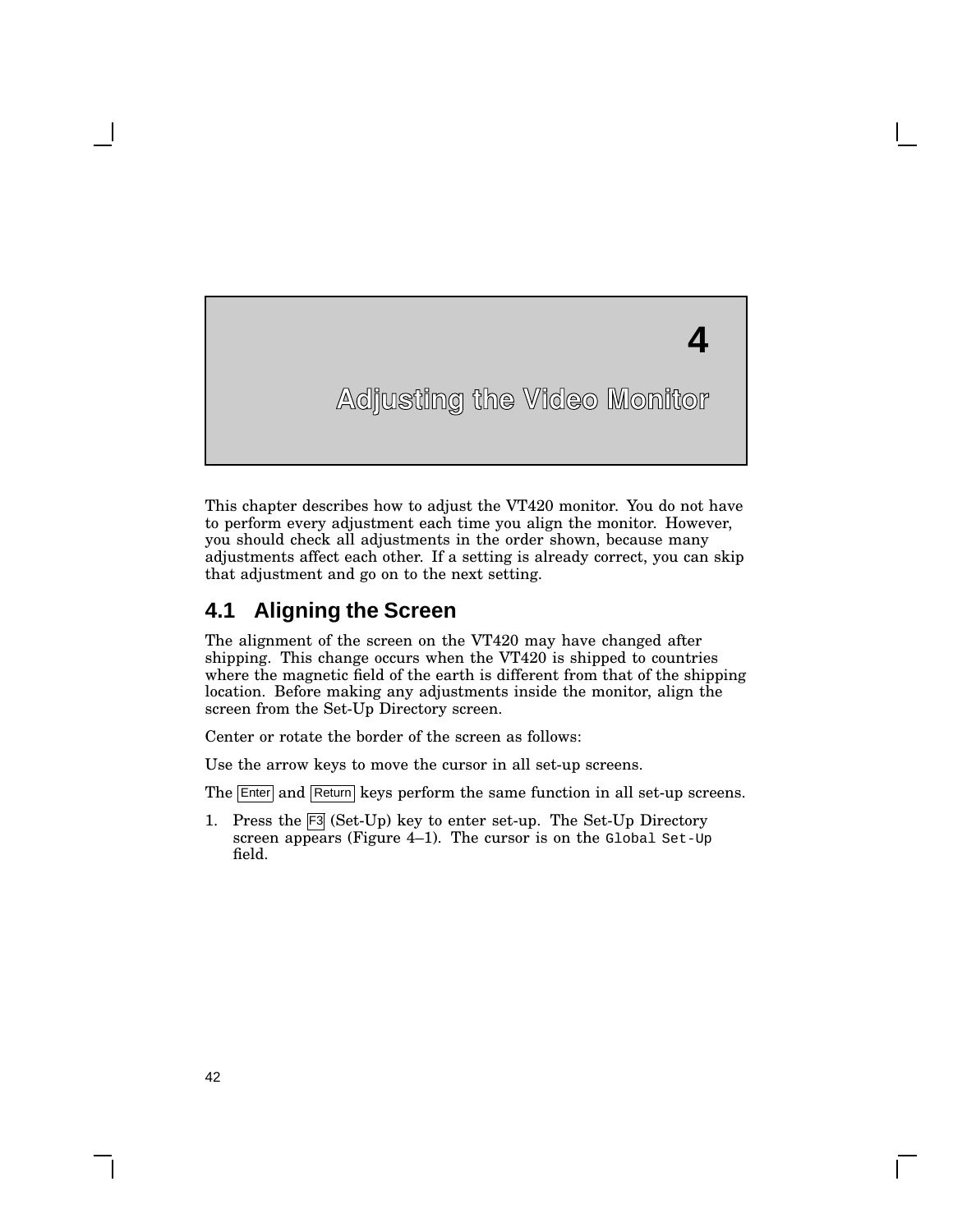# 4 Adjusting the Video Monitor

This chapter describes how to adjust the VT420 monitor. You do not have to perform every adjustment each time you align the monitor. However, you should check all adjustments in the order shown, because many adjustments affect each other. If a setting is already correct, you can skip that adjustment and go on to the next setting.

## 4.1 Aligning the Screen

The alignment of the screen on the VT420 may have changed after shipping. This change occurs when the VT420 is shipped to countries where the magnetic field of the earth is different from that of the shipping location. Before making any adjustments inside the monitor, align the screen from the Set-Up Directory screen.

Center or rotate the border of the screen as follows:

Use the arrow keys to move the cursor in all set-up screens.

The Enter and Return keys perform the same function in all set-up screens.

1. Press the F3 (Set-Up) key to enter set-up. The Set-Up Directory screen appears (Figure 4–1). The cursor is on the `Global Set-Up` field.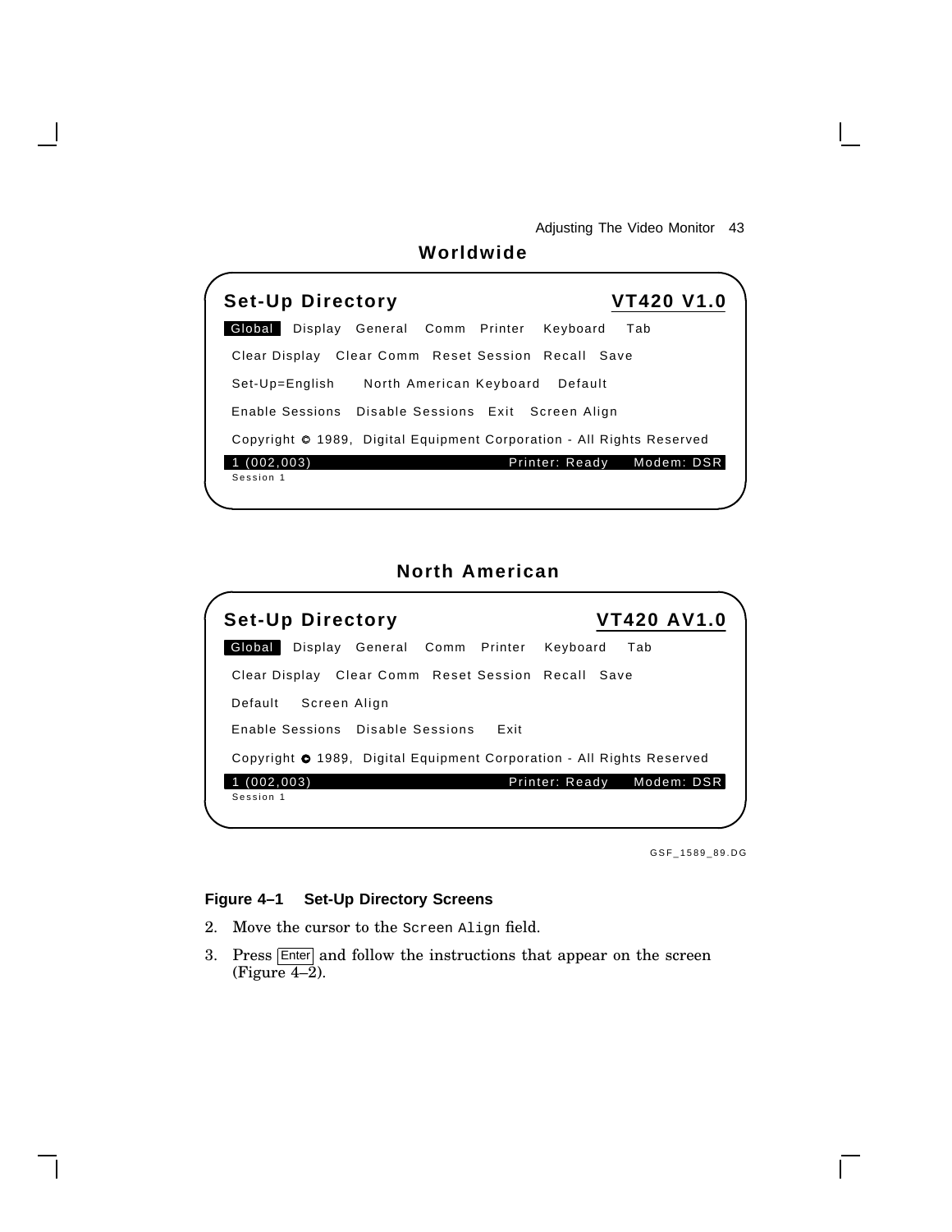**Worldwide**

```
Set-Up Directory                                          VT420 V1.0
 Global  Display  General  Comm  Printer  Keyboard  Tab
 Clear Display  Clear Comm  Reset Session  Recall  Save
 Set-Up=English    North American Keyboard  Default
 Enable Sessions  Disable Sessions  Exit  Screen Align
 Copyright © 1989, Digital Equipment Corporation - All Rights Reserved
 1 (002,003)                            Printer: Ready    Modem: DSR
 Session 1
```

**North American**

```
Set-Up Directory                                          VT420 AV1.0
 Global  Display  General  Comm  Printer  Keyboard  Tab
 Clear Display  Clear Comm  Reset Session  Recall  Save
 Default   Screen Align
 Enable Sessions  Disable Sessions   Exit
 Copyright © 1989, Digital Equipment Corporation - All Rights Reserved
 1 (002,003)                            Printer: Ready    Modem: DSR
 Session 1
```

GSF_1589_89.DG

**Figure 4–1 Set-Up Directory Screens**

2. Move the cursor to the `Screen Align` field.
3. Press Enter and follow the instructions that appear on the screen (Figure 4–2).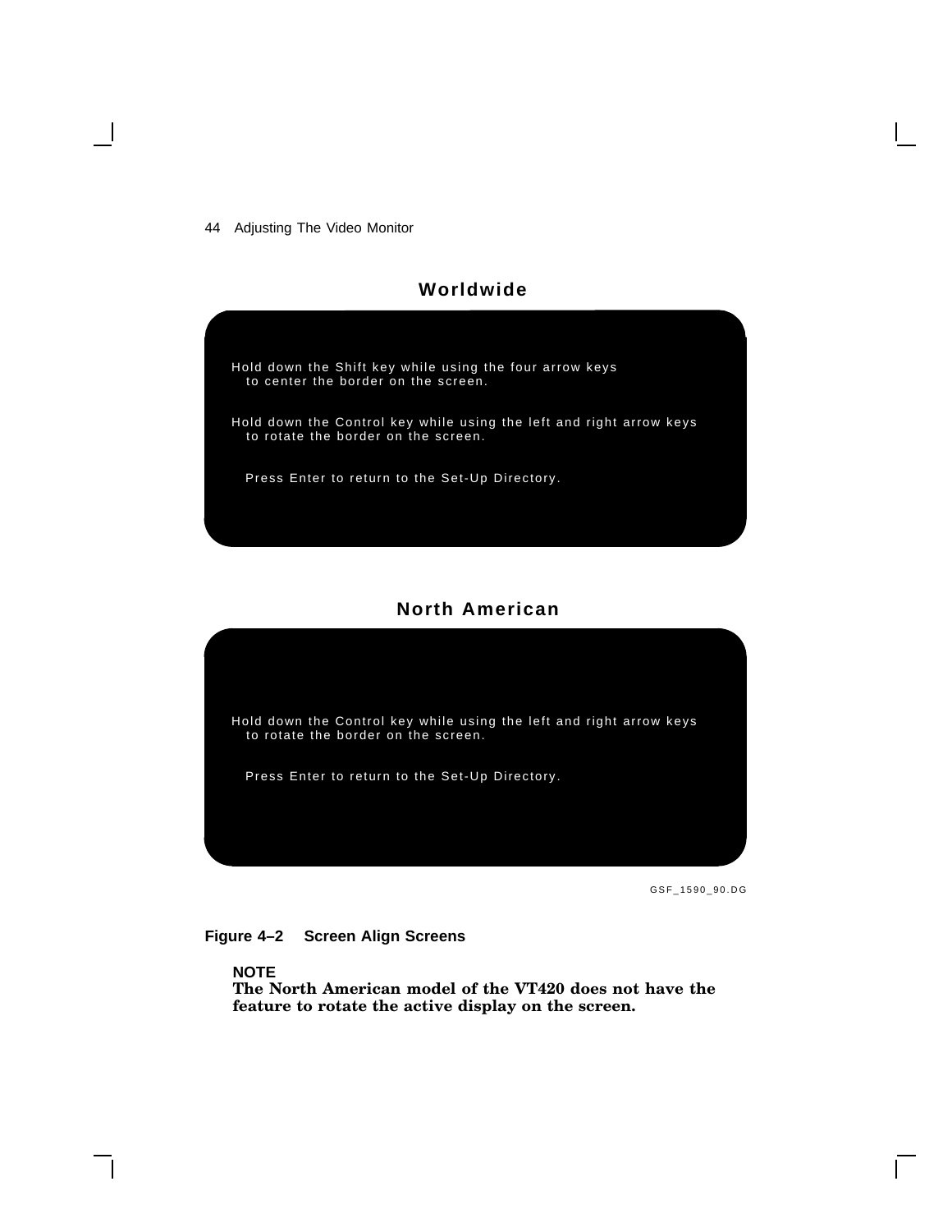**Worldwide**

```
Hold down the Shift key while using the four arrow keys
   to center the border on the screen.

Hold down the Control key while using the left and right arrow keys
   to rotate the border on the screen.

   Press Enter to return to the Set-Up Directory.
```

**North American**

```
Hold down the Control key while using the left and right arrow keys
   to rotate the border on the screen.

   Press Enter to return to the Set-Up Directory.
```

GSF_1590_90.DG

**Figure 4–2 Screen Align Screens**

**NOTE**
**The North American model of the VT420 does not have the feature to rotate the active display on the screen.**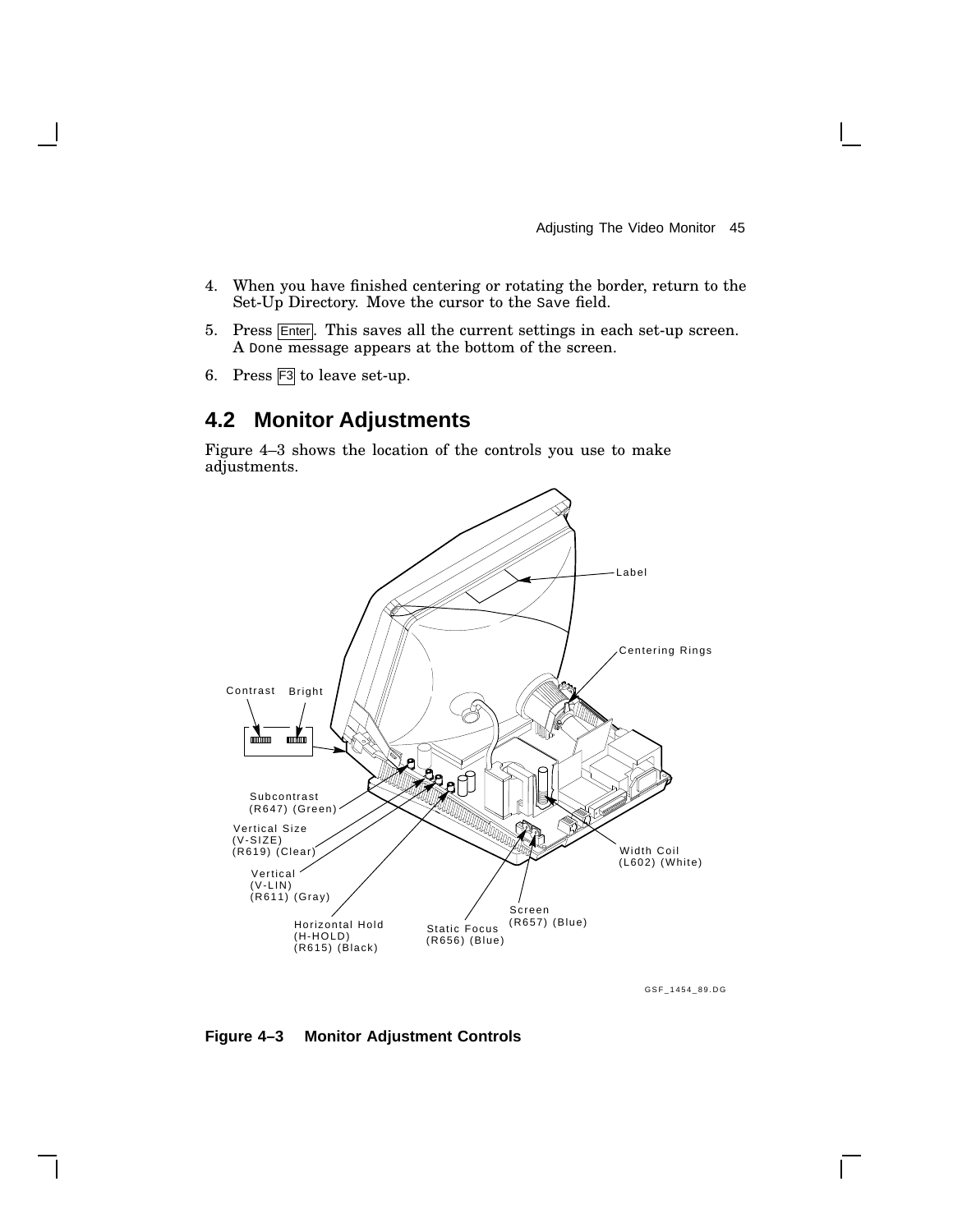4. When you have finished centering or rotating the border, return to the Set-Up Directory. Move the cursor to the Save field.

5. Press Enter. This saves all the current settings in each set-up screen. A Done message appears at the bottom of the screen.

6. Press F3 to leave set-up.

## 4.2 Monitor Adjustments

Figure 4–3 shows the location of the controls you use to make adjustments.

Label

Centering Rings

Contrast Bright

Subcontrast (R647) (Green)

Vertical Size (V-SIZE) (R619) (Clear)

Vertical (V-LIN) (R611) (Gray)

Horizontal Hold (H-HOLD) (R615) (Black)

Static Focus (R656) (Blue)

Screen (R657) (Blue)

Width Coil (L602) (White)

GSF_1454_89.DG

**Figure 4–3 Monitor Adjustment Controls**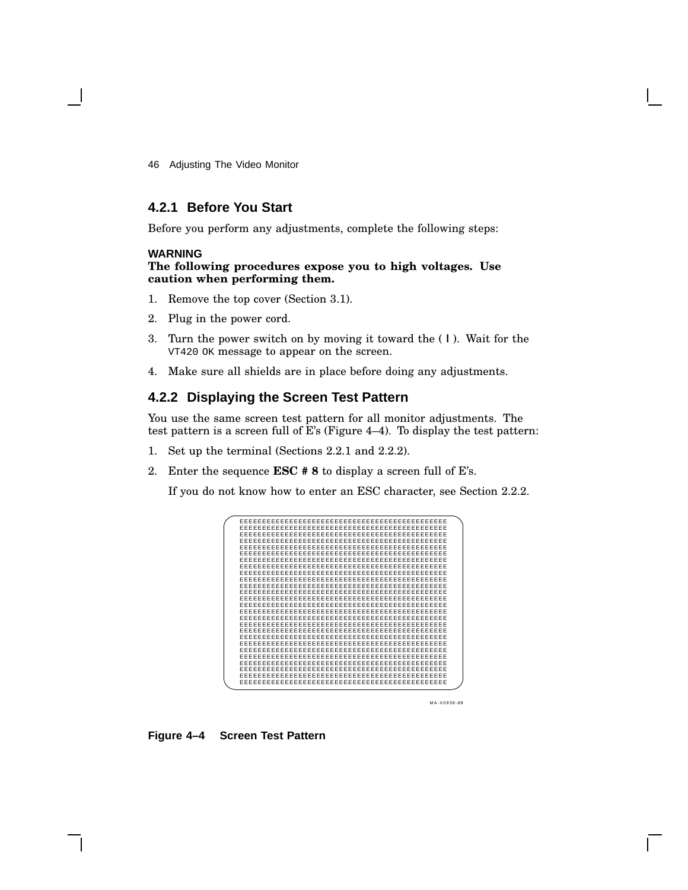### 4.2.1 Before You Start

Before you perform any adjustments, complete the following steps:

**WARNING**
**The following procedures expose you to high voltages. Use caution when performing them.**

1. Remove the top cover (Section 3.1).
2. Plug in the power cord.
3. Turn the power switch on by moving it toward the ( | ). Wait for the `VT420 OK` message to appear on the screen.
4. Make sure all shields are in place before doing any adjustments.

### 4.2.2 Displaying the Screen Test Pattern

You use the same screen test pattern for all monitor adjustments. The test pattern is a screen full of E's (Figure 4–4). To display the test pattern:

1. Set up the terminal (Sections 2.2.1 and 2.2.2).
2. Enter the sequence **ESC # 8** to display a screen full of E's.

   If you do not know how to enter an ESC character, see Section 2.2.2.

**Figure 4–4 Screen Test Pattern**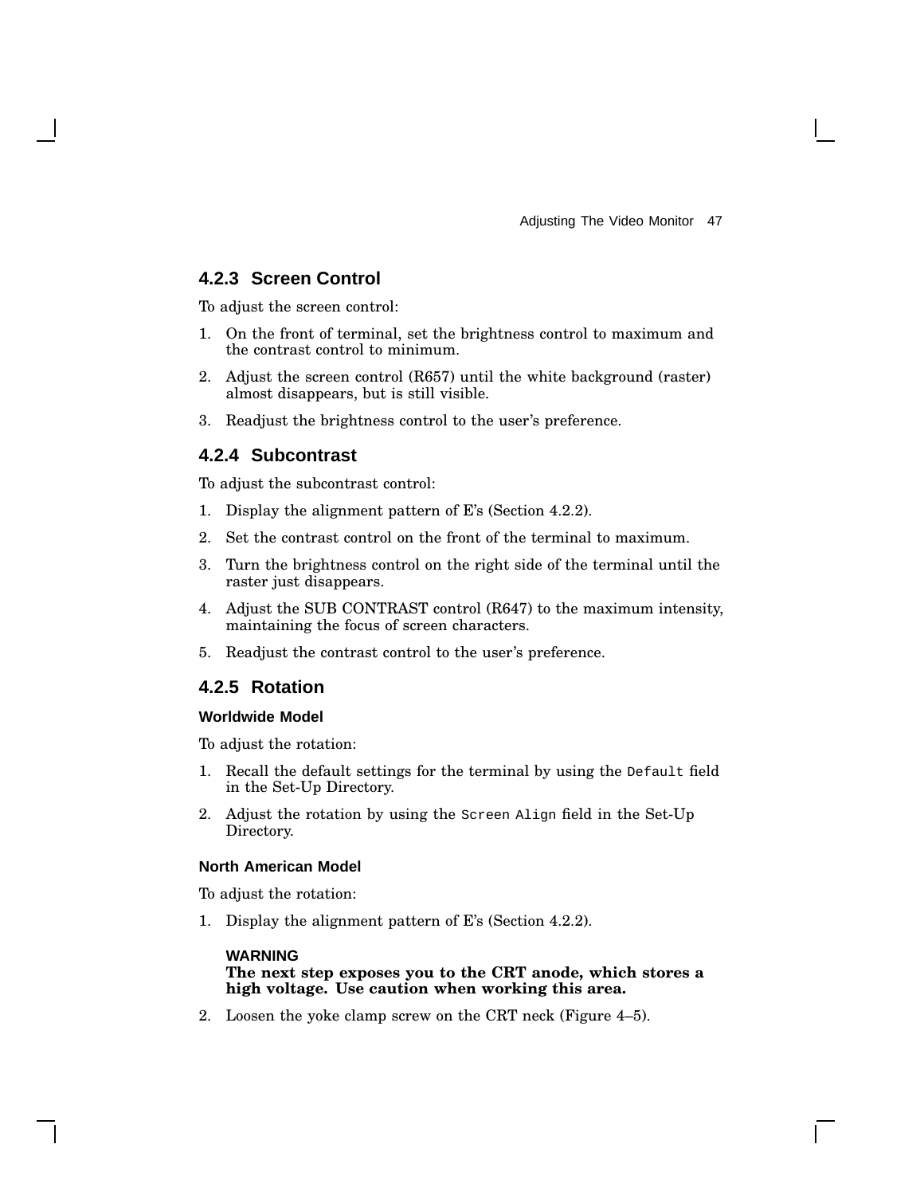### 4.2.3 Screen Control

To adjust the screen control:

1. On the front of terminal, set the brightness control to maximum and the contrast control to minimum.
2. Adjust the screen control (R657) until the white background (raster) almost disappears, but is still visible.
3. Readjust the brightness control to the user's preference.

### 4.2.4 Subcontrast

To adjust the subcontrast control:

1. Display the alignment pattern of E's (Section 4.2.2).
2. Set the contrast control on the front of the terminal to maximum.
3. Turn the brightness control on the right side of the terminal until the raster just disappears.
4. Adjust the SUB CONTRAST control (R647) to the maximum intensity, maintaining the focus of screen characters.
5. Readjust the contrast control to the user's preference.

### 4.2.5 Rotation

#### Worldwide Model

To adjust the rotation:

1. Recall the default settings for the terminal by using the `Default` field in the Set-Up Directory.
2. Adjust the rotation by using the `Screen Align` field in the Set-Up Directory.

#### North American Model

To adjust the rotation:

1. Display the alignment pattern of E's (Section 4.2.2).

   **WARNING**
   **The next step exposes you to the CRT anode, which stores a high voltage. Use caution when working this area.**

2. Loosen the yoke clamp screw on the CRT neck (Figure 4–5).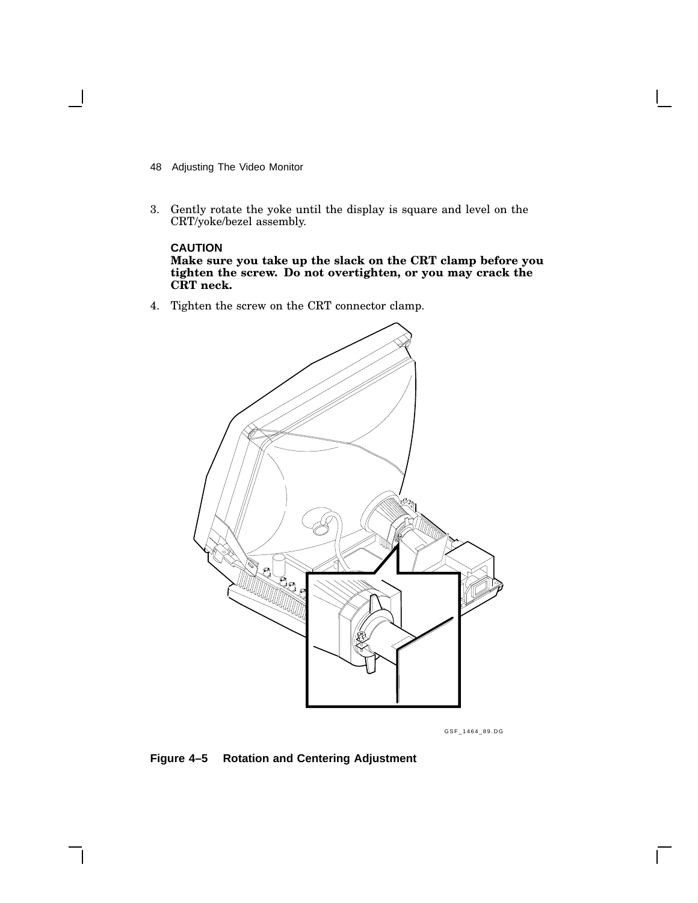3. Gently rotate the yoke until the display is square and level on the CRT/yoke/bezel assembly.

**CAUTION**
**Make sure you take up the slack on the CRT clamp before you tighten the screw. Do not overtighten, or you may crack the CRT neck.**

4. Tighten the screw on the CRT connector clamp.

GSF_1464_89.DG

**Figure 4–5 Rotation and Centering Adjustment**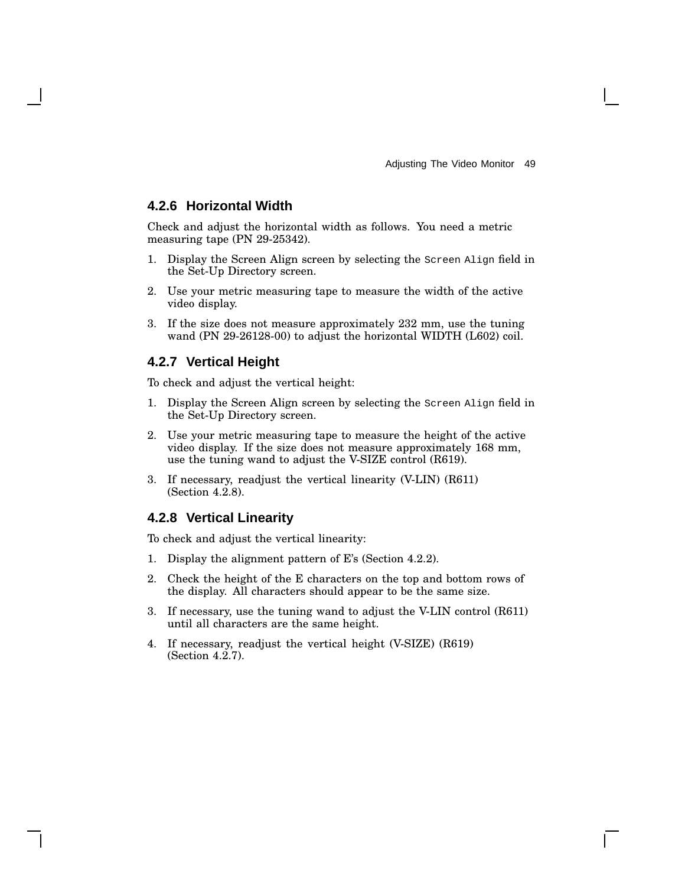### 4.2.6 Horizontal Width

Check and adjust the horizontal width as follows. You need a metric measuring tape (PN 29-25342).

1. Display the Screen Align screen by selecting the `Screen Align` field in the Set-Up Directory screen.
2. Use your metric measuring tape to measure the width of the active video display.
3. If the size does not measure approximately 232 mm, use the tuning wand (PN 29-26128-00) to adjust the horizontal WIDTH (L602) coil.

### 4.2.7 Vertical Height

To check and adjust the vertical height:

1. Display the Screen Align screen by selecting the `Screen Align` field in the Set-Up Directory screen.
2. Use your metric measuring tape to measure the height of the active video display. If the size does not measure approximately 168 mm, use the tuning wand to adjust the V-SIZE control (R619).
3. If necessary, readjust the vertical linearity (V-LIN) (R611) (Section 4.2.8).

### 4.2.8 Vertical Linearity

To check and adjust the vertical linearity:

1. Display the alignment pattern of E's (Section 4.2.2).
2. Check the height of the E characters on the top and bottom rows of the display. All characters should appear to be the same size.
3. If necessary, use the tuning wand to adjust the V-LIN control (R611) until all characters are the same height.
4. If necessary, readjust the vertical height (V-SIZE) (R619) (Section 4.2.7).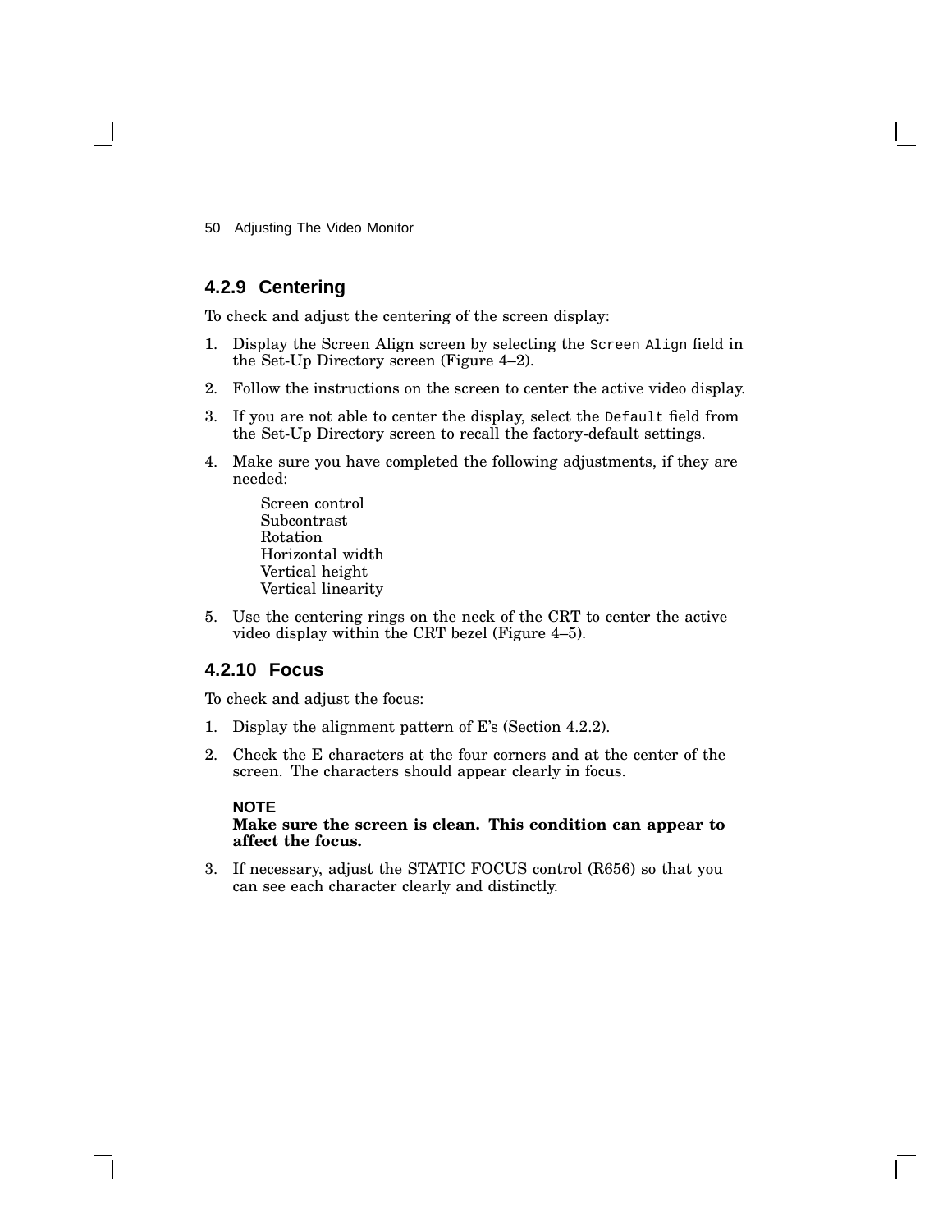### 4.2.9 Centering

To check and adjust the centering of the screen display:

1. Display the Screen Align screen by selecting the `Screen Align` field in the Set-Up Directory screen (Figure 4–2).
2. Follow the instructions on the screen to center the active video display.
3. If you are not able to center the display, select the `Default` field from the Set-Up Directory screen to recall the factory-default settings.
4. Make sure you have completed the following adjustments, if they are needed:

   Screen control
   Subcontrast
   Rotation
   Horizontal width
   Vertical height
   Vertical linearity

5. Use the centering rings on the neck of the CRT to center the active video display within the CRT bezel (Figure 4–5).

### 4.2.10 Focus

To check and adjust the focus:

1. Display the alignment pattern of E's (Section 4.2.2).
2. Check the E characters at the four corners and at the center of the screen. The characters should appear clearly in focus.

   **NOTE**
   **Make sure the screen is clean. This condition can appear to affect the focus.**

3. If necessary, adjust the STATIC FOCUS control (R656) so that you can see each character clearly and distinctly.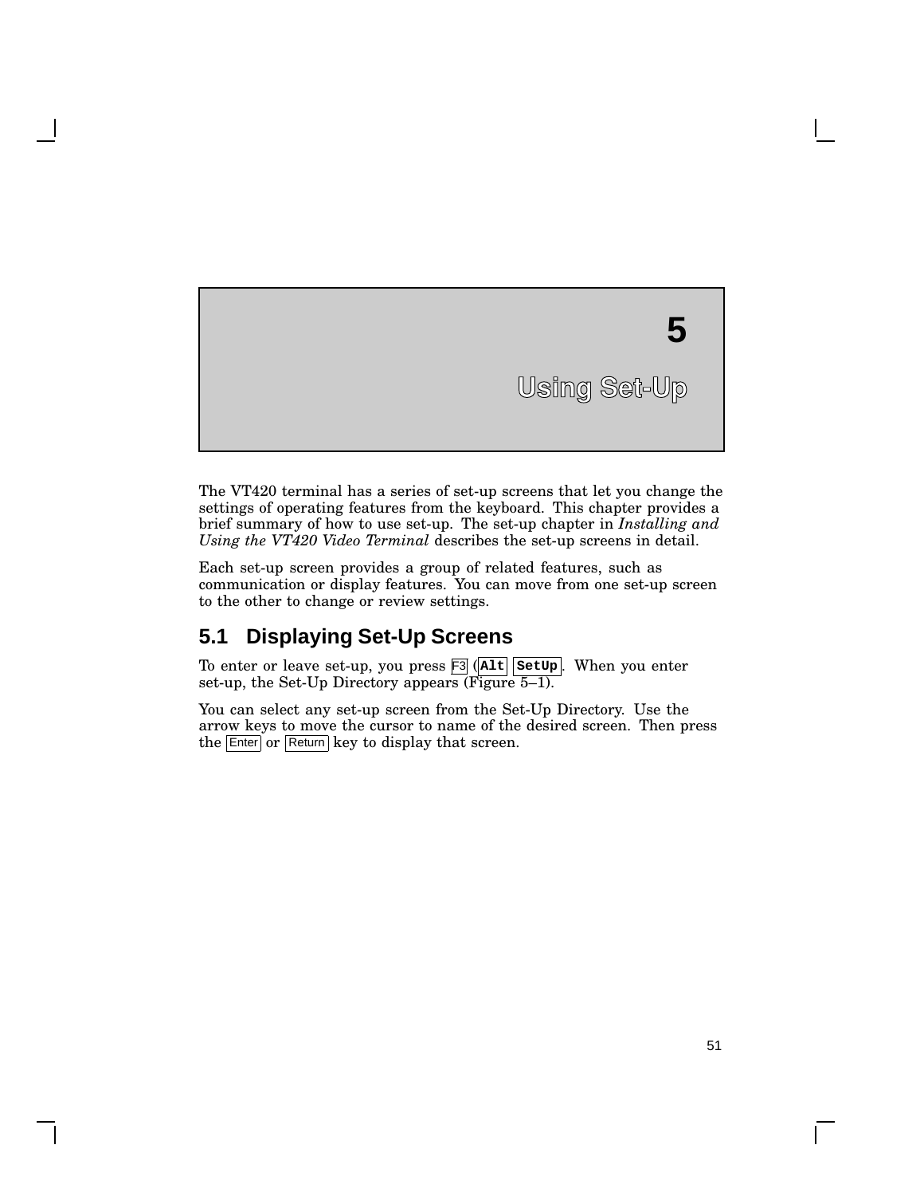# 5 Using Set-Up

The VT420 terminal has a series of set-up screens that let you change the settings of operating features from the keyboard. This chapter provides a brief summary of how to use set-up. The set-up chapter in *Installing and Using the VT420 Video Terminal* describes the set-up screens in detail.

Each set-up screen provides a group of related features, such as communication or display features. You can move from one set-up screen to the other to change or review settings.

## 5.1 Displaying Set-Up Screens

To enter or leave set-up, you press F3 (**Alt** **SetUp**). When you enter set-up, the Set-Up Directory appears (Figure 5–1).

You can select any set-up screen from the Set-Up Directory. Use the arrow keys to move the cursor to name of the desired screen. Then press the Enter or Return key to display that screen.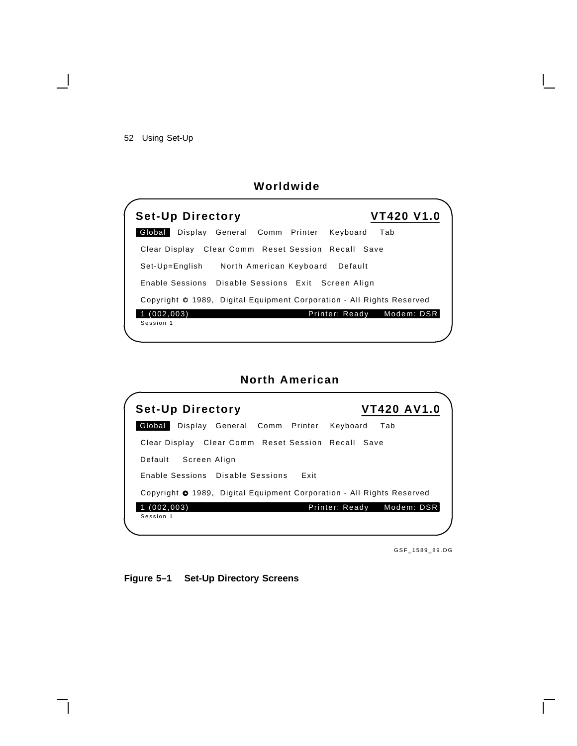**Worldwide**

```
Set-Up Directory                                        VT420 V1.0
 Global   Display  General  Comm  Printer   Keyboard   Tab

 Clear Display  Clear Comm  Reset Session  Recall  Save

 Set-Up=English     North American Keyboard   Default

 Enable Sessions  Disable Sessions  Exit  Screen Align

 Copyright © 1989, Digital Equipment Corporation - All Rights Reserved
 1 (002,003)                           Printer: Ready    Modem: DSR
 Session 1
```

**North American**

```
Set-Up Directory                                       VT420 AV1.0
 Global   Display  General  Comm  Printer   Keyboard   Tab

 Clear Display  Clear Comm  Reset Session  Recall  Save

 Default    Screen Align

 Enable Sessions  Disable Sessions   Exit

 Copyright © 1989, Digital Equipment Corporation - All Rights Reserved
 1 (002,003)                           Printer: Ready    Modem: DSR
 Session 1
```

GSF_1589_89.DG

**Figure 5–1 Set-Up Directory Screens**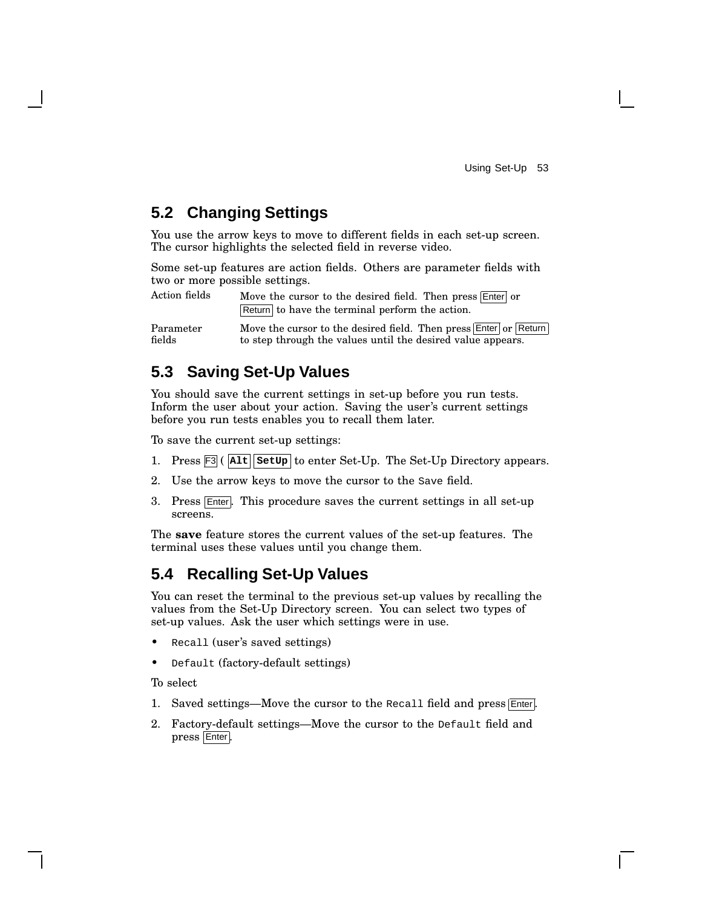## 5.2 Changing Settings

You use the arrow keys to move to different fields in each set-up screen. The cursor highlights the selected field in reverse video.

Some set-up features are action fields. Others are parameter fields with two or more possible settings.

| | |
|---|---|
| Action fields | Move the cursor to the desired field. Then press Enter or Return to have the terminal perform the action. |
| Parameter fields | Move the cursor to the desired field. Then press Enter or Return to step through the values until the desired value appears. |

## 5.3 Saving Set-Up Values

You should save the current settings in set-up before you run tests. Inform the user about your action. Saving the user's current settings before you run tests enables you to recall them later.

To save the current set-up settings:

1. Press F3 ( **Alt** **SetUp** to enter Set-Up. The Set-Up Directory appears.
2. Use the arrow keys to move the cursor to the `Save` field.
3. Press Enter. This procedure saves the current settings in all set-up screens.

The **save** feature stores the current values of the set-up features. The terminal uses these values until you change them.

## 5.4 Recalling Set-Up Values

You can reset the terminal to the previous set-up values by recalling the values from the Set-Up Directory screen. You can select two types of set-up values. Ask the user which settings were in use.

- `Recall` (user's saved settings)
- `Default` (factory-default settings)

To select

1. Saved settings—Move the cursor to the `Recall` field and press Enter.
2. Factory-default settings—Move the cursor to the `Default` field and press Enter.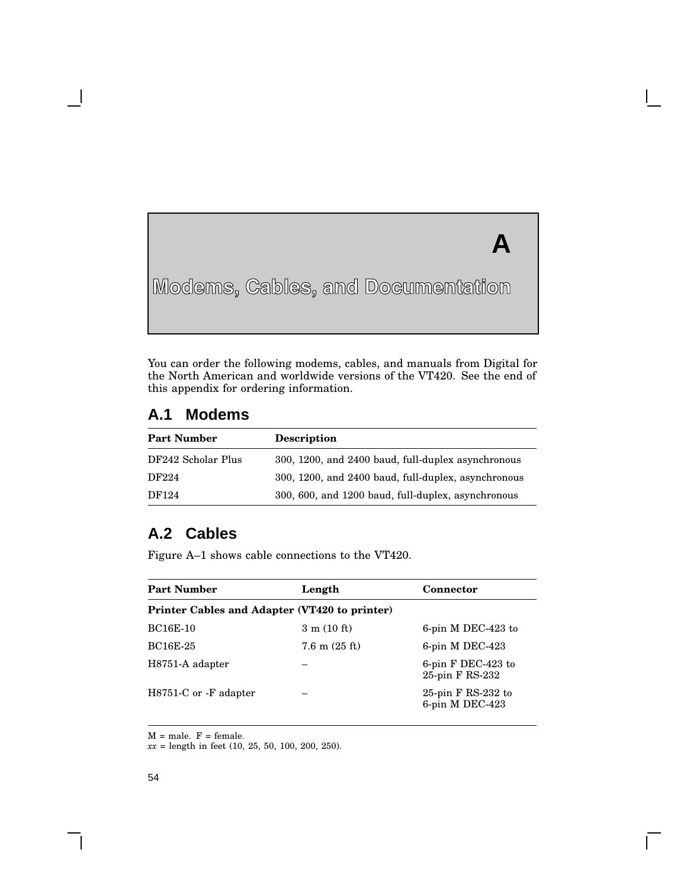# A Modems, Cables, and Documentation

You can order the following modems, cables, and manuals from Digital for the North American and worldwide versions of the VT420. See the end of this appendix for ordering information.

## A.1 Modems

| Part Number | Description |
|---|---|
| DF242 Scholar Plus | 300, 1200, and 2400 baud, full-duplex asynchronous |
| DF224 | 300, 1200, and 2400 baud, full-duplex, asynchronous |
| DF124 | 300, 600, and 1200 baud, full-duplex, asynchronous |

## A.2 Cables

Figure A–1 shows cable connections to the VT420.

| Part Number | Length | Connector |
|---|---|---|
| **Printer Cables and Adapter (VT420 to printer)** | | |
| BC16E-10 | 3 m (10 ft) | 6-pin M DEC-423 to |
| BC16E-25 | 7.6 m (25 ft) | 6-pin M DEC-423 |
| H8751-A adapter | – | 6-pin F DEC-423 to 25-pin F RS-232 |
| H8751-C or -F adapter | – | 25-pin F RS-232 to 6-pin M DEC-423 |

M = male. F = female.
*xx* = length in feet (10, 25, 50, 100, 200, 250).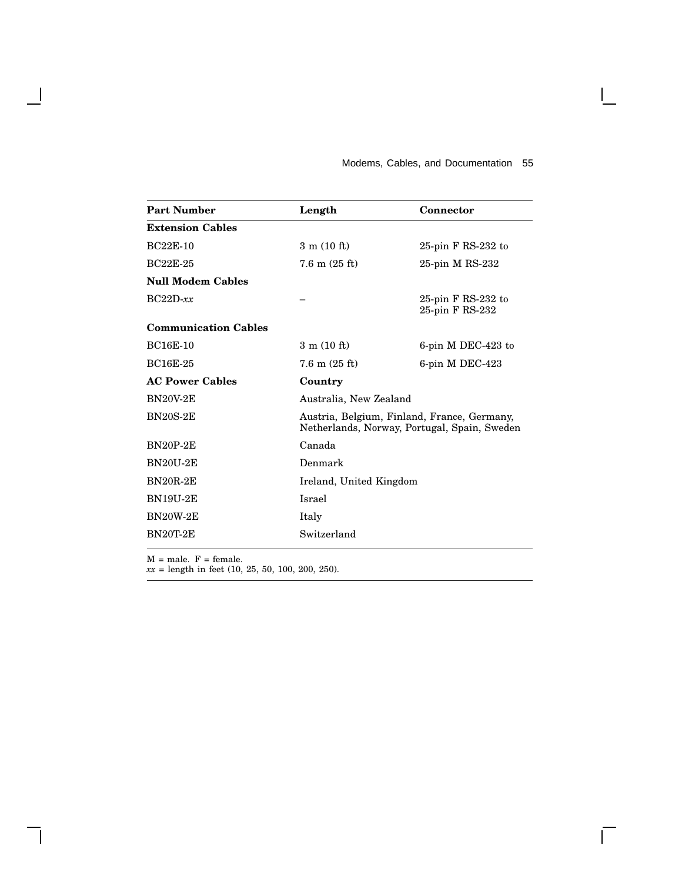| Part Number | Length | Connector |
|---|---|---|
| **Extension Cables** | | |
| BC22E-10 | 3 m (10 ft) | 25-pin F RS-232 to |
| BC22E-25 | 7.6 m (25 ft) | 25-pin M RS-232 |
| **Null Modem Cables** | | |
| BC22D-*xx* | – | 25-pin F RS-232 to 25-pin F RS-232 |
| **Communication Cables** | | |
| BC16E-10 | 3 m (10 ft) | 6-pin M DEC-423 to |
| BC16E-25 | 7.6 m (25 ft) | 6-pin M DEC-423 |
| **AC Power Cables** | **Country** | |
| BN20V-2E | Australia, New Zealand | |
| BN20S-2E | Austria, Belgium, Finland, France, Germany, Netherlands, Norway, Portugal, Spain, Sweden | |
| BN20P-2E | Canada | |
| BN20U-2E | Denmark | |
| BN20R-2E | Ireland, United Kingdom | |
| BN19U-2E | Israel | |
| BN20W-2E | Italy | |
| BN20T-2E | Switzerland | |

M = male. F = female.
*xx* = length in feet (10, 25, 50, 100, 200, 250).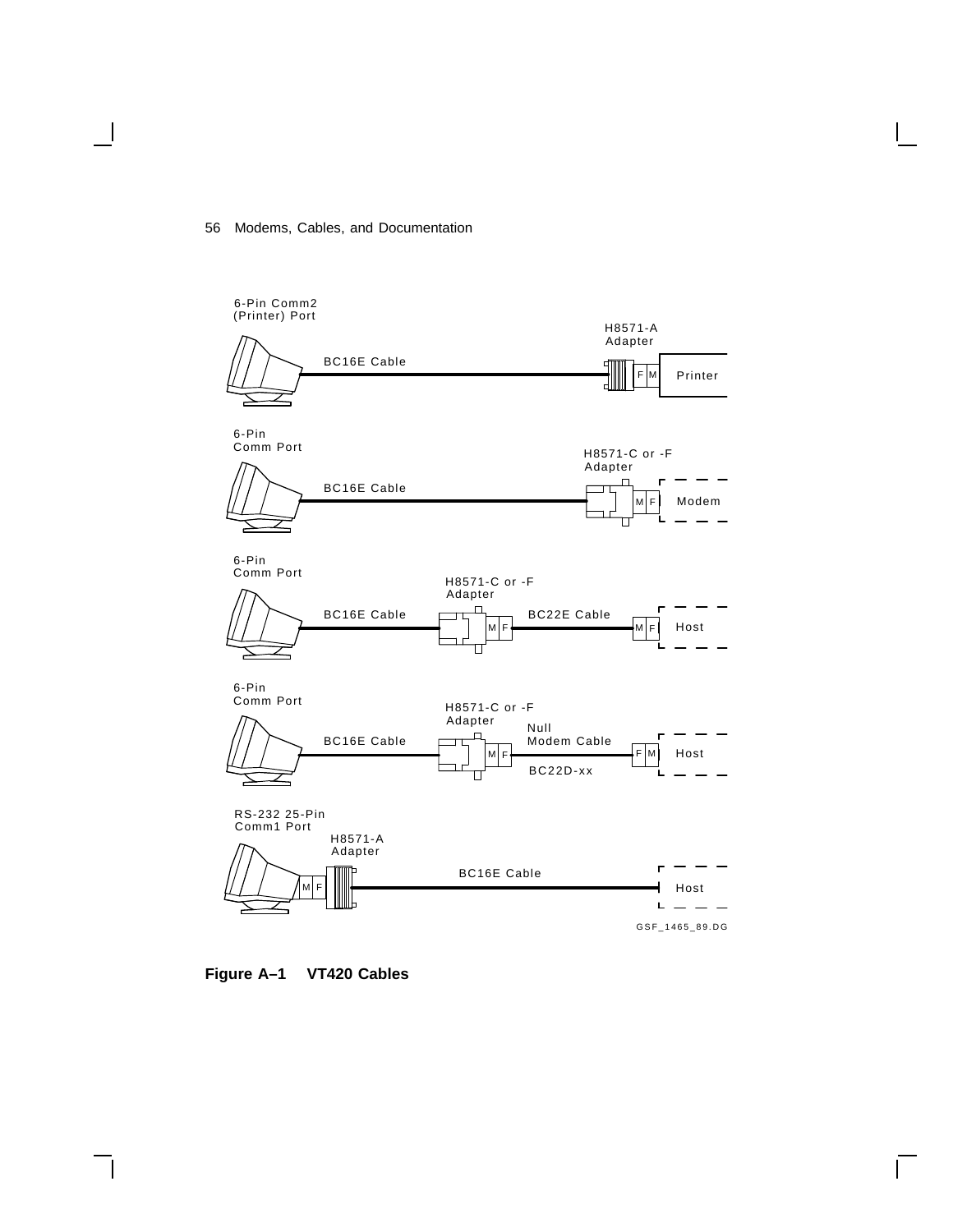6-Pin Comm2 (Printer) Port

BC16E Cable

H8571-A Adapter

F M

Printer

6-Pin Comm Port

BC16E Cable

H8571-C or -F Adapter

M F

Modem

6-Pin Comm Port

BC16E Cable

H8571-C or -F Adapter

M F

BC22E Cable

M F

Host

6-Pin Comm Port

BC16E Cable

H8571-C or -F Adapter

M F

Null Modem Cable

BC22D-xx

F M

Host

RS-232 25-Pin Comm1 Port

H8571-A Adapter

M F

BC16E Cable

Host

GSF_1465_89.DG

**Figure A–1 VT420 Cables**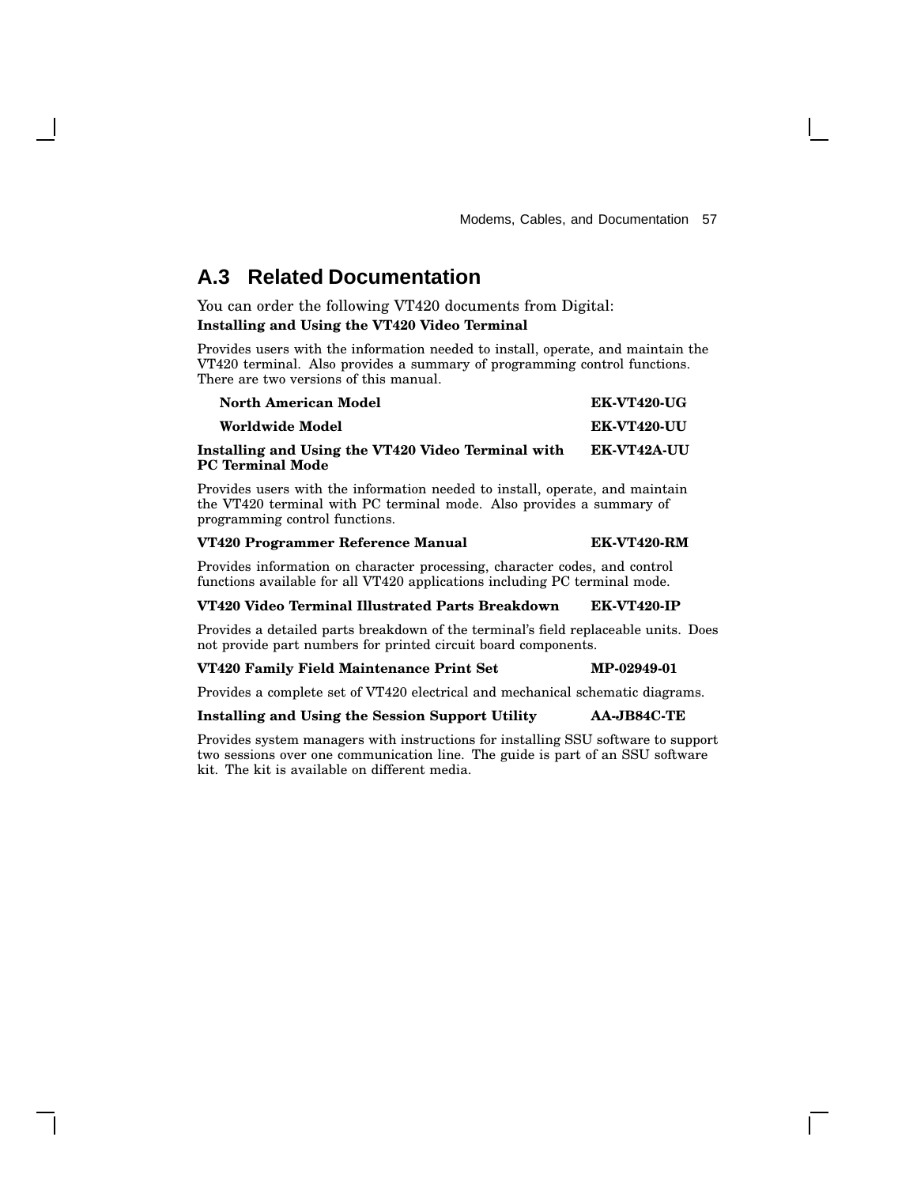## A.3 Related Documentation

You can order the following VT420 documents from Digital:

**Installing and Using the VT420 Video Terminal**

Provides users with the information needed to install, operate, and maintain the VT420 terminal. Also provides a summary of programming control functions. There are two versions of this manual.

| | |
|---|---|
| **North American Model** | **EK-VT420-UG** |
| **Worldwide Model** | **EK-VT420-UU** |

**Installing and Using the VT420 Video Terminal with PC Terminal Mode** — **EK-VT42A-UU**

Provides users with the information needed to install, operate, and maintain the VT420 terminal with PC terminal mode. Also provides a summary of programming control functions.

**VT420 Programmer Reference Manual** — **EK-VT420-RM**

Provides information on character processing, character codes, and control functions available for all VT420 applications including PC terminal mode.

**VT420 Video Terminal Illustrated Parts Breakdown** — **EK-VT420-IP**

Provides a detailed parts breakdown of the terminal's field replaceable units. Does not provide part numbers for printed circuit board components.

**VT420 Family Field Maintenance Print Set** — **MP-02949-01**

Provides a complete set of VT420 electrical and mechanical schematic diagrams.

**Installing and Using the Session Support Utility** — **AA-JB84C-TE**

Provides system managers with instructions for installing SSU software to support two sessions over one communication line. The guide is part of an SSU software kit. The kit is available on different media.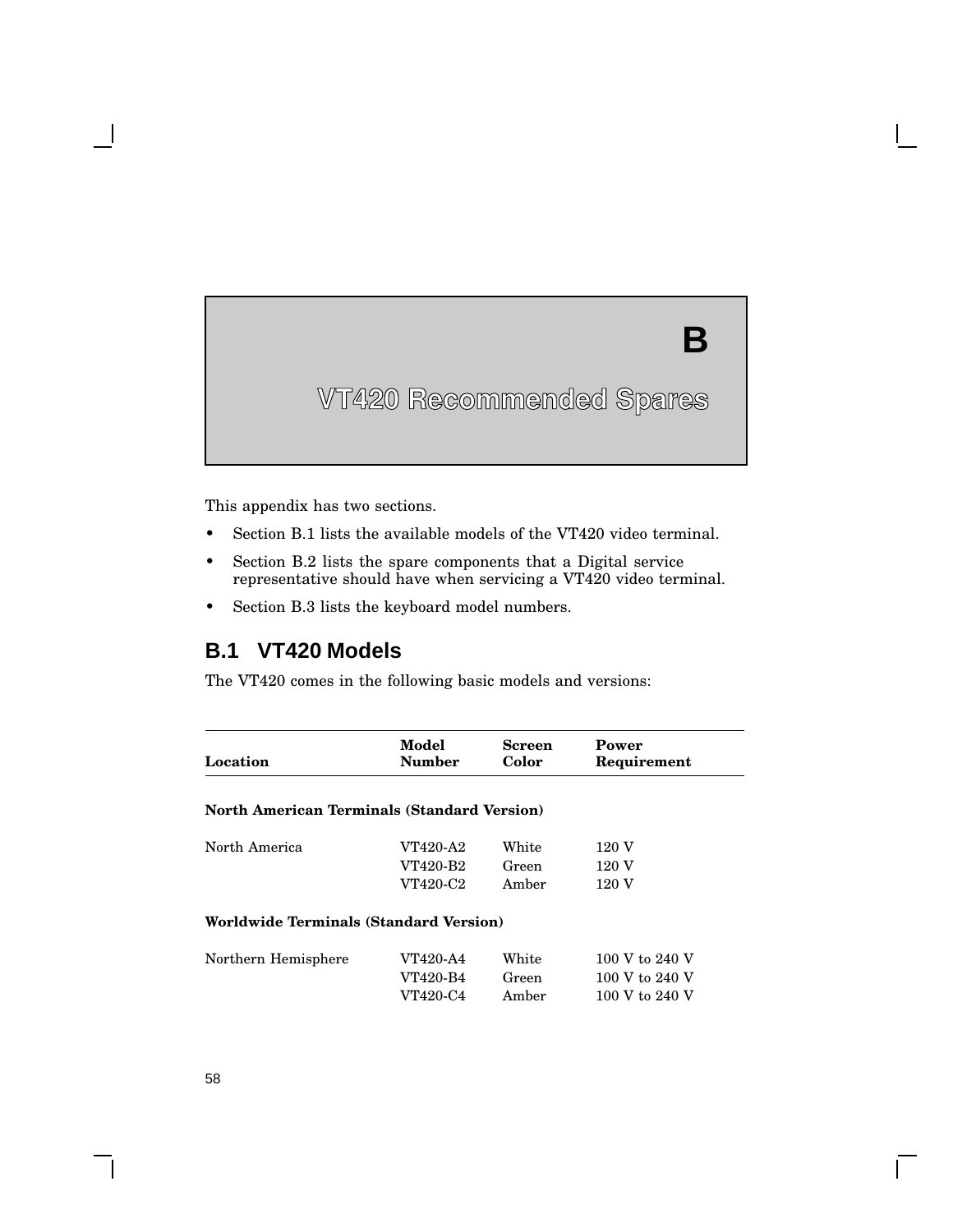# B

# VT420 Recommended Spares

This appendix has two sections.

- Section B.1 lists the available models of the VT420 video terminal.
- Section B.2 lists the spare components that a Digital service representative should have when servicing a VT420 video terminal.
- Section B.3 lists the keyboard model numbers.

## B.1 VT420 Models

The VT420 comes in the following basic models and versions:

| Location | Model Number | Screen Color | Power Requirement |
|---|---|---|---|
| **North American Terminals (Standard Version)** | | | |
| North America | VT420-A2 | White | 120 V |
| | VT420-B2 | Green | 120 V |
| | VT420-C2 | Amber | 120 V |
| **Worldwide Terminals (Standard Version)** | | | |
| Northern Hemisphere | VT420-A4 | White | 100 V to 240 V |
| | VT420-B4 | Green | 100 V to 240 V |
| | VT420-C4 | Amber | 100 V to 240 V |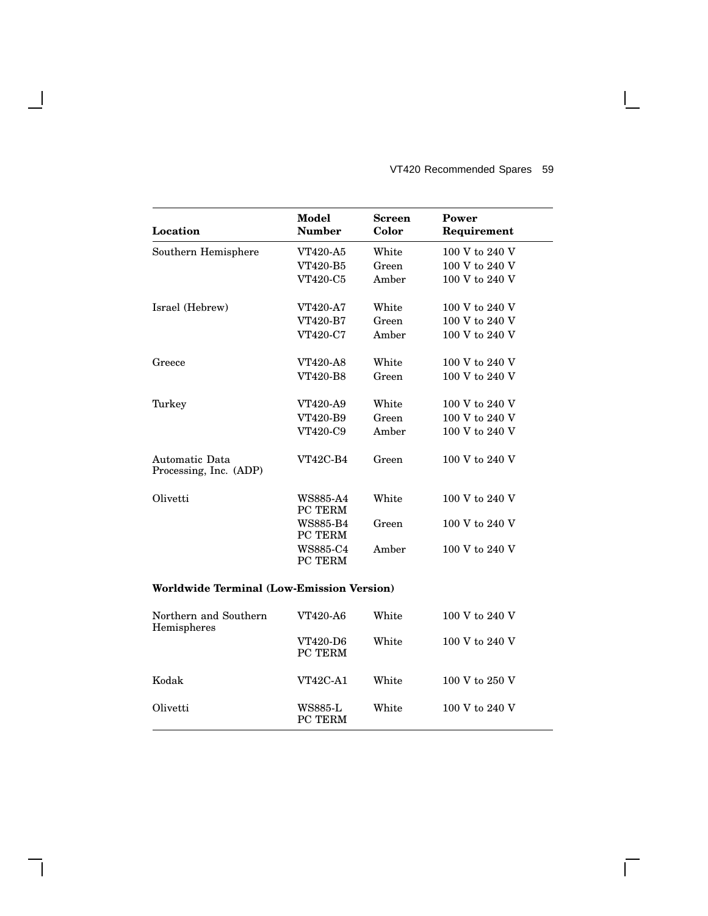| Location | Model Number | Screen Color | Power Requirement |
|---|---|---|---|
| Southern Hemisphere | VT420-A5 | White | 100 V to 240 V |
| | VT420-B5 | Green | 100 V to 240 V |
| | VT420-C5 | Amber | 100 V to 240 V |
| Israel (Hebrew) | VT420-A7 | White | 100 V to 240 V |
| | VT420-B7 | Green | 100 V to 240 V |
| | VT420-C7 | Amber | 100 V to 240 V |
| Greece | VT420-A8 | White | 100 V to 240 V |
| | VT420-B8 | Green | 100 V to 240 V |
| Turkey | VT420-A9 | White | 100 V to 240 V |
| | VT420-B9 | Green | 100 V to 240 V |
| | VT420-C9 | Amber | 100 V to 240 V |
| Automatic Data Processing, Inc. (ADP) | VT42C-B4 | Green | 100 V to 240 V |
| Olivetti | WS885-A4 PC TERM | White | 100 V to 240 V |
| | WS885-B4 PC TERM | Green | 100 V to 240 V |
| | WS885-C4 PC TERM | Amber | 100 V to 240 V |
| **Worldwide Terminal (Low-Emission Version)** | | | |
| Northern and Southern Hemispheres | VT420-A6 | White | 100 V to 240 V |
| | VT420-D6 PC TERM | White | 100 V to 240 V |
| Kodak | VT42C-A1 | White | 100 V to 250 V |
| Olivetti | WS885-L PC TERM | White | 100 V to 240 V |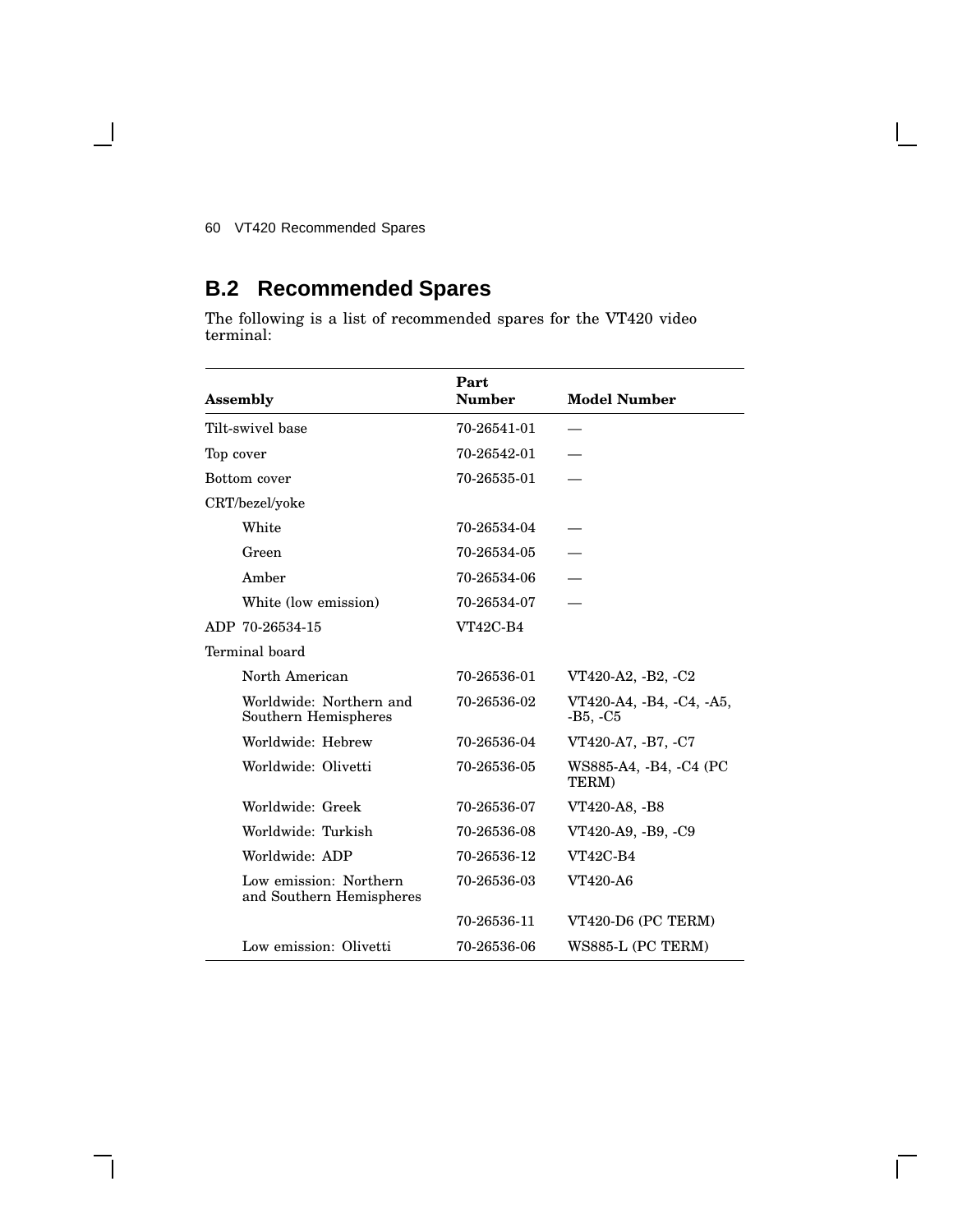## B.2 Recommended Spares

The following is a list of recommended spares for the VT420 video terminal:

| Assembly | Part Number | Model Number |
|---|---|---|
| Tilt-swivel base | 70-26541-01 | — |
| Top cover | 70-26542-01 | — |
| Bottom cover | 70-26535-01 | — |
| CRT/bezel/yoke | | |
| White | 70-26534-04 | — |
| Green | 70-26534-05 | — |
| Amber | 70-26534-06 | — |
| White (low emission) | 70-26534-07 | — |
| ADP 70-26534-15 | VT42C-B4 | |
| Terminal board | | |
| North American | 70-26536-01 | VT420-A2, -B2, -C2 |
| Worldwide: Northern and Southern Hemispheres | 70-26536-02 | VT420-A4, -B4, -C4, -A5, -B5, -C5 |
| Worldwide: Hebrew | 70-26536-04 | VT420-A7, -B7, -C7 |
| Worldwide: Olivetti | 70-26536-05 | WS885-A4, -B4, -C4 (PC TERM) |
| Worldwide: Greek | 70-26536-07 | VT420-A8, -B8 |
| Worldwide: Turkish | 70-26536-08 | VT420-A9, -B9, -C9 |
| Worldwide: ADP | 70-26536-12 | VT42C-B4 |
| Low emission: Northern and Southern Hemispheres | 70-26536-03 | VT420-A6 |
| | 70-26536-11 | VT420-D6 (PC TERM) |
| Low emission: Olivetti | 70-26536-06 | WS885-L (PC TERM) |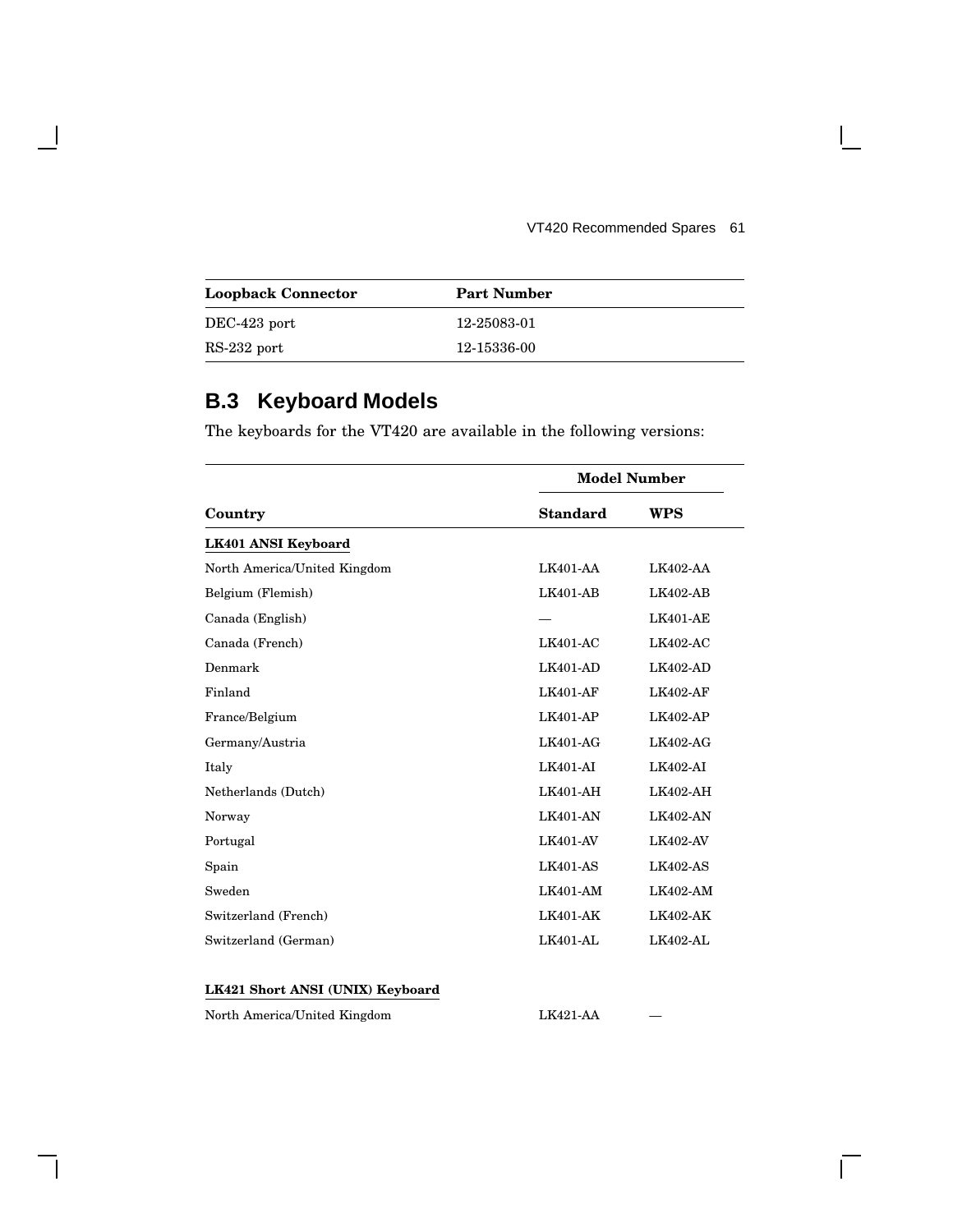| Loopback Connector | Part Number |
| --- | --- |
| DEC-423 port | 12-25083-01 |
| RS-232 port | 12-15336-00 |

## B.3 Keyboard Models

The keyboards for the VT420 are available in the following versions:

| | Model Number | |
| --- | --- | --- |
| **Country** | **Standard** | **WPS** |
| **LK401 ANSI Keyboard** | | |
| North America/United Kingdom | LK401-AA | LK402-AA |
| Belgium (Flemish) | LK401-AB | LK402-AB |
| Canada (English) | — | LK401-AE |
| Canada (French) | LK401-AC | LK402-AC |
| Denmark | LK401-AD | LK402-AD |
| Finland | LK401-AF | LK402-AF |
| France/Belgium | LK401-AP | LK402-AP |
| Germany/Austria | LK401-AG | LK402-AG |
| Italy | LK401-AI | LK402-AI |
| Netherlands (Dutch) | LK401-AH | LK402-AH |
| Norway | LK401-AN | LK402-AN |
| Portugal | LK401-AV | LK402-AV |
| Spain | LK401-AS | LK402-AS |
| Sweden | LK401-AM | LK402-AM |
| Switzerland (French) | LK401-AK | LK402-AK |
| Switzerland (German) | LK401-AL | LK402-AL |
| **LK421 Short ANSI (UNIX) Keyboard** | | |
| North America/United Kingdom | LK421-AA | — |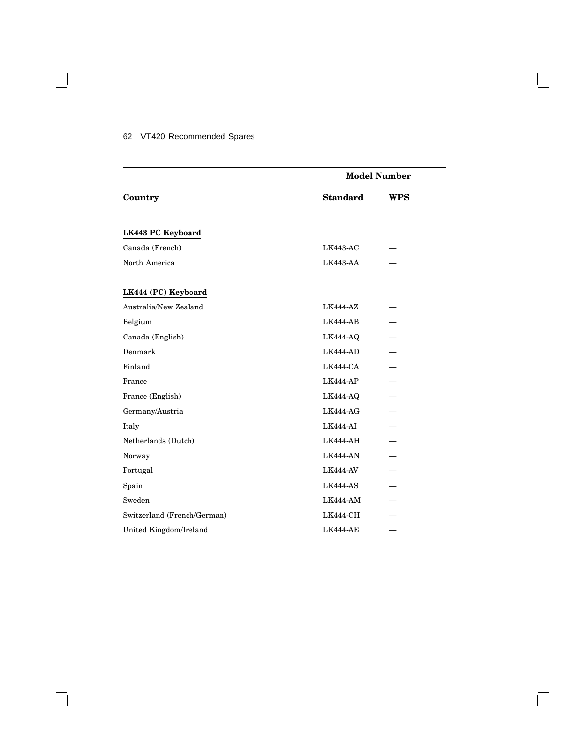| Country | Model Number | |
|---|---|---|
| | **Standard** | **WPS** |
| **LK443 PC Keyboard** | | |
| Canada (French) | LK443-AC | — |
| North America | LK443-AA | — |
| **LK444 (PC) Keyboard** | | |
| Australia/New Zealand | LK444-AZ | — |
| Belgium | LK444-AB | — |
| Canada (English) | LK444-AQ | — |
| Denmark | LK444-AD | — |
| Finland | LK444-CA | — |
| France | LK444-AP | — |
| France (English) | LK444-AQ | — |
| Germany/Austria | LK444-AG | — |
| Italy | LK444-AI | — |
| Netherlands (Dutch) | LK444-AH | — |
| Norway | LK444-AN | — |
| Portugal | LK444-AV | — |
| Spain | LK444-AS | — |
| Sweden | LK444-AM | — |
| Switzerland (French/German) | LK444-CH | — |
| United Kingdom/Ireland | LK444-AE | — |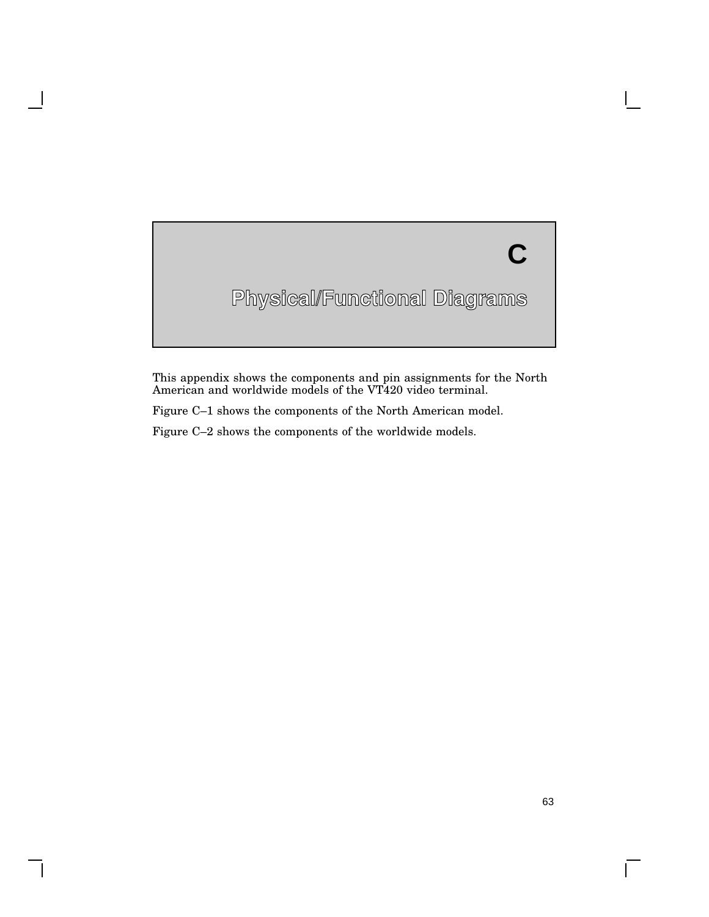# C Physical/Functional Diagrams

This appendix shows the components and pin assignments for the North American and worldwide models of the VT420 video terminal.

Figure C–1 shows the components of the North American model.

Figure C–2 shows the components of the worldwide models.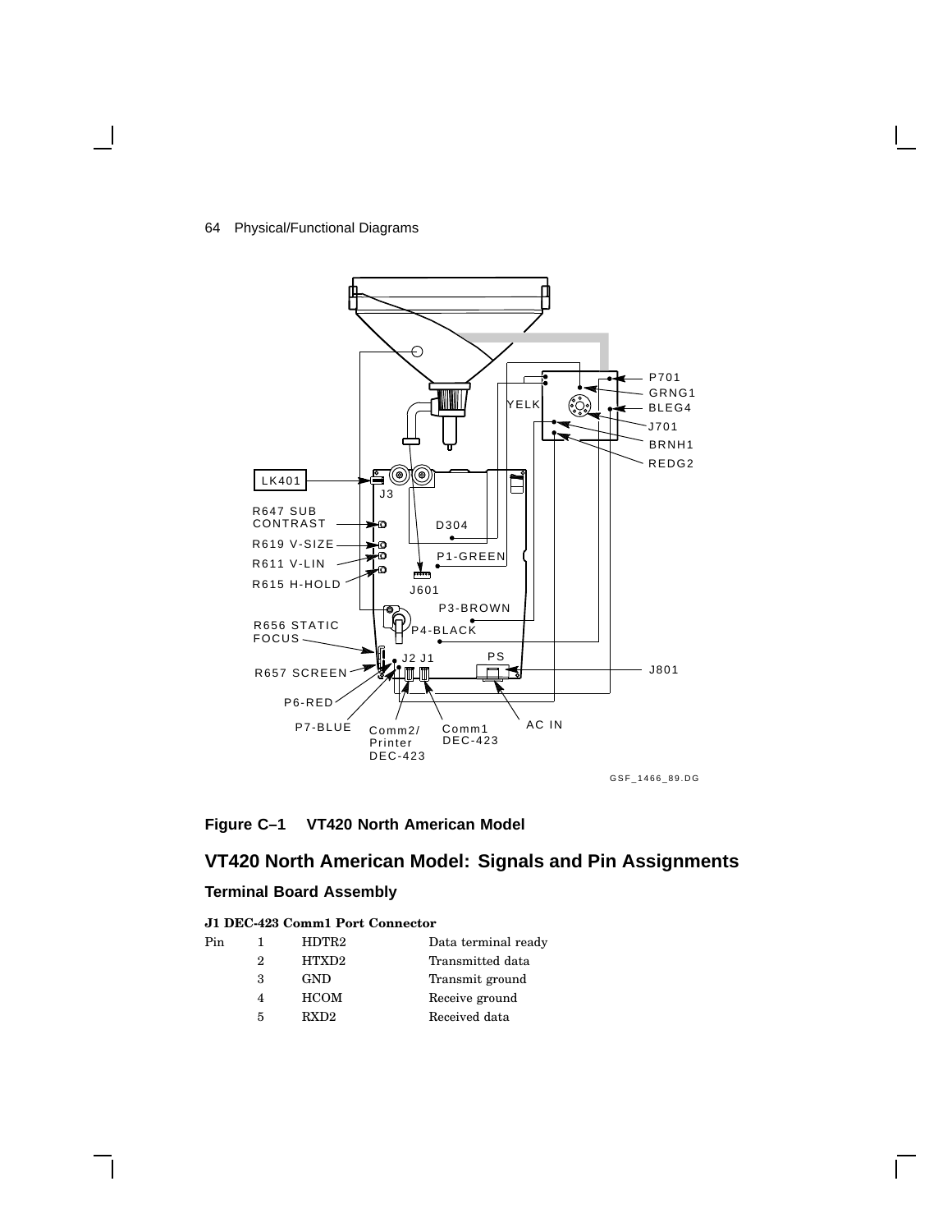Figure C–1 VT420 North American Model

## VT420 North American Model: Signals and Pin Assignments

### Terminal Board Assembly

**J1 DEC-423 Comm1 Port Connector**

| Pin | | | |
|---|---|---|---|
| | 1 | HDTR2 | Data terminal ready |
| | 2 | HTXD2 | Transmitted data |
| | 3 | GND | Transmit ground |
| | 4 | HCOM | Receive ground |
| | 5 | RXD2 | Received data |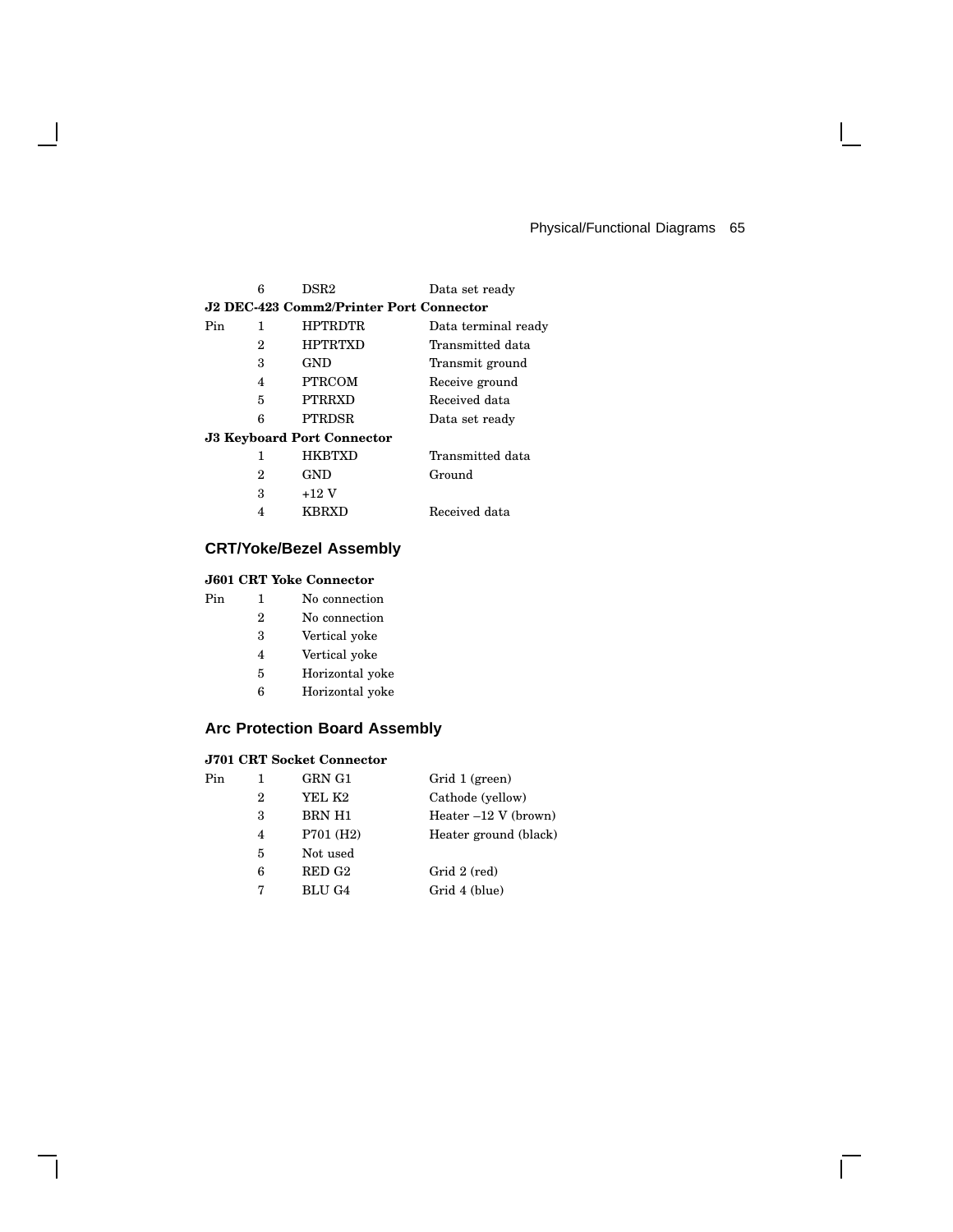| | | | |
|---|---|---|---|
| | 6 | DSR2 | Data set ready |

**J2 DEC-423 Comm2/Printer Port Connector**

| | | | |
|---|---|---|---|
| Pin | 1 | HPTRDTR | Data terminal ready |
| | 2 | HPTRTXD | Transmitted data |
| | 3 | GND | Transmit ground |
| | 4 | PTRCOM | Receive ground |
| | 5 | PTRRXD | Received data |
| | 6 | PTRDSR | Data set ready |

**J3 Keyboard Port Connector**

| | | | |
|---|---|---|---|
| | 1 | HKBTXD | Transmitted data |
| | 2 | GND | Ground |
| | 3 | +12 V | |
| | 4 | KBRXD | Received data |

## CRT/Yoke/Bezel Assembly

**J601 CRT Yoke Connector**

| | | |
|---|---|---|
| Pin | 1 | No connection |
| | 2 | No connection |
| | 3 | Vertical yoke |
| | 4 | Vertical yoke |
| | 5 | Horizontal yoke |
| | 6 | Horizontal yoke |

## Arc Protection Board Assembly

**J701 CRT Socket Connector**

| | | | |
|---|---|---|---|
| Pin | 1 | GRN G1 | Grid 1 (green) |
| | 2 | YEL K2 | Cathode (yellow) |
| | 3 | BRN H1 | Heater –12 V (brown) |
| | 4 | P701 (H2) | Heater ground (black) |
| | 5 | Not used | |
| | 6 | RED G2 | Grid 2 (red) |
| | 7 | BLU G4 | Grid 4 (blue) |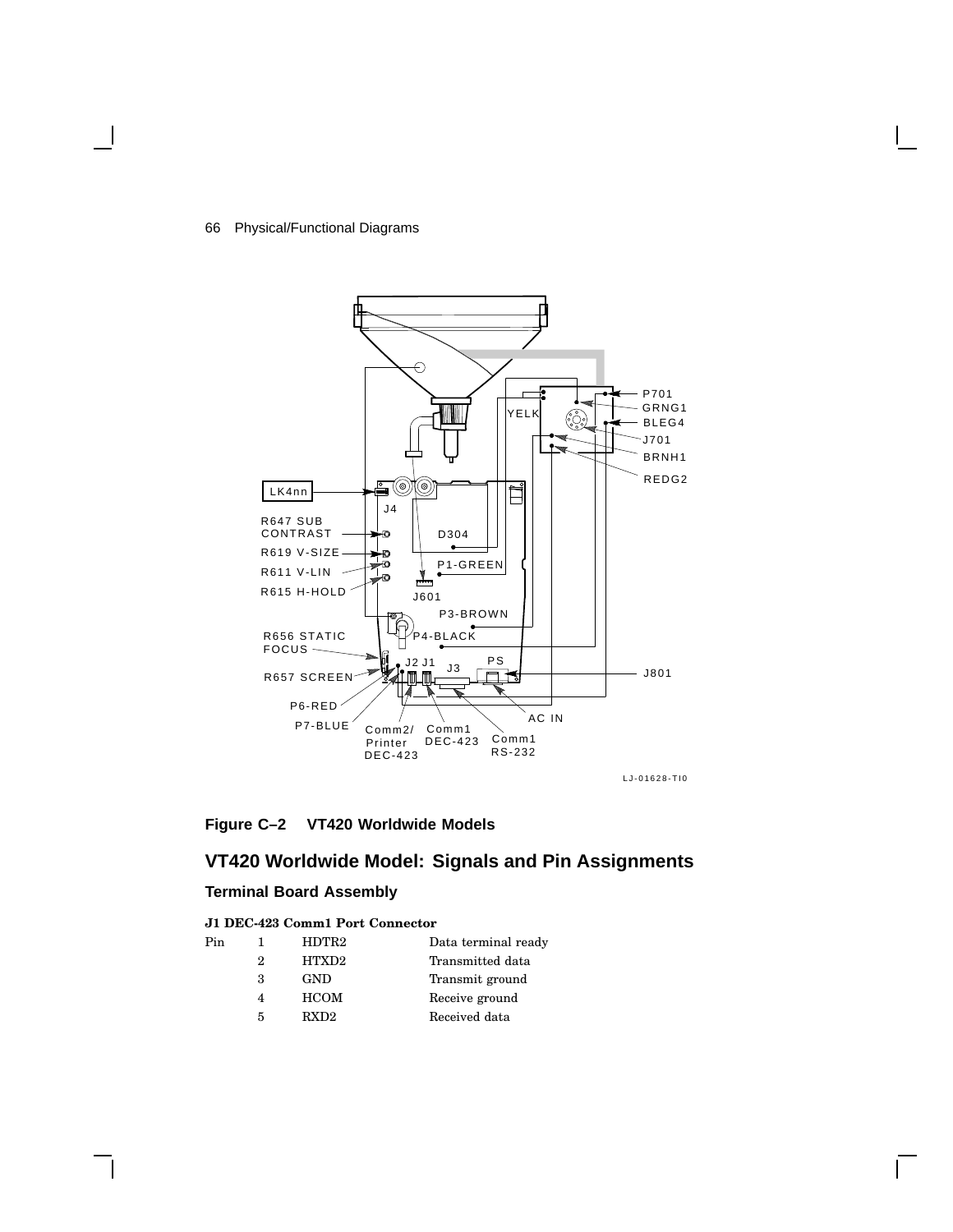Figure C–2 VT420 Worldwide Models

## VT420 Worldwide Model: Signals and Pin Assignments

### Terminal Board Assembly

**J1 DEC-423 Comm1 Port Connector**

| Pin | | | |
|---|---|---|---|
| | 1 | HDTR2 | Data terminal ready |
| | 2 | HTXD2 | Transmitted data |
| | 3 | GND | Transmit ground |
| | 4 | HCOM | Receive ground |
| | 5 | RXD2 | Received data |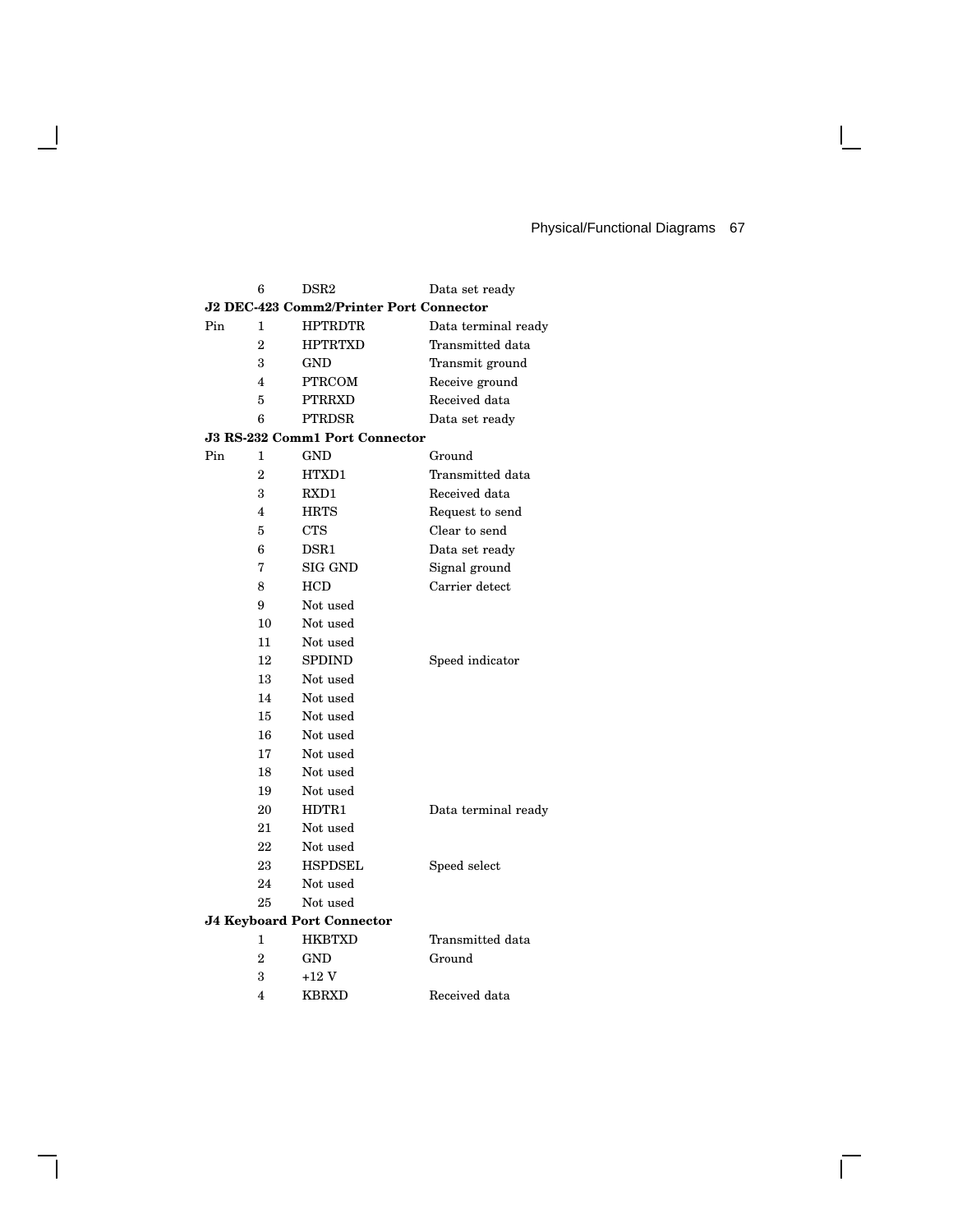| | 6 | DSR2 | Data set ready |
|---|---|---|---|

**J2 DEC-423 Comm2/Printer Port Connector**

| | | | |
|---|---|---|---|
| Pin | 1 | HPTRDTR | Data terminal ready |
| | 2 | HPTRTXD | Transmitted data |
| | 3 | GND | Transmit ground |
| | 4 | PTRCOM | Receive ground |
| | 5 | PTRRXD | Received data |
| | 6 | PTRDSR | Data set ready |

**J3 RS-232 Comm1 Port Connector**

| | | | |
|---|---|---|---|
| Pin | 1 | GND | Ground |
| | 2 | HTXD1 | Transmitted data |
| | 3 | RXD1 | Received data |
| | 4 | HRTS | Request to send |
| | 5 | CTS | Clear to send |
| | 6 | DSR1 | Data set ready |
| | 7 | SIG GND | Signal ground |
| | 8 | HCD | Carrier detect |
| | 9 | Not used | |
| | 10 | Not used | |
| | 11 | Not used | |
| | 12 | SPDIND | Speed indicator |
| | 13 | Not used | |
| | 14 | Not used | |
| | 15 | Not used | |
| | 16 | Not used | |
| | 17 | Not used | |
| | 18 | Not used | |
| | 19 | Not used | |
| | 20 | HDTR1 | Data terminal ready |
| | 21 | Not used | |
| | 22 | Not used | |
| | 23 | HSPDSEL | Speed select |
| | 24 | Not used | |
| | 25 | Not used | |

**J4 Keyboard Port Connector**

| | | | |
|---|---|---|---|
| | 1 | HKBTXD | Transmitted data |
| | 2 | GND | Ground |
| | 3 | +12 V | |
| | 4 | KBRXD | Received data |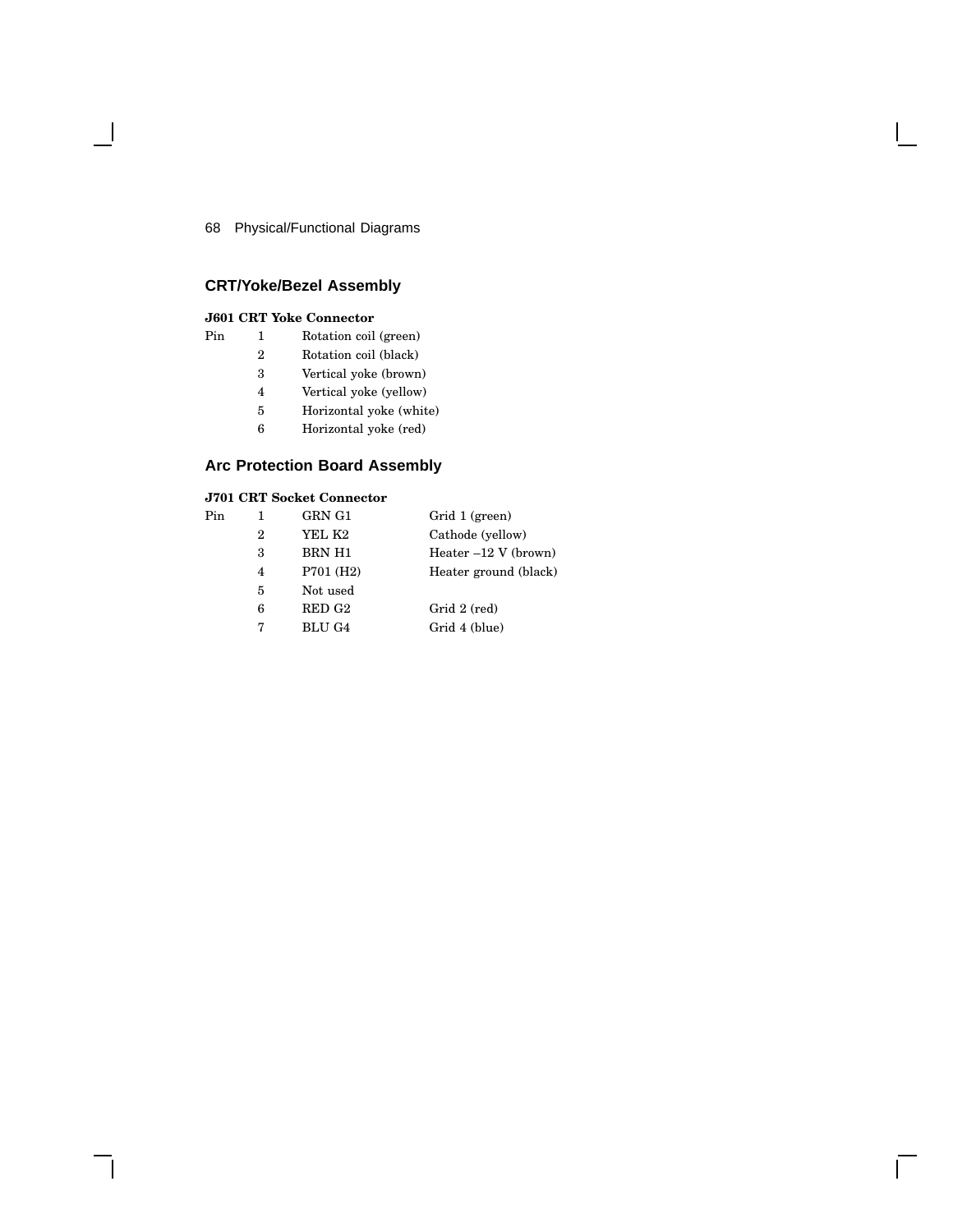## CRT/Yoke/Bezel Assembly

**J601 CRT Yoke Connector**

| Pin | | |
|---|---|---|
| Pin | 1 | Rotation coil (green) |
| | 2 | Rotation coil (black) |
| | 3 | Vertical yoke (brown) |
| | 4 | Vertical yoke (yellow) |
| | 5 | Horizontal yoke (white) |
| | 6 | Horizontal yoke (red) |

## Arc Protection Board Assembly

**J701 CRT Socket Connector**

| Pin | | | |
|---|---|---|---|
| Pin | 1 | GRN G1 | Grid 1 (green) |
| | 2 | YEL K2 | Cathode (yellow) |
| | 3 | BRN H1 | Heater –12 V (brown) |
| | 4 | P701 (H2) | Heater ground (black) |
| | 5 | Not used | |
| | 6 | RED G2 | Grid 2 (red) |
| | 7 | BLU G4 | Grid 4 (blue) |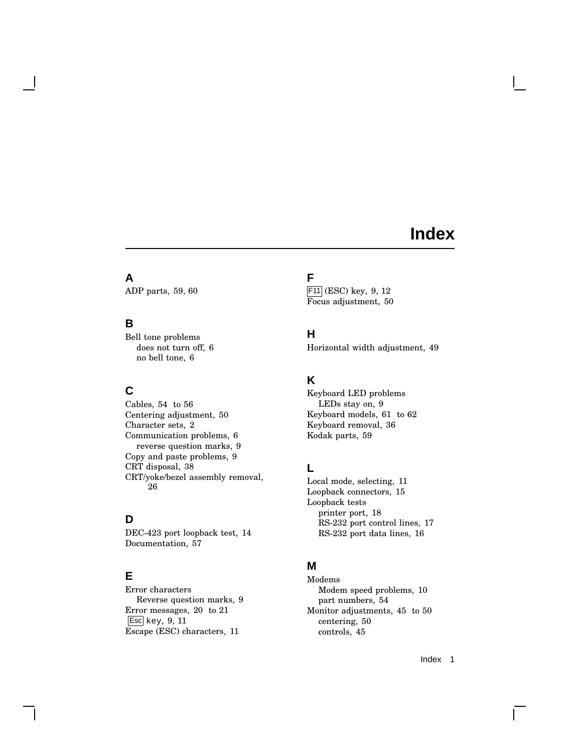# Index

## A

ADP parts, 59, 60

## B

Bell tone problems
- does not turn off, 6
- no bell tone, 6

## C

Cables, 54 to 56
Centering adjustment, 50
Character sets, 2
Communication problems, 6
- reverse question marks, 9

Copy and paste problems, 9
CRT disposal, 38
CRT/yoke/bezel assembly removal, 26

## D

DEC-423 port loopback test, 14
Documentation, 57

## E

Error characters
- Reverse question marks, 9

Error messages, 20 to 21
Esc key, 9, 11
Escape (ESC) characters, 11

## F

F11 (ESC) key, 9, 12
Focus adjustment, 50

## H

Horizontal width adjustment, 49

## K

Keyboard LED problems
- LEDs stay on, 9

Keyboard models, 61 to 62
Keyboard removal, 36
Kodak parts, 59

## L

Local mode, selecting, 11
Loopback connectors, 15
Loopback tests
- printer port, 18
- RS-232 port control lines, 17
- RS-232 port data lines, 16

## M

Modems
- Modem speed problems, 10
- part numbers, 54

Monitor adjustments, 45 to 50
- centering, 50
- controls, 45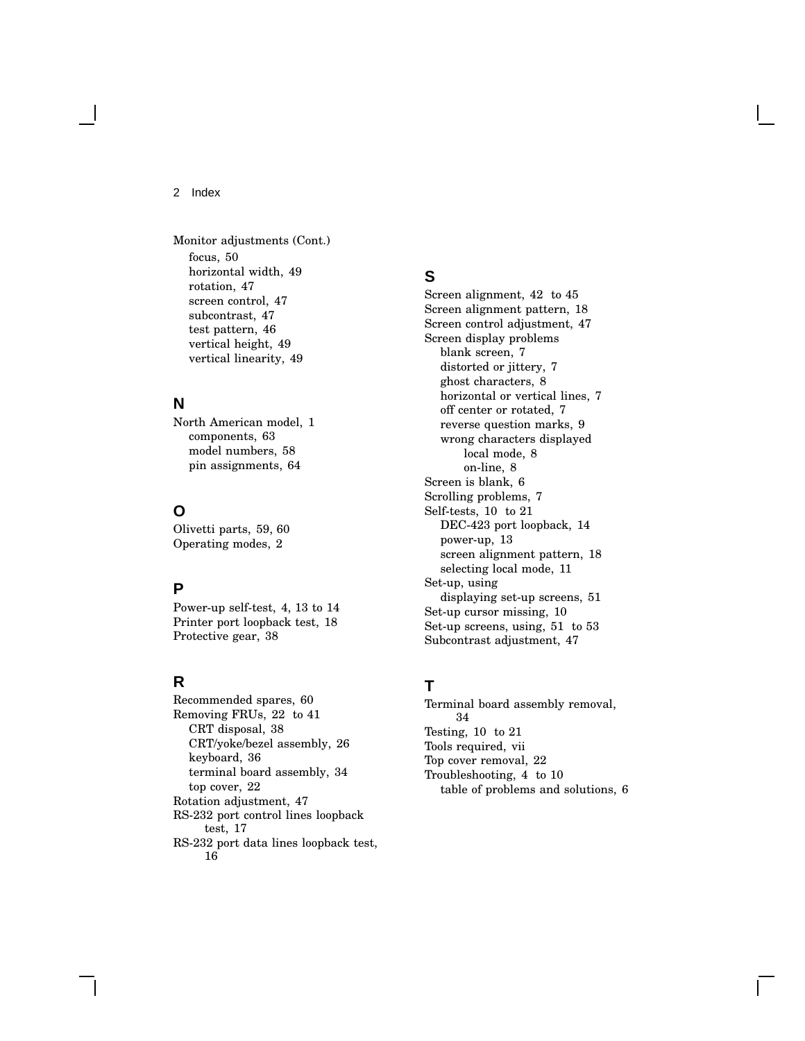Monitor adjustments (Cont.)

- focus, 50
- horizontal width, 49
- rotation, 47
- screen control, 47
- subcontrast, 47
- test pattern, 46
- vertical height, 49
- vertical linearity, 49

## N

North American model, 1
- components, 63
- model numbers, 58
- pin assignments, 64

## O

Olivetti parts, 59, 60
Operating modes, 2

## P

Power-up self-test, 4, 13 to 14
Printer port loopback test, 18
Protective gear, 38

## R

Recommended spares, 60
Removing FRUs, 22 to 41
- CRT disposal, 38
- CRT/yoke/bezel assembly, 26
- keyboard, 36
- terminal board assembly, 34
- top cover, 22

Rotation adjustment, 47
RS-232 port control lines loopback test, 17
RS-232 port data lines loopback test, 16

## S

Screen alignment, 42 to 45
Screen alignment pattern, 18
Screen control adjustment, 47
Screen display problems
- blank screen, 7
- distorted or jittery, 7
- ghost characters, 8
- horizontal or vertical lines, 7
- off center or rotated, 7
- reverse question marks, 9
- wrong characters displayed
  - local mode, 8
  - on-line, 8

Screen is blank, 6
Scrolling problems, 7
Self-tests, 10 to 21
- DEC-423 port loopback, 14
- power-up, 13
- screen alignment pattern, 18
- selecting local mode, 11

Set-up, using
- displaying set-up screens, 51

Set-up cursor missing, 10
Set-up screens, using, 51 to 53
Subcontrast adjustment, 47

## T

Terminal board assembly removal, 34
Testing, 10 to 21
Tools required, vii
Top cover removal, 22
Troubleshooting, 4 to 10
- table of problems and solutions, 6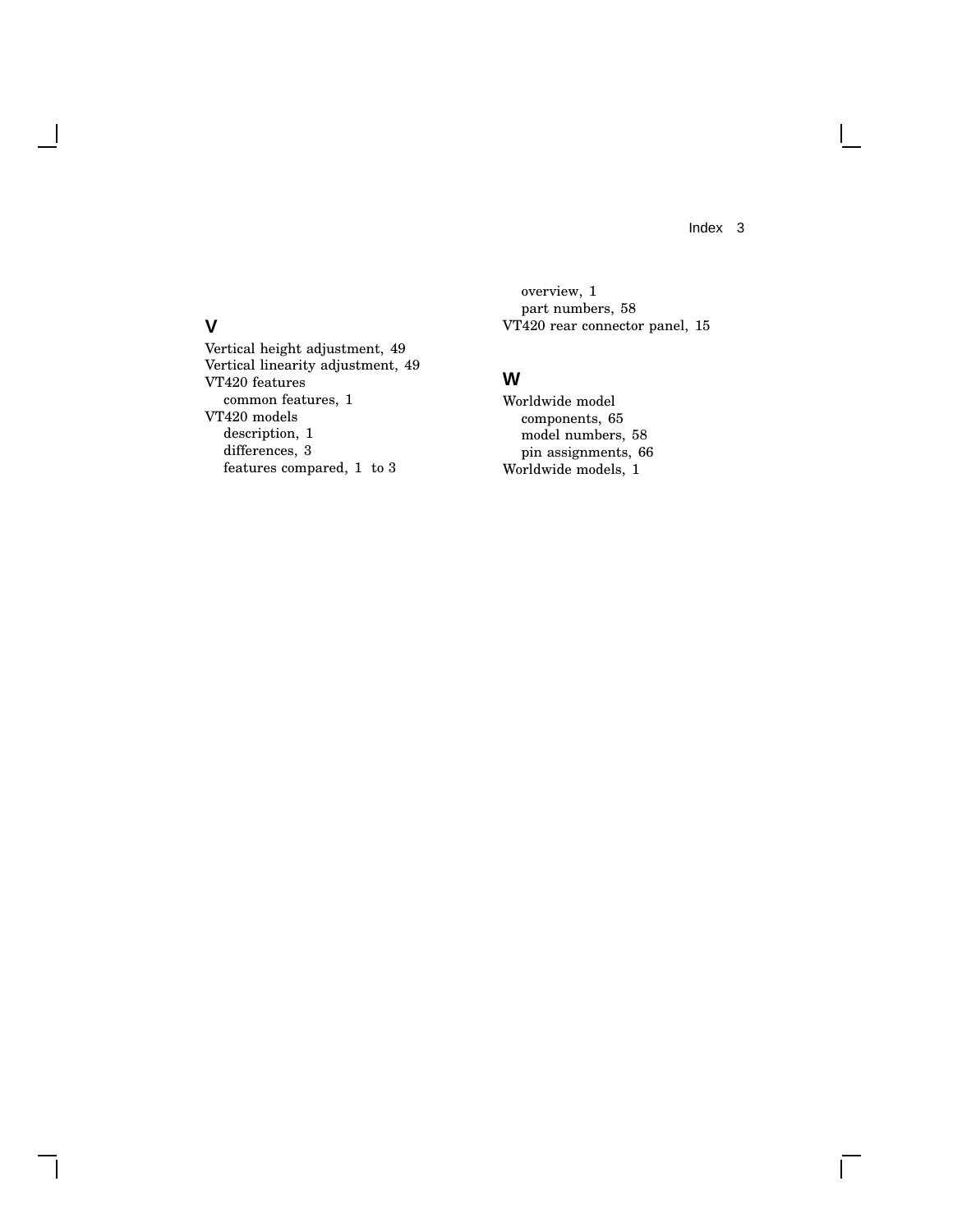## V

Vertical height adjustment, 49
Vertical linearity adjustment, 49
VT420 features
  common features, 1
VT420 models
  description, 1
  differences, 3
  features compared, 1 to 3
  overview, 1
  part numbers, 58
VT420 rear connector panel, 15

## W

Worldwide model
  components, 65
  model numbers, 58
  pin assignments, 66
Worldwide models, 1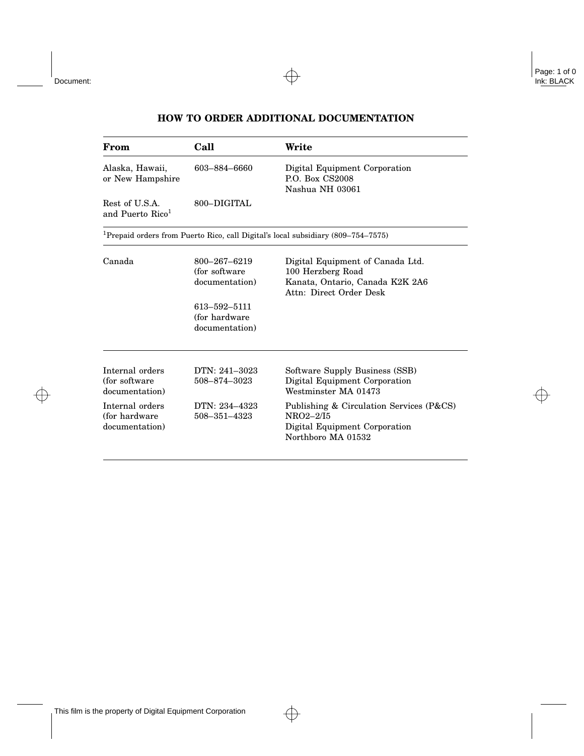## HOW TO ORDER ADDITIONAL DOCUMENTATION

| From | Call | Write |
|---|---|---|
| Alaska, Hawaii, or New Hampshire | 603–884–6660 | Digital Equipment Corporation P.O. Box CS2008 Nashua NH 03061 |
| Rest of U.S.A. and Puerto Rico[1] | 800–DIGITAL | |

[1]Prepaid orders from Puerto Rico, call Digital's local subsidiary (809–754–7575)

| From | Call | Write |
|---|---|---|
| Canada | 800–267–6219 (for software documentation) | Digital Equipment of Canada Ltd. 100 Herzberg Road Kanata, Ontario, Canada K2K 2A6 Attn: Direct Order Desk |
| | 613–592–5111 (for hardware documentation) | |
| Internal orders (for software documentation) | DTN: 241–3023 508–874–3023 | Software Supply Business (SSB) Digital Equipment Corporation Westminster MA 01473 |
| Internal orders (for hardware documentation) | DTN: 234–4323 508–351–4323 | Publishing & Circulation Services (P&CS) NRO2–2/I5 Digital Equipment Corporation Northboro MA 01532 |